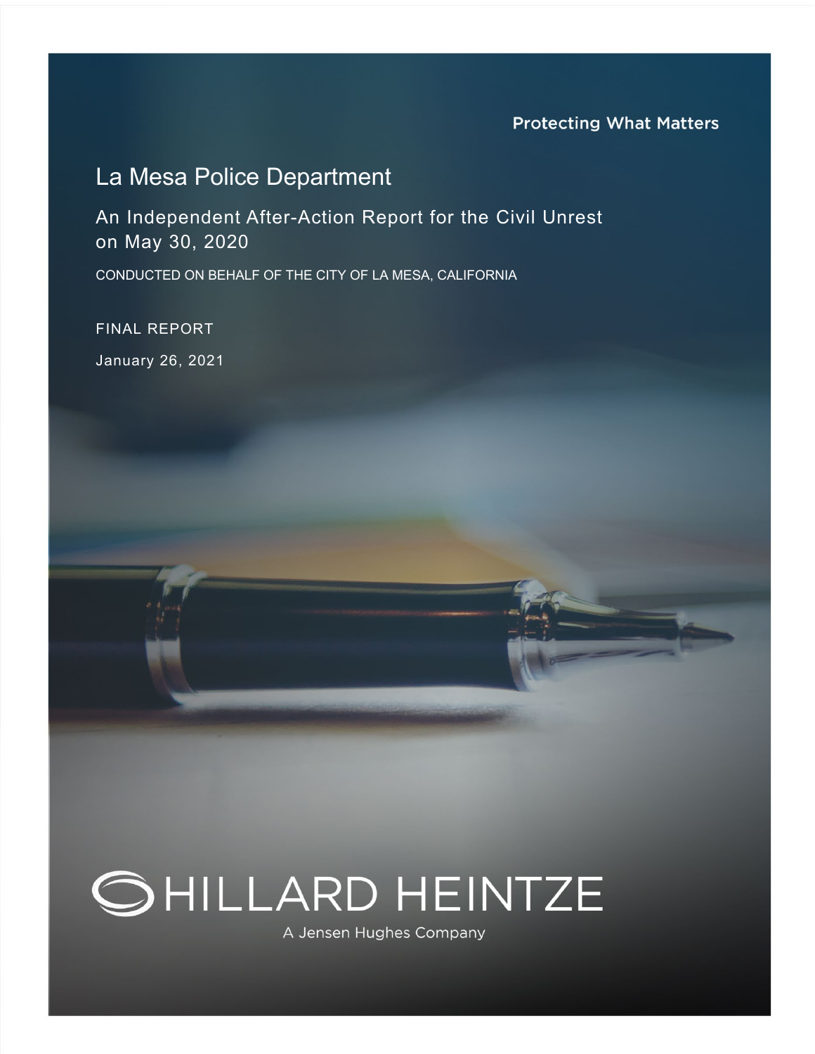Protecting What Matters

# La Mesa Police Department

## An Independent After-Action Report for the Civil Unrest on May 30, 2020

CONDUCTED ON BEHALF OF THE CITY OF LA MESA, CALIFORNIA

FINAL REPORT

January 26, 2021

HILLARD HEINTZE

A Jensen Hughes Company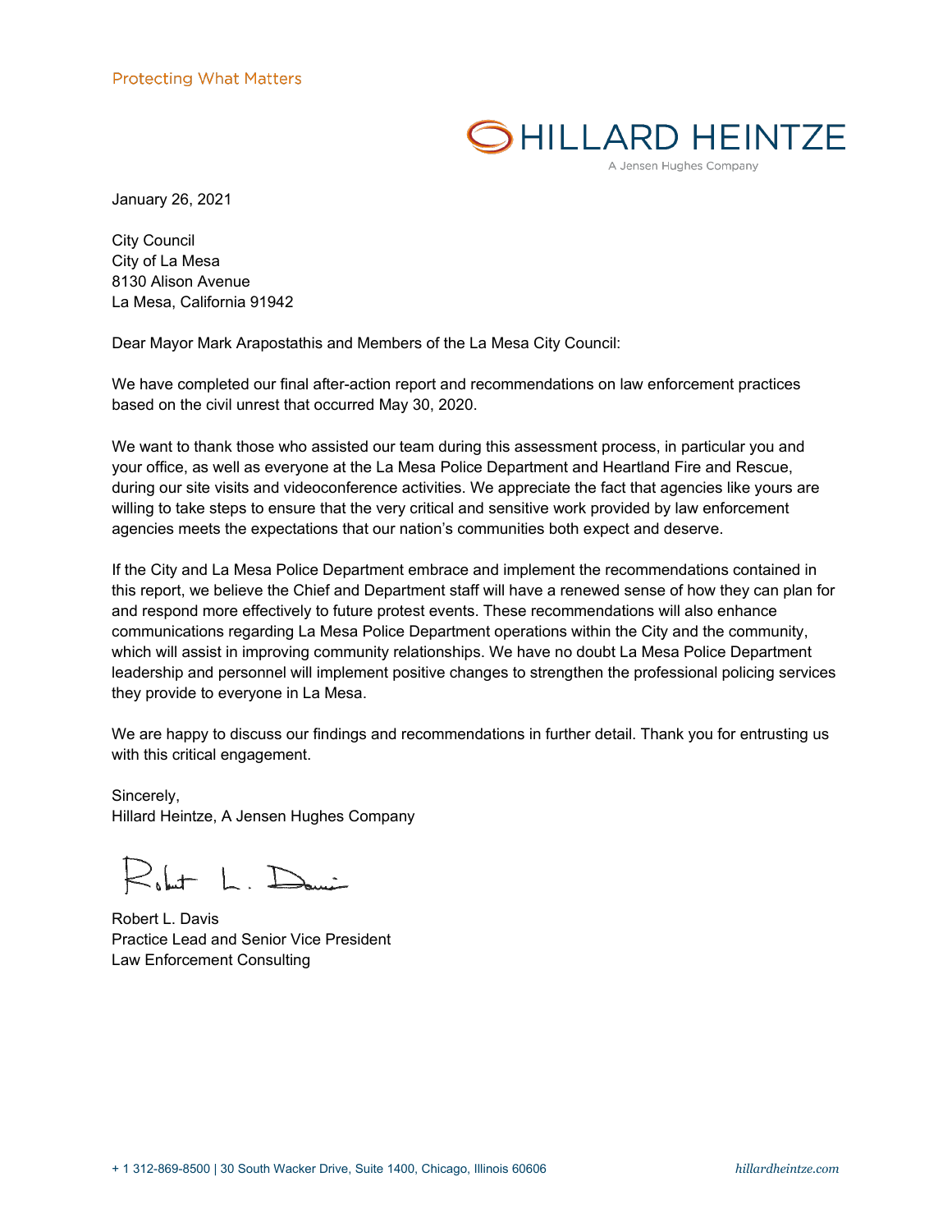Protecting What Matters

HILLARD HEINTZE
A Jensen Hughes Company

January 26, 2021

City Council
City of La Mesa
8130 Alison Avenue
La Mesa, California 91942

Dear Mayor Mark Arapostathis and Members of the La Mesa City Council:

We have completed our final after-action report and recommendations on law enforcement practices based on the civil unrest that occurred May 30, 2020.

We want to thank those who assisted our team during this assessment process, in particular you and your office, as well as everyone at the La Mesa Police Department and Heartland Fire and Rescue, during our site visits and videoconference activities. We appreciate the fact that agencies like yours are willing to take steps to ensure that the very critical and sensitive work provided by law enforcement agencies meets the expectations that our nation's communities both expect and deserve.

If the City and La Mesa Police Department embrace and implement the recommendations contained in this report, we believe the Chief and Department staff will have a renewed sense of how they can plan for and respond more effectively to future protest events. These recommendations will also enhance communications regarding La Mesa Police Department operations within the City and the community, which will assist in improving community relationships. We have no doubt La Mesa Police Department leadership and personnel will implement positive changes to strengthen the professional policing services they provide to everyone in La Mesa.

We are happy to discuss our findings and recommendations in further detail. Thank you for entrusting us with this critical engagement.

Sincerely,
Hillard Heintze, A Jensen Hughes Company

Robert L. Davis
Practice Lead and Senior Vice President
Law Enforcement Consulting

+ 1 312-869-8500 | 30 South Wacker Drive, Suite 1400, Chicago, Illinois 60606 hillardheintze.com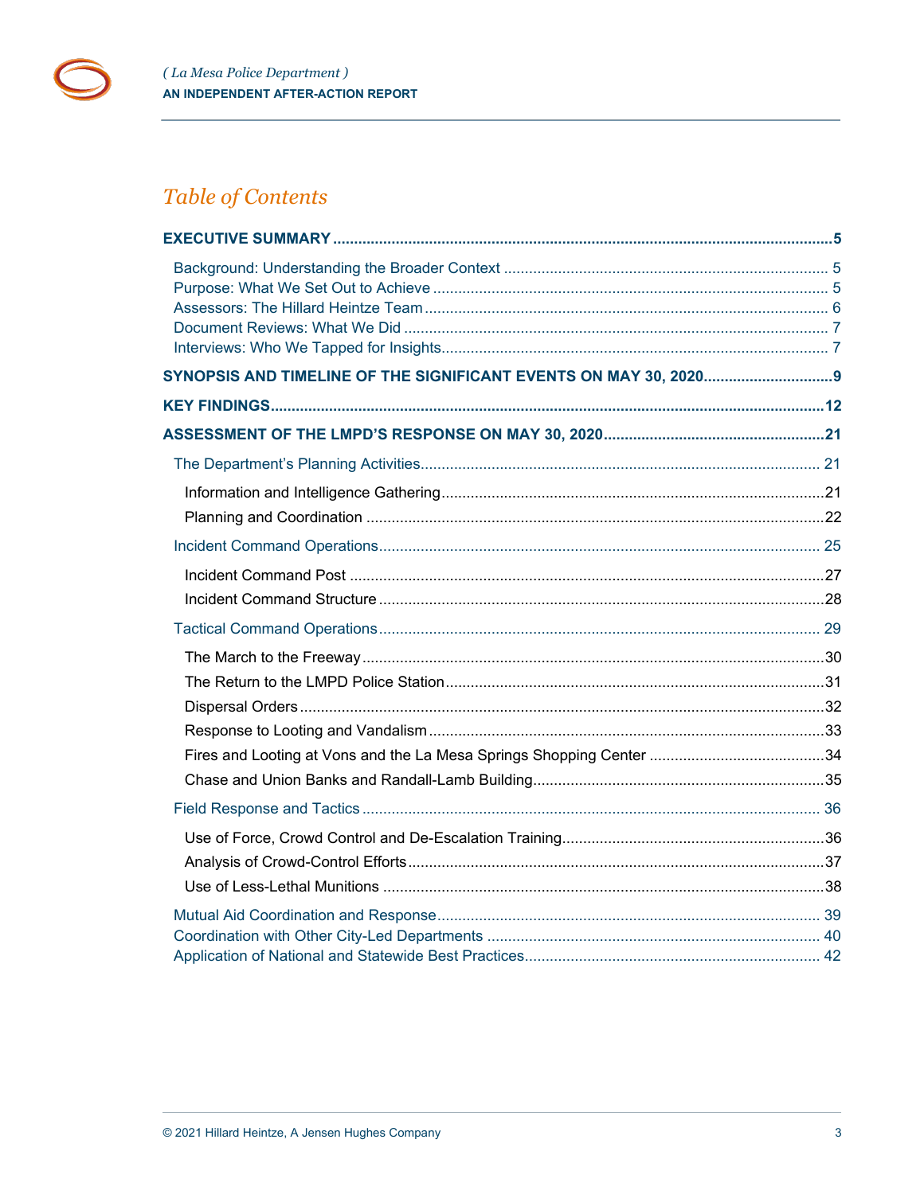# Table of Contents

**EXECUTIVE SUMMARY** ..... 5

- Background: Understanding the Broader Context ..... 5
- Purpose: What We Set Out to Achieve ..... 5
- Assessors: The Hillard Heintze Team ..... 6
- Document Reviews: What We Did ..... 7
- Interviews: Who We Tapped for Insights ..... 7

**SYNOPSIS AND TIMELINE OF THE SIGNIFICANT EVENTS ON MAY 30, 2020** ..... 9

**KEY FINDINGS** ..... 12

**ASSESSMENT OF THE LMPD'S RESPONSE ON MAY 30, 2020** ..... 21

- The Department's Planning Activities ..... 21
  - Information and Intelligence Gathering ..... 21
  - Planning and Coordination ..... 22
- Incident Command Operations ..... 25
  - Incident Command Post ..... 27
  - Incident Command Structure ..... 28
- Tactical Command Operations ..... 29
  - The March to the Freeway ..... 30
  - The Return to the LMPD Police Station ..... 31
  - Dispersal Orders ..... 32
  - Response to Looting and Vandalism ..... 33
  - Fires and Looting at Vons and the La Mesa Springs Shopping Center ..... 34
  - Chase and Union Banks and Randall-Lamb Building ..... 35
- Field Response and Tactics ..... 36
  - Use of Force, Crowd Control and De-Escalation Training ..... 36
  - Analysis of Crowd-Control Efforts ..... 37
  - Use of Less-Lethal Munitions ..... 38
- Mutual Aid Coordination and Response ..... 39
- Coordination with Other City-Led Departments ..... 40
- Application of National and Statewide Best Practices ..... 42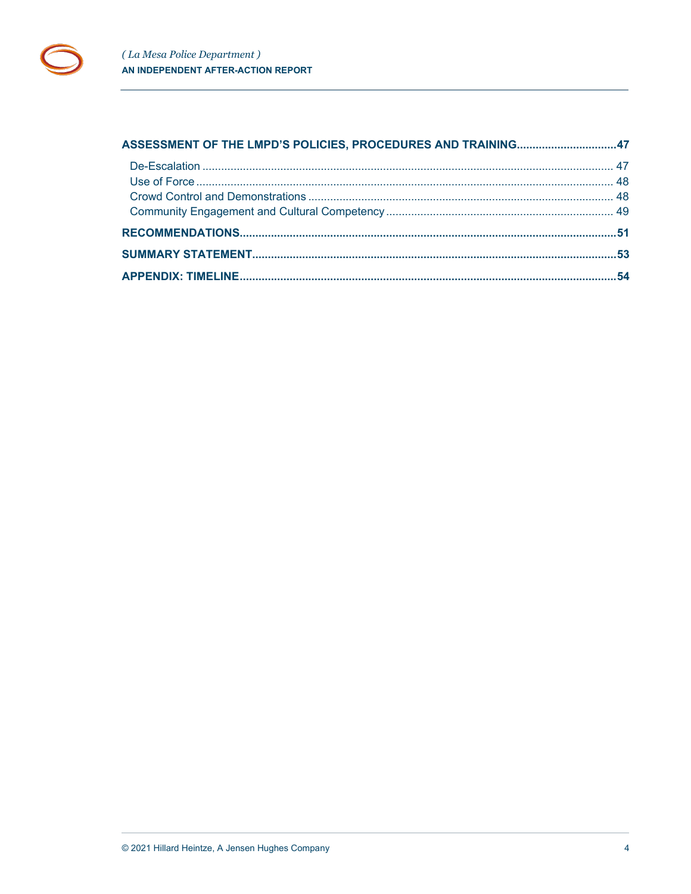**ASSESSMENT OF THE LMPD'S POLICIES, PROCEDURES AND TRAINING ................................ 47**

- De-Escalation ........................................................................................................ 47
- Use of Force ......................................................................................................... 48
- Crowd Control and Demonstrations ........................................................................ 48
- Community Engagement and Cultural Competency ................................................. 49

**RECOMMENDATIONS ......................................................................................................... 51**

**SUMMARY STATEMENT ....................................................................................................... 53**

**APPENDIX: TIMELINE .......................................................................................................... 54**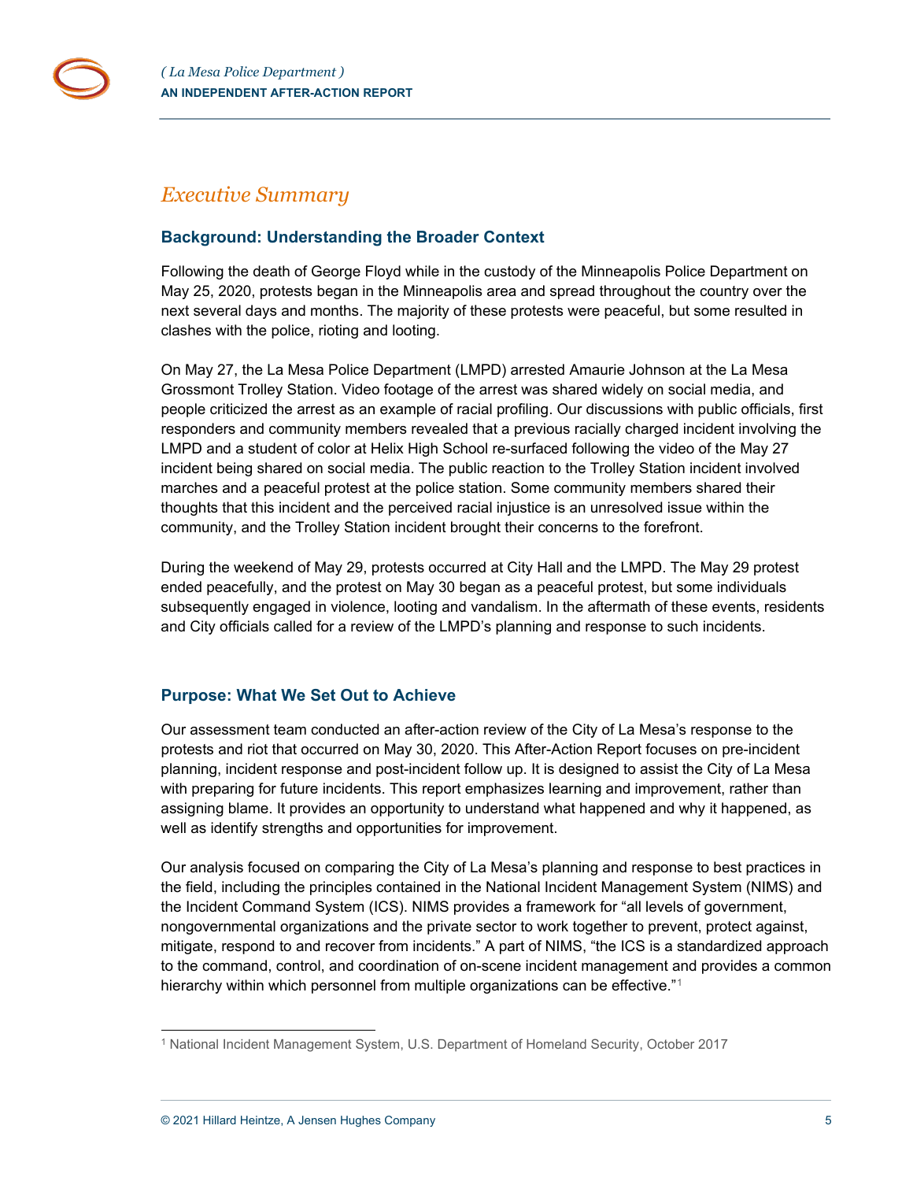# Executive Summary

## Background: Understanding the Broader Context

Following the death of George Floyd while in the custody of the Minneapolis Police Department on May 25, 2020, protests began in the Minneapolis area and spread throughout the country over the next several days and months. The majority of these protests were peaceful, but some resulted in clashes with the police, rioting and looting.

On May 27, the La Mesa Police Department (LMPD) arrested Amaurie Johnson at the La Mesa Grossmont Trolley Station. Video footage of the arrest was shared widely on social media, and people criticized the arrest as an example of racial profiling. Our discussions with public officials, first responders and community members revealed that a previous racially charged incident involving the LMPD and a student of color at Helix High School re-surfaced following the video of the May 27 incident being shared on social media. The public reaction to the Trolley Station incident involved marches and a peaceful protest at the police station. Some community members shared their thoughts that this incident and the perceived racial injustice is an unresolved issue within the community, and the Trolley Station incident brought their concerns to the forefront.

During the weekend of May 29, protests occurred at City Hall and the LMPD. The May 29 protest ended peacefully, and the protest on May 30 began as a peaceful protest, but some individuals subsequently engaged in violence, looting and vandalism. In the aftermath of these events, residents and City officials called for a review of the LMPD's planning and response to such incidents.

## Purpose: What We Set Out to Achieve

Our assessment team conducted an after-action review of the City of La Mesa's response to the protests and riot that occurred on May 30, 2020. This After-Action Report focuses on pre-incident planning, incident response and post-incident follow up. It is designed to assist the City of La Mesa with preparing for future incidents. This report emphasizes learning and improvement, rather than assigning blame. It provides an opportunity to understand what happened and why it happened, as well as identify strengths and opportunities for improvement.

Our analysis focused on comparing the City of La Mesa's planning and response to best practices in the field, including the principles contained in the National Incident Management System (NIMS) and the Incident Command System (ICS). NIMS provides a framework for "all levels of government, nongovernmental organizations and the private sector to work together to prevent, protect against, mitigate, respond to and recover from incidents." A part of NIMS, "the ICS is a standardized approach to the command, control, and coordination of on-scene incident management and provides a common hierarchy within which personnel from multiple organizations can be effective."[1]

[1] National Incident Management System, U.S. Department of Homeland Security, October 2017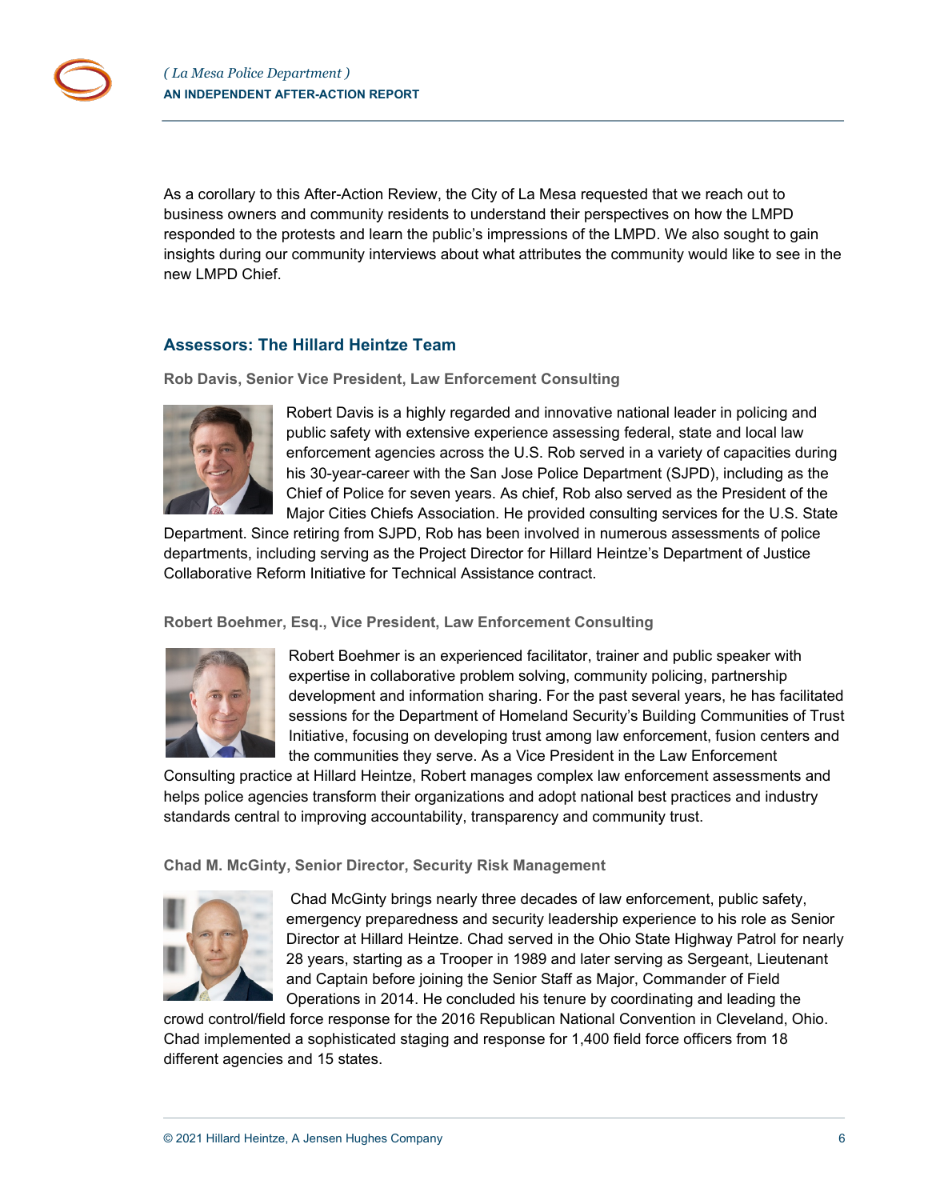As a corollary to this After-Action Review, the City of La Mesa requested that we reach out to business owners and community residents to understand their perspectives on how the LMPD responded to the protests and learn the public's impressions of the LMPD. We also sought to gain insights during our community interviews about what attributes the community would like to see in the new LMPD Chief.

## Assessors: The Hillard Heintze Team

### Rob Davis, Senior Vice President, Law Enforcement Consulting

Robert Davis is a highly regarded and innovative national leader in policing and public safety with extensive experience assessing federal, state and local law enforcement agencies across the U.S. Rob served in a variety of capacities during his 30-year-career with the San Jose Police Department (SJPD), including as the Chief of Police for seven years. As chief, Rob also served as the President of the Major Cities Chiefs Association. He provided consulting services for the U.S. State Department. Since retiring from SJPD, Rob has been involved in numerous assessments of police departments, including serving as the Project Director for Hillard Heintze's Department of Justice Collaborative Reform Initiative for Technical Assistance contract.

### Robert Boehmer, Esq., Vice President, Law Enforcement Consulting

Robert Boehmer is an experienced facilitator, trainer and public speaker with expertise in collaborative problem solving, community policing, partnership development and information sharing. For the past several years, he has facilitated sessions for the Department of Homeland Security's Building Communities of Trust Initiative, focusing on developing trust among law enforcement, fusion centers and the communities they serve. As a Vice President in the Law Enforcement Consulting practice at Hillard Heintze, Robert manages complex law enforcement assessments and helps police agencies transform their organizations and adopt national best practices and industry standards central to improving accountability, transparency and community trust.

### Chad M. McGinty, Senior Director, Security Risk Management

Chad McGinty brings nearly three decades of law enforcement, public safety, emergency preparedness and security leadership experience to his role as Senior Director at Hillard Heintze. Chad served in the Ohio State Highway Patrol for nearly 28 years, starting as a Trooper in 1989 and later serving as Sergeant, Lieutenant and Captain before joining the Senior Staff as Major, Commander of Field Operations in 2014. He concluded his tenure by coordinating and leading the crowd control/field force response for the 2016 Republican National Convention in Cleveland, Ohio. Chad implemented a sophisticated staging and response for 1,400 field force officers from 18 different agencies and 15 states.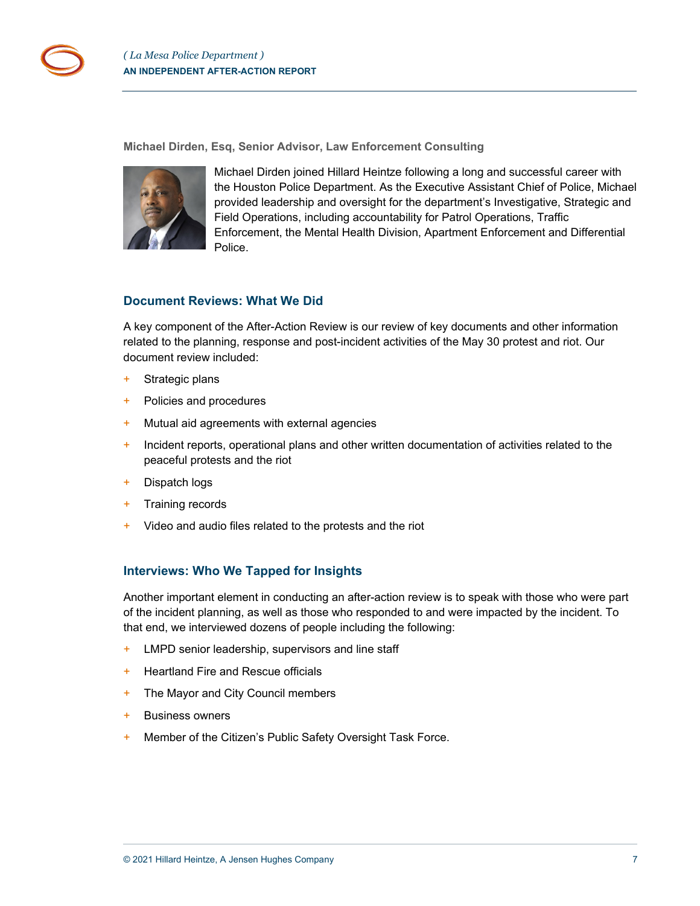**Michael Dirden, Esq, Senior Advisor, Law Enforcement Consulting**

Michael Dirden joined Hillard Heintze following a long and successful career with the Houston Police Department. As the Executive Assistant Chief of Police, Michael provided leadership and oversight for the department's Investigative, Strategic and Field Operations, including accountability for Patrol Operations, Traffic Enforcement, the Mental Health Division, Apartment Enforcement and Differential Police.

## Document Reviews: What We Did

A key component of the After-Action Review is our review of key documents and other information related to the planning, response and post-incident activities of the May 30 protest and riot. Our document review included:

- Strategic plans
- Policies and procedures
- Mutual aid agreements with external agencies
- Incident reports, operational plans and other written documentation of activities related to the peaceful protests and the riot
- Dispatch logs
- Training records
- Video and audio files related to the protests and the riot

## Interviews: Who We Tapped for Insights

Another important element in conducting an after-action review is to speak with those who were part of the incident planning, as well as those who responded to and were impacted by the incident. To that end, we interviewed dozens of people including the following:

- LMPD senior leadership, supervisors and line staff
- Heartland Fire and Rescue officials
- The Mayor and City Council members
- Business owners
- Member of the Citizen's Public Safety Oversight Task Force.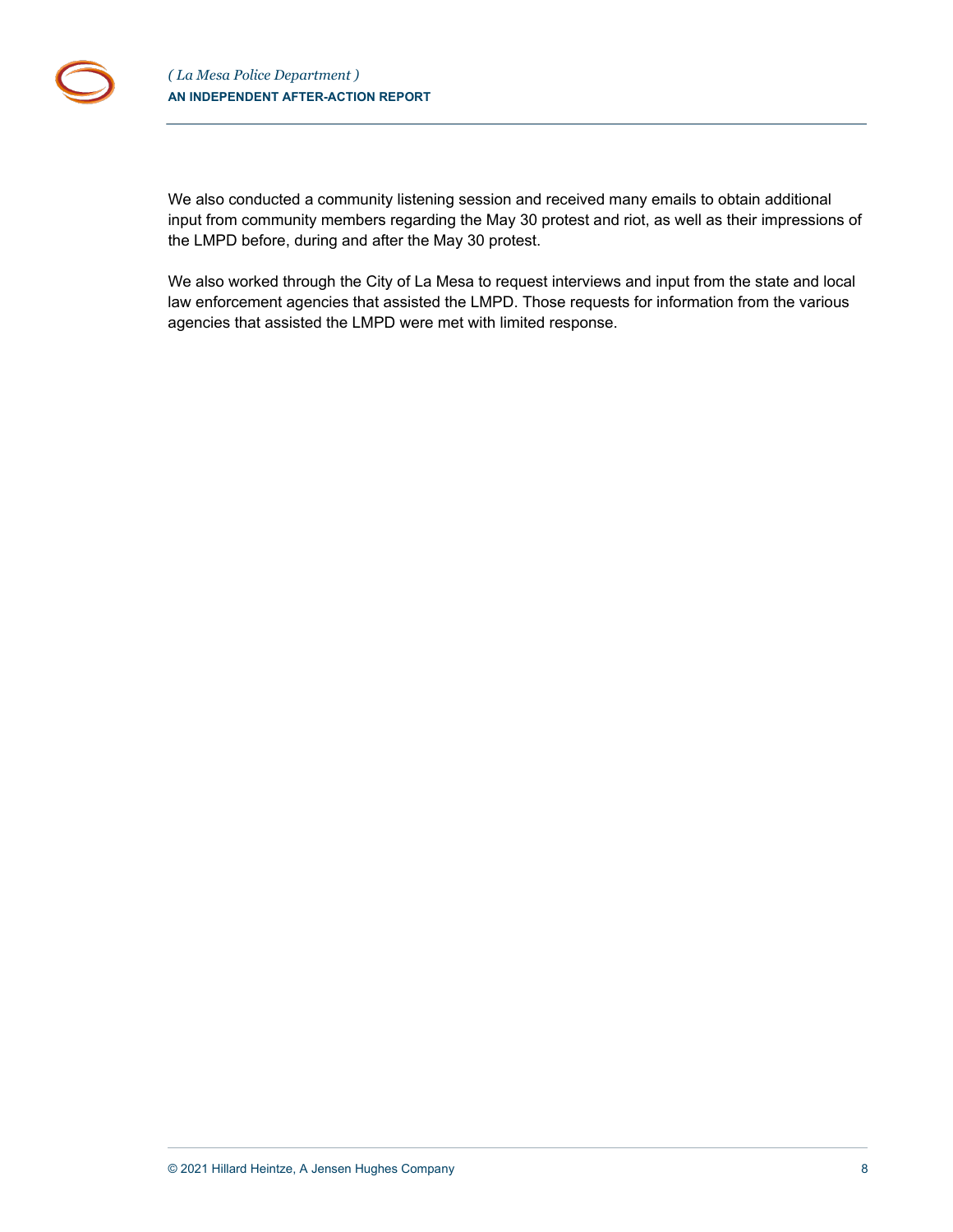We also conducted a community listening session and received many emails to obtain additional input from community members regarding the May 30 protest and riot, as well as their impressions of the LMPD before, during and after the May 30 protest.

We also worked through the City of La Mesa to request interviews and input from the state and local law enforcement agencies that assisted the LMPD. Those requests for information from the various agencies that assisted the LMPD were met with limited response.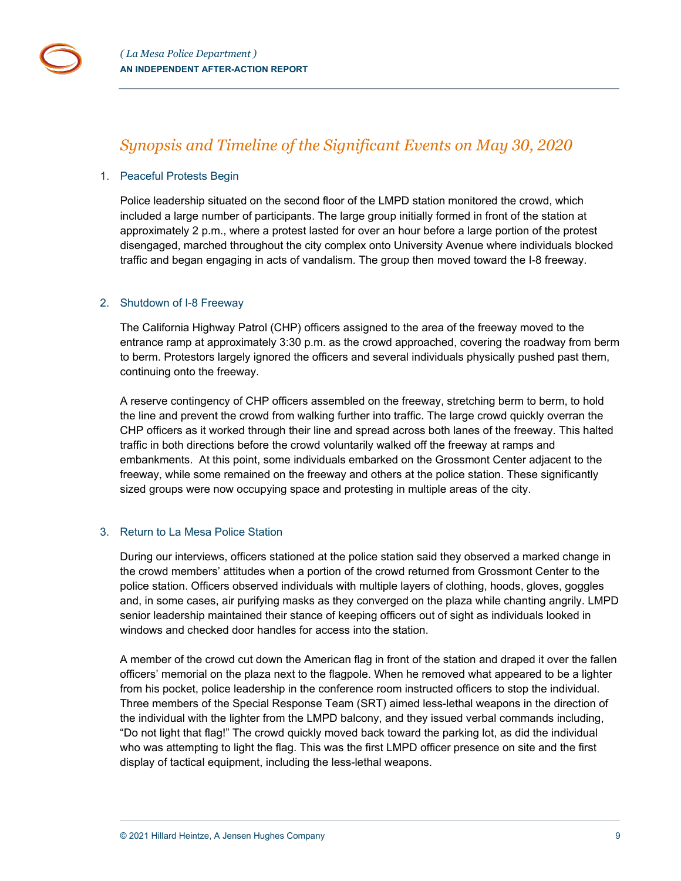## Synopsis and Timeline of the Significant Events on May 30, 2020

### 1. Peaceful Protests Begin

Police leadership situated on the second floor of the LMPD station monitored the crowd, which included a large number of participants. The large group initially formed in front of the station at approximately 2 p.m., where a protest lasted for over an hour before a large portion of the protest disengaged, marched throughout the city complex onto University Avenue where individuals blocked traffic and began engaging in acts of vandalism. The group then moved toward the I-8 freeway.

### 2. Shutdown of I-8 Freeway

The California Highway Patrol (CHP) officers assigned to the area of the freeway moved to the entrance ramp at approximately 3:30 p.m. as the crowd approached, covering the roadway from berm to berm. Protestors largely ignored the officers and several individuals physically pushed past them, continuing onto the freeway.

A reserve contingency of CHP officers assembled on the freeway, stretching berm to berm, to hold the line and prevent the crowd from walking further into traffic. The large crowd quickly overran the CHP officers as it worked through their line and spread across both lanes of the freeway. This halted traffic in both directions before the crowd voluntarily walked off the freeway at ramps and embankments. At this point, some individuals embarked on the Grossmont Center adjacent to the freeway, while some remained on the freeway and others at the police station. These significantly sized groups were now occupying space and protesting in multiple areas of the city.

### 3. Return to La Mesa Police Station

During our interviews, officers stationed at the police station said they observed a marked change in the crowd members' attitudes when a portion of the crowd returned from Grossmont Center to the police station. Officers observed individuals with multiple layers of clothing, hoods, gloves, goggles and, in some cases, air purifying masks as they converged on the plaza while chanting angrily. LMPD senior leadership maintained their stance of keeping officers out of sight as individuals looked in windows and checked door handles for access into the station.

A member of the crowd cut down the American flag in front of the station and draped it over the fallen officers' memorial on the plaza next to the flagpole. When he removed what appeared to be a lighter from his pocket, police leadership in the conference room instructed officers to stop the individual. Three members of the Special Response Team (SRT) aimed less-lethal weapons in the direction of the individual with the lighter from the LMPD balcony, and they issued verbal commands including, "Do not light that flag!" The crowd quickly moved back toward the parking lot, as did the individual who was attempting to light the flag. This was the first LMPD officer presence on site and the first display of tactical equipment, including the less-lethal weapons.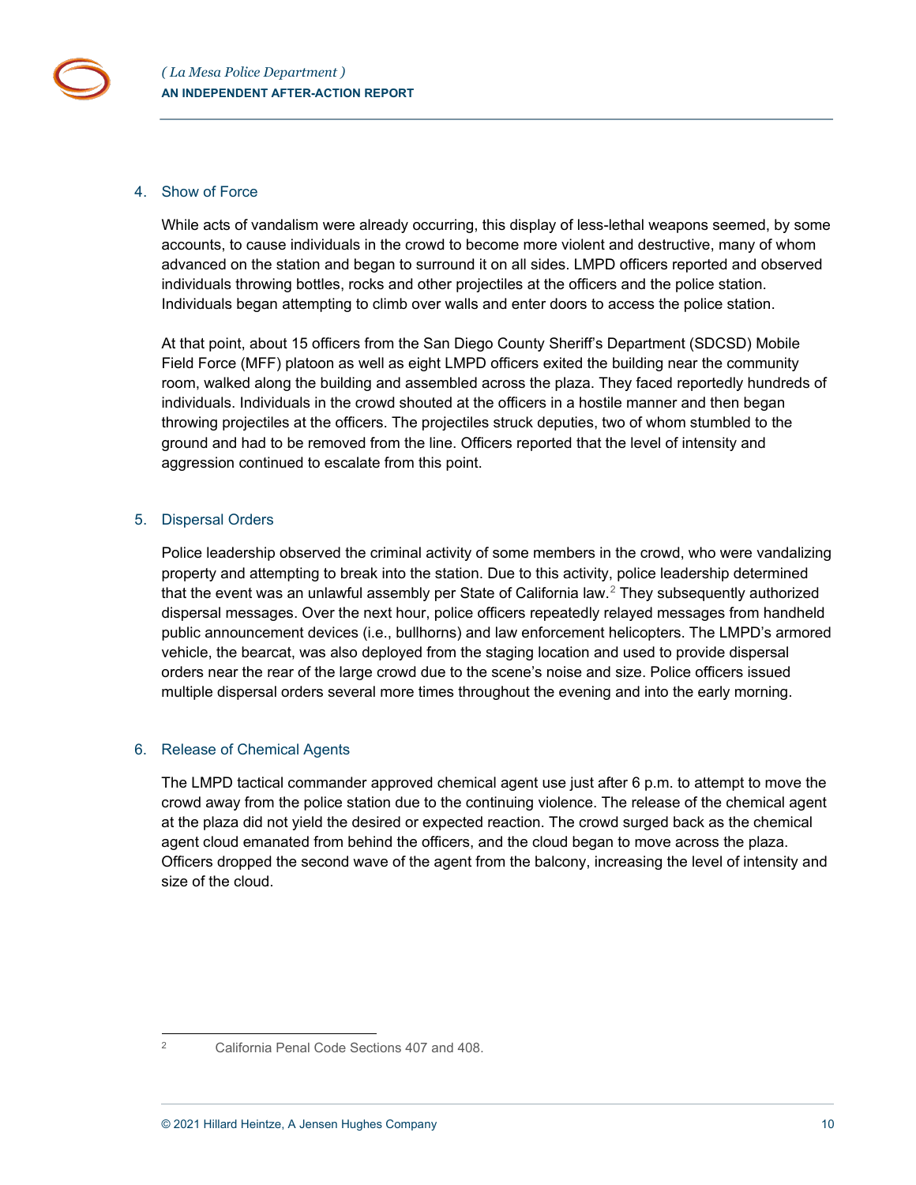## 4. Show of Force

While acts of vandalism were already occurring, this display of less-lethal weapons seemed, by some accounts, to cause individuals in the crowd to become more violent and destructive, many of whom advanced on the station and began to surround it on all sides. LMPD officers reported and observed individuals throwing bottles, rocks and other projectiles at the officers and the police station. Individuals began attempting to climb over walls and enter doors to access the police station.

At that point, about 15 officers from the San Diego County Sheriff's Department (SDCSD) Mobile Field Force (MFF) platoon as well as eight LMPD officers exited the building near the community room, walked along the building and assembled across the plaza. They faced reportedly hundreds of individuals. Individuals in the crowd shouted at the officers in a hostile manner and then began throwing projectiles at the officers. The projectiles struck deputies, two of whom stumbled to the ground and had to be removed from the line. Officers reported that the level of intensity and aggression continued to escalate from this point.

## 5. Dispersal Orders

Police leadership observed the criminal activity of some members in the crowd, who were vandalizing property and attempting to break into the station. Due to this activity, police leadership determined that the event was an unlawful assembly per State of California law.[2] They subsequently authorized dispersal messages. Over the next hour, police officers repeatedly relayed messages from handheld public announcement devices (i.e., bullhorns) and law enforcement helicopters. The LMPD's armored vehicle, the bearcat, was also deployed from the staging location and used to provide dispersal orders near the rear of the large crowd due to the scene's noise and size. Police officers issued multiple dispersal orders several more times throughout the evening and into the early morning.

## 6. Release of Chemical Agents

The LMPD tactical commander approved chemical agent use just after 6 p.m. to attempt to move the crowd away from the police station due to the continuing violence. The release of the chemical agent at the plaza did not yield the desired or expected reaction. The crowd surged back as the chemical agent cloud emanated from behind the officers, and the cloud began to move across the plaza. Officers dropped the second wave of the agent from the balcony, increasing the level of intensity and size of the cloud.

---

[2] California Penal Code Sections 407 and 408.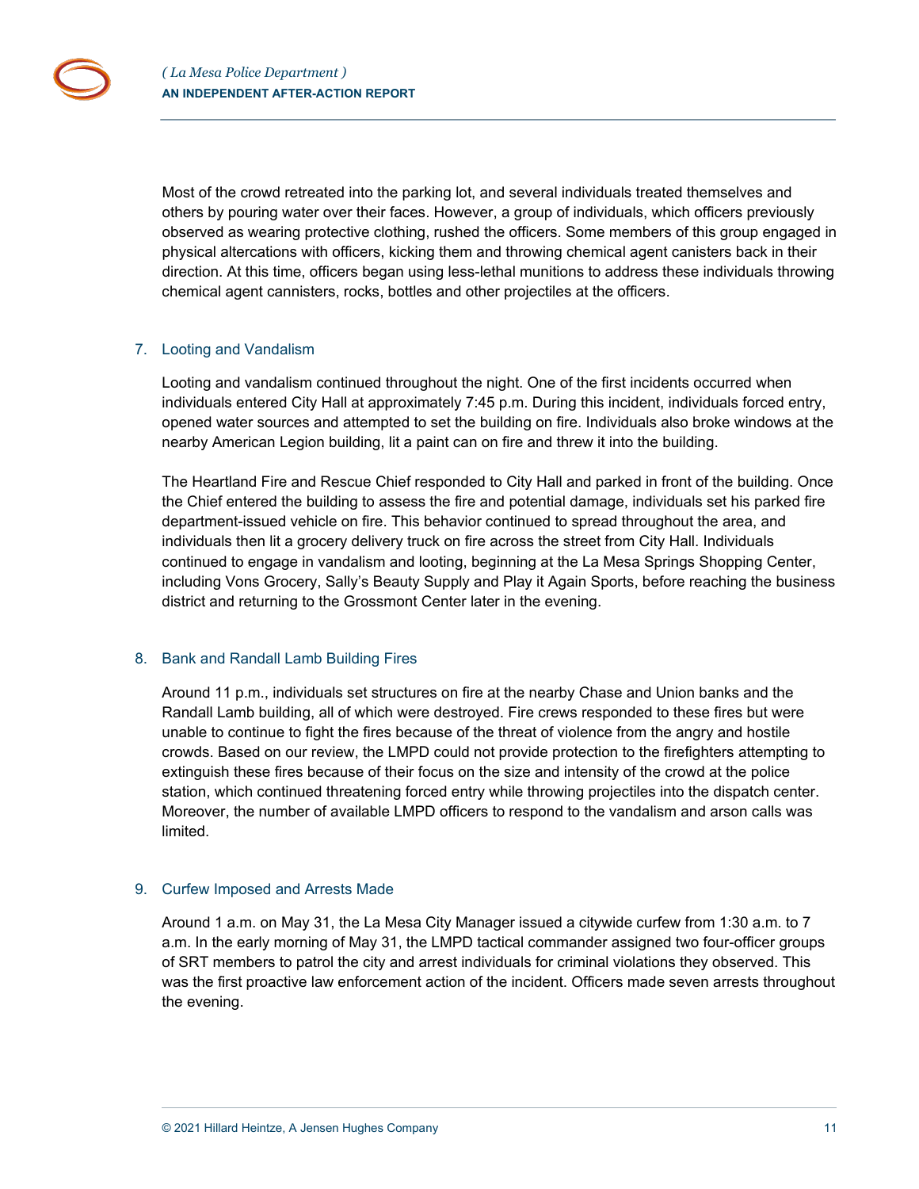Most of the crowd retreated into the parking lot, and several individuals treated themselves and others by pouring water over their faces. However, a group of individuals, which officers previously observed as wearing protective clothing, rushed the officers. Some members of this group engaged in physical altercations with officers, kicking them and throwing chemical agent canisters back in their direction. At this time, officers began using less-lethal munitions to address these individuals throwing chemical agent cannisters, rocks, bottles and other projectiles at the officers.

### 7. Looting and Vandalism

Looting and vandalism continued throughout the night. One of the first incidents occurred when individuals entered City Hall at approximately 7:45 p.m. During this incident, individuals forced entry, opened water sources and attempted to set the building on fire. Individuals also broke windows at the nearby American Legion building, lit a paint can on fire and threw it into the building.

The Heartland Fire and Rescue Chief responded to City Hall and parked in front of the building. Once the Chief entered the building to assess the fire and potential damage, individuals set his parked fire department-issued vehicle on fire. This behavior continued to spread throughout the area, and individuals then lit a grocery delivery truck on fire across the street from City Hall. Individuals continued to engage in vandalism and looting, beginning at the La Mesa Springs Shopping Center, including Vons Grocery, Sally's Beauty Supply and Play it Again Sports, before reaching the business district and returning to the Grossmont Center later in the evening.

### 8. Bank and Randall Lamb Building Fires

Around 11 p.m., individuals set structures on fire at the nearby Chase and Union banks and the Randall Lamb building, all of which were destroyed. Fire crews responded to these fires but were unable to continue to fight the fires because of the threat of violence from the angry and hostile crowds. Based on our review, the LMPD could not provide protection to the firefighters attempting to extinguish these fires because of their focus on the size and intensity of the crowd at the police station, which continued threatening forced entry while throwing projectiles into the dispatch center. Moreover, the number of available LMPD officers to respond to the vandalism and arson calls was limited.

### 9. Curfew Imposed and Arrests Made

Around 1 a.m. on May 31, the La Mesa City Manager issued a citywide curfew from 1:30 a.m. to 7 a.m. In the early morning of May 31, the LMPD tactical commander assigned two four-officer groups of SRT members to patrol the city and arrest individuals for criminal violations they observed. This was the first proactive law enforcement action of the incident. Officers made seven arrests throughout the evening.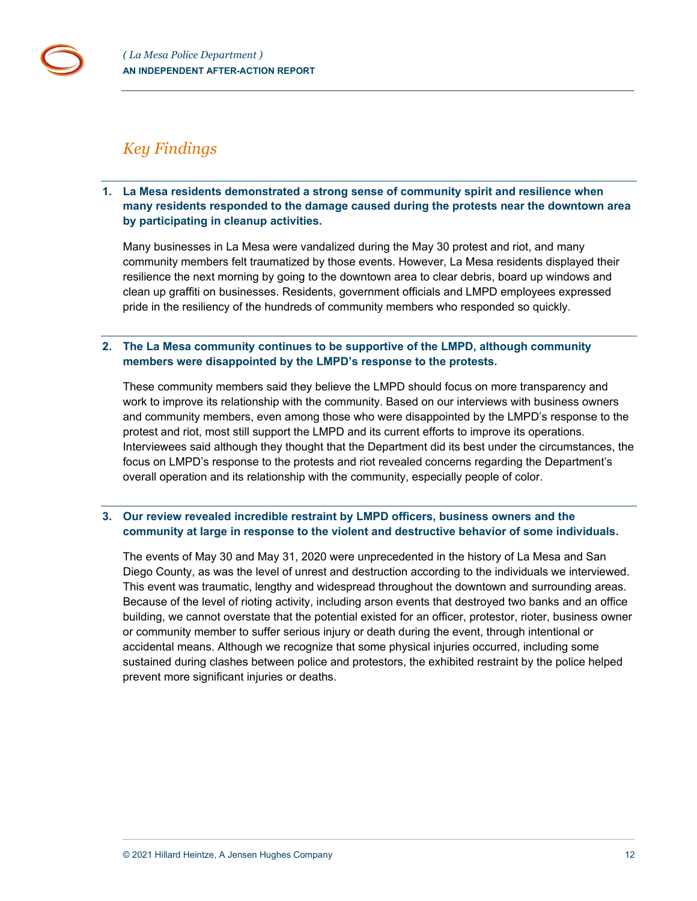## *Key Findings*

**1. La Mesa residents demonstrated a strong sense of community spirit and resilience when many residents responded to the damage caused during the protests near the downtown area by participating in cleanup activities.**

Many businesses in La Mesa were vandalized during the May 30 protest and riot, and many community members felt traumatized by those events. However, La Mesa residents displayed their resilience the next morning by going to the downtown area to clear debris, board up windows and clean up graffiti on businesses. Residents, government officials and LMPD employees expressed pride in the resiliency of the hundreds of community members who responded so quickly.

**2. The La Mesa community continues to be supportive of the LMPD, although community members were disappointed by the LMPD's response to the protests.**

These community members said they believe the LMPD should focus on more transparency and work to improve its relationship with the community. Based on our interviews with business owners and community members, even among those who were disappointed by the LMPD's response to the protest and riot, most still support the LMPD and its current efforts to improve its operations. Interviewees said although they thought that the Department did its best under the circumstances, the focus on LMPD's response to the protests and riot revealed concerns regarding the Department's overall operation and its relationship with the community, especially people of color.

**3. Our review revealed incredible restraint by LMPD officers, business owners and the community at large in response to the violent and destructive behavior of some individuals.**

The events of May 30 and May 31, 2020 were unprecedented in the history of La Mesa and San Diego County, as was the level of unrest and destruction according to the individuals we interviewed. This event was traumatic, lengthy and widespread throughout the downtown and surrounding areas. Because of the level of rioting activity, including arson events that destroyed two banks and an office building, we cannot overstate that the potential existed for an officer, protestor, rioter, business owner or community member to suffer serious injury or death during the event, through intentional or accidental means. Although we recognize that some physical injuries occurred, including some sustained during clashes between police and protestors, the exhibited restraint by the police helped prevent more significant injuries or deaths.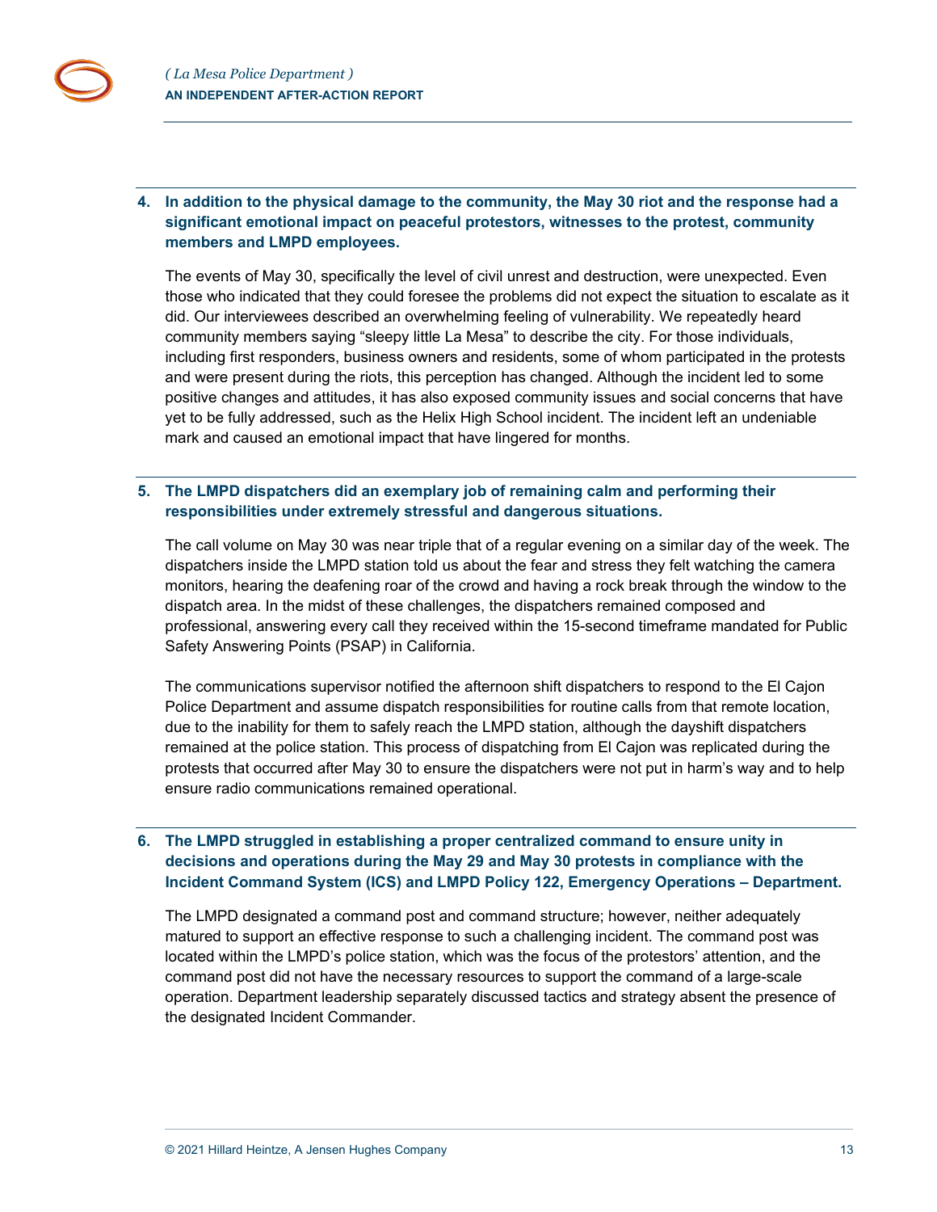**4. In addition to the physical damage to the community, the May 30 riot and the response had a significant emotional impact on peaceful protestors, witnesses to the protest, community members and LMPD employees.**

The events of May 30, specifically the level of civil unrest and destruction, were unexpected. Even those who indicated that they could foresee the problems did not expect the situation to escalate as it did. Our interviewees described an overwhelming feeling of vulnerability. We repeatedly heard community members saying "sleepy little La Mesa" to describe the city. For those individuals, including first responders, business owners and residents, some of whom participated in the protests and were present during the riots, this perception has changed. Although the incident led to some positive changes and attitudes, it has also exposed community issues and social concerns that have yet to be fully addressed, such as the Helix High School incident. The incident left an undeniable mark and caused an emotional impact that have lingered for months.

**5. The LMPD dispatchers did an exemplary job of remaining calm and performing their responsibilities under extremely stressful and dangerous situations.**

The call volume on May 30 was near triple that of a regular evening on a similar day of the week. The dispatchers inside the LMPD station told us about the fear and stress they felt watching the camera monitors, hearing the deafening roar of the crowd and having a rock break through the window to the dispatch area. In the midst of these challenges, the dispatchers remained composed and professional, answering every call they received within the 15-second timeframe mandated for Public Safety Answering Points (PSAP) in California.

The communications supervisor notified the afternoon shift dispatchers to respond to the El Cajon Police Department and assume dispatch responsibilities for routine calls from that remote location, due to the inability for them to safely reach the LMPD station, although the dayshift dispatchers remained at the police station. This process of dispatching from El Cajon was replicated during the protests that occurred after May 30 to ensure the dispatchers were not put in harm's way and to help ensure radio communications remained operational.

**6. The LMPD struggled in establishing a proper centralized command to ensure unity in decisions and operations during the May 29 and May 30 protests in compliance with the Incident Command System (ICS) and LMPD Policy 122, Emergency Operations – Department.**

The LMPD designated a command post and command structure; however, neither adequately matured to support an effective response to such a challenging incident. The command post was located within the LMPD's police station, which was the focus of the protestors' attention, and the command post did not have the necessary resources to support the command of a large-scale operation. Department leadership separately discussed tactics and strategy absent the presence of the designated Incident Commander.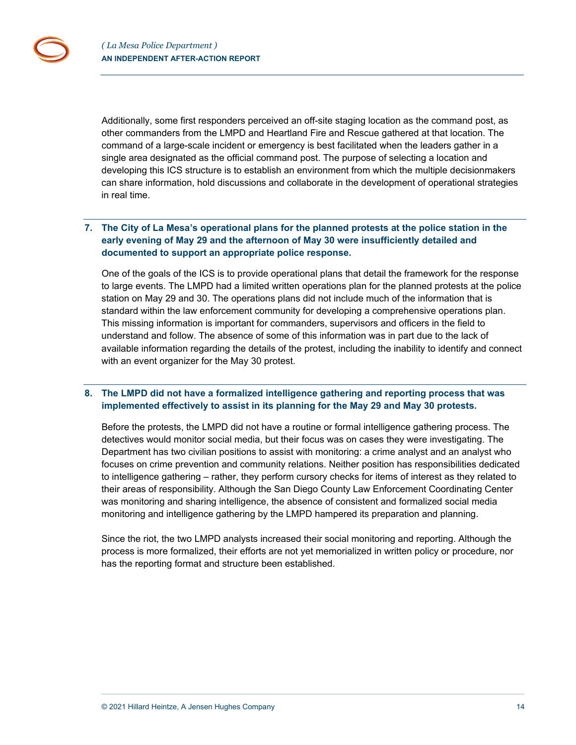Additionally, some first responders perceived an off-site staging location as the command post, as other commanders from the LMPD and Heartland Fire and Rescue gathered at that location. The command of a large-scale incident or emergency is best facilitated when the leaders gather in a single area designated as the official command post. The purpose of selecting a location and developing this ICS structure is to establish an environment from which the multiple decisionmakers can share information, hold discussions and collaborate in the development of operational strategies in real time.

**7. The City of La Mesa's operational plans for the planned protests at the police station in the early evening of May 29 and the afternoon of May 30 were insufficiently detailed and documented to support an appropriate police response.**

One of the goals of the ICS is to provide operational plans that detail the framework for the response to large events. The LMPD had a limited written operations plan for the planned protests at the police station on May 29 and 30. The operations plans did not include much of the information that is standard within the law enforcement community for developing a comprehensive operations plan. This missing information is important for commanders, supervisors and officers in the field to understand and follow. The absence of some of this information was in part due to the lack of available information regarding the details of the protest, including the inability to identify and connect with an event organizer for the May 30 protest.

**8. The LMPD did not have a formalized intelligence gathering and reporting process that was implemented effectively to assist in its planning for the May 29 and May 30 protests.**

Before the protests, the LMPD did not have a routine or formal intelligence gathering process. The detectives would monitor social media, but their focus was on cases they were investigating. The Department has two civilian positions to assist with monitoring: a crime analyst and an analyst who focuses on crime prevention and community relations. Neither position has responsibilities dedicated to intelligence gathering – rather, they perform cursory checks for items of interest as they related to their areas of responsibility. Although the San Diego County Law Enforcement Coordinating Center was monitoring and sharing intelligence, the absence of consistent and formalized social media monitoring and intelligence gathering by the LMPD hampered its preparation and planning.

Since the riot, the two LMPD analysts increased their social monitoring and reporting. Although the process is more formalized, their efforts are not yet memorialized in written policy or procedure, nor has the reporting format and structure been established.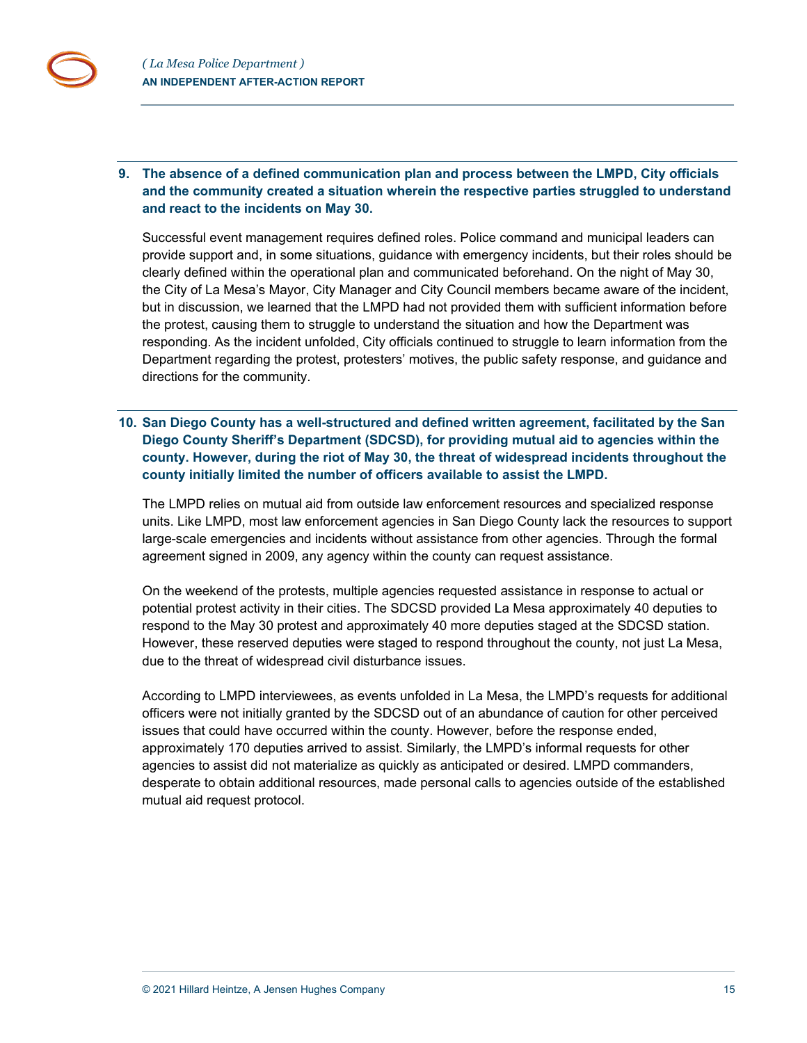**9. The absence of a defined communication plan and process between the LMPD, City officials and the community created a situation wherein the respective parties struggled to understand and react to the incidents on May 30.**

Successful event management requires defined roles. Police command and municipal leaders can provide support and, in some situations, guidance with emergency incidents, but their roles should be clearly defined within the operational plan and communicated beforehand. On the night of May 30, the City of La Mesa's Mayor, City Manager and City Council members became aware of the incident, but in discussion, we learned that the LMPD had not provided them with sufficient information before the protest, causing them to struggle to understand the situation and how the Department was responding. As the incident unfolded, City officials continued to struggle to learn information from the Department regarding the protest, protesters' motives, the public safety response, and guidance and directions for the community.

**10. San Diego County has a well-structured and defined written agreement, facilitated by the San Diego County Sheriff's Department (SDCSD), for providing mutual aid to agencies within the county. However, during the riot of May 30, the threat of widespread incidents throughout the county initially limited the number of officers available to assist the LMPD.**

The LMPD relies on mutual aid from outside law enforcement resources and specialized response units. Like LMPD, most law enforcement agencies in San Diego County lack the resources to support large-scale emergencies and incidents without assistance from other agencies. Through the formal agreement signed in 2009, any agency within the county can request assistance.

On the weekend of the protests, multiple agencies requested assistance in response to actual or potential protest activity in their cities. The SDCSD provided La Mesa approximately 40 deputies to respond to the May 30 protest and approximately 40 more deputies staged at the SDCSD station. However, these reserved deputies were staged to respond throughout the county, not just La Mesa, due to the threat of widespread civil disturbance issues.

According to LMPD interviewees, as events unfolded in La Mesa, the LMPD's requests for additional officers were not initially granted by the SDCSD out of an abundance of caution for other perceived issues that could have occurred within the county. However, before the response ended, approximately 170 deputies arrived to assist. Similarly, the LMPD's informal requests for other agencies to assist did not materialize as quickly as anticipated or desired. LMPD commanders, desperate to obtain additional resources, made personal calls to agencies outside of the established mutual aid request protocol.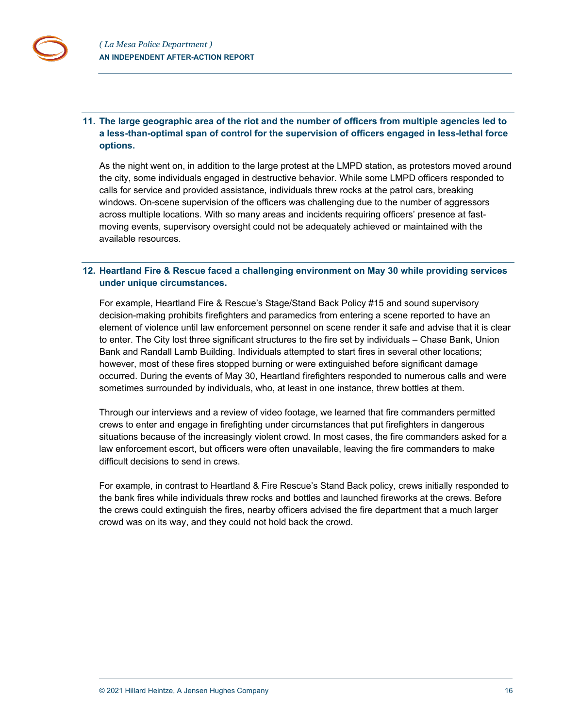**11. The large geographic area of the riot and the number of officers from multiple agencies led to a less-than-optimal span of control for the supervision of officers engaged in less-lethal force options.**

As the night went on, in addition to the large protest at the LMPD station, as protestors moved around the city, some individuals engaged in destructive behavior. While some LMPD officers responded to calls for service and provided assistance, individuals threw rocks at the patrol cars, breaking windows. On-scene supervision of the officers was challenging due to the number of aggressors across multiple locations. With so many areas and incidents requiring officers' presence at fast-moving events, supervisory oversight could not be adequately achieved or maintained with the available resources.

**12. Heartland Fire & Rescue faced a challenging environment on May 30 while providing services under unique circumstances.**

For example, Heartland Fire & Rescue's Stage/Stand Back Policy #15 and sound supervisory decision-making prohibits firefighters and paramedics from entering a scene reported to have an element of violence until law enforcement personnel on scene render it safe and advise that it is clear to enter. The City lost three significant structures to the fire set by individuals – Chase Bank, Union Bank and Randall Lamb Building. Individuals attempted to start fires in several other locations; however, most of these fires stopped burning or were extinguished before significant damage occurred. During the events of May 30, Heartland firefighters responded to numerous calls and were sometimes surrounded by individuals, who, at least in one instance, threw bottles at them.

Through our interviews and a review of video footage, we learned that fire commanders permitted crews to enter and engage in firefighting under circumstances that put firefighters in dangerous situations because of the increasingly violent crowd. In most cases, the fire commanders asked for a law enforcement escort, but officers were often unavailable, leaving the fire commanders to make difficult decisions to send in crews.

For example, in contrast to Heartland & Fire Rescue's Stand Back policy, crews initially responded to the bank fires while individuals threw rocks and bottles and launched fireworks at the crews. Before the crews could extinguish the fires, nearby officers advised the fire department that a much larger crowd was on its way, and they could not hold back the crowd.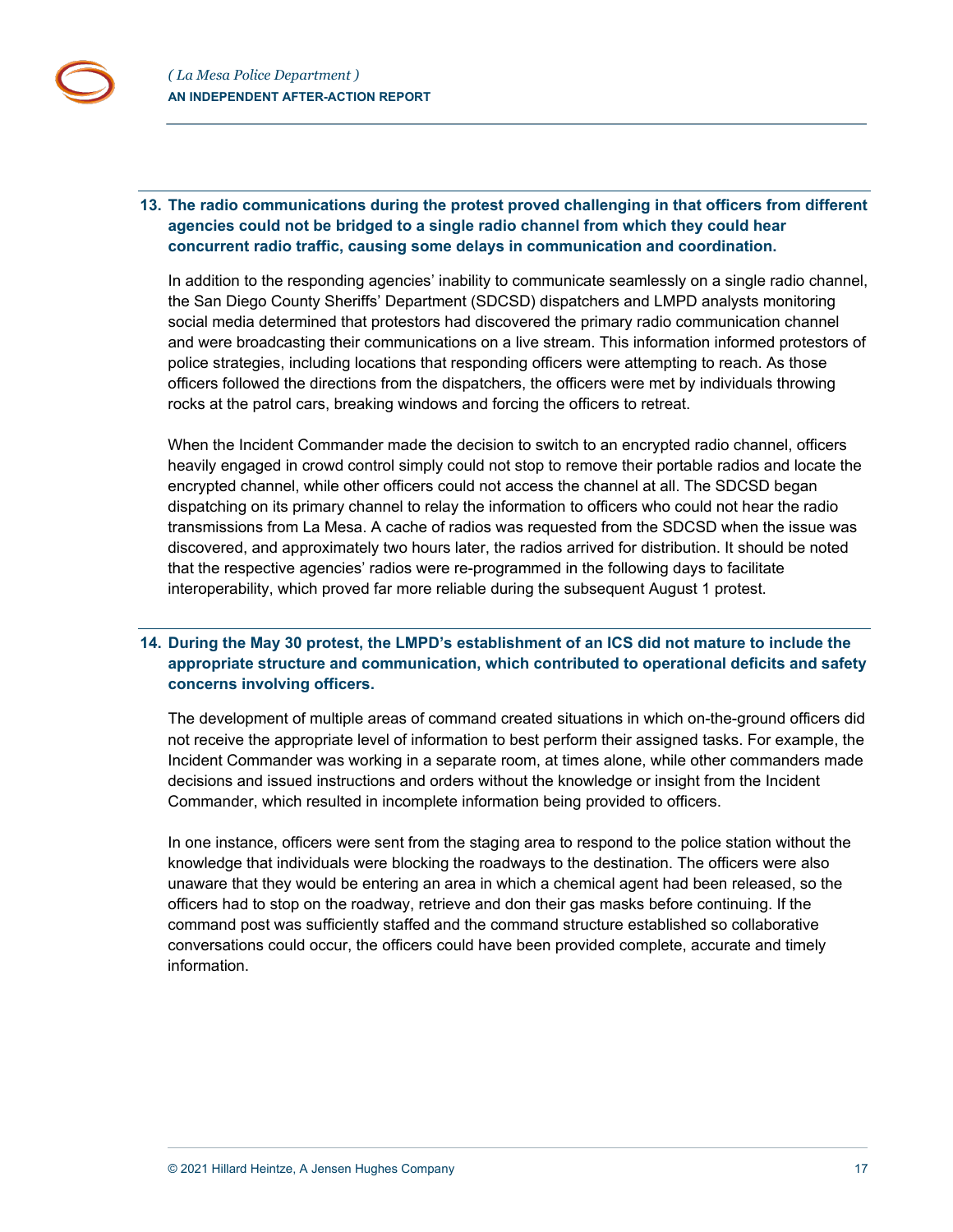**13. The radio communications during the protest proved challenging in that officers from different agencies could not be bridged to a single radio channel from which they could hear concurrent radio traffic, causing some delays in communication and coordination.**

In addition to the responding agencies' inability to communicate seamlessly on a single radio channel, the San Diego County Sheriffs' Department (SDCSD) dispatchers and LMPD analysts monitoring social media determined that protestors had discovered the primary radio communication channel and were broadcasting their communications on a live stream. This information informed protestors of police strategies, including locations that responding officers were attempting to reach. As those officers followed the directions from the dispatchers, the officers were met by individuals throwing rocks at the patrol cars, breaking windows and forcing the officers to retreat.

When the Incident Commander made the decision to switch to an encrypted radio channel, officers heavily engaged in crowd control simply could not stop to remove their portable radios and locate the encrypted channel, while other officers could not access the channel at all. The SDCSD began dispatching on its primary channel to relay the information to officers who could not hear the radio transmissions from La Mesa. A cache of radios was requested from the SDCSD when the issue was discovered, and approximately two hours later, the radios arrived for distribution. It should be noted that the respective agencies' radios were re-programmed in the following days to facilitate interoperability, which proved far more reliable during the subsequent August 1 protest.

**14. During the May 30 protest, the LMPD's establishment of an ICS did not mature to include the appropriate structure and communication, which contributed to operational deficits and safety concerns involving officers.**

The development of multiple areas of command created situations in which on-the-ground officers did not receive the appropriate level of information to best perform their assigned tasks. For example, the Incident Commander was working in a separate room, at times alone, while other commanders made decisions and issued instructions and orders without the knowledge or insight from the Incident Commander, which resulted in incomplete information being provided to officers.

In one instance, officers were sent from the staging area to respond to the police station without the knowledge that individuals were blocking the roadways to the destination. The officers were also unaware that they would be entering an area in which a chemical agent had been released, so the officers had to stop on the roadway, retrieve and don their gas masks before continuing. If the command post was sufficiently staffed and the command structure established so collaborative conversations could occur, the officers could have been provided complete, accurate and timely information.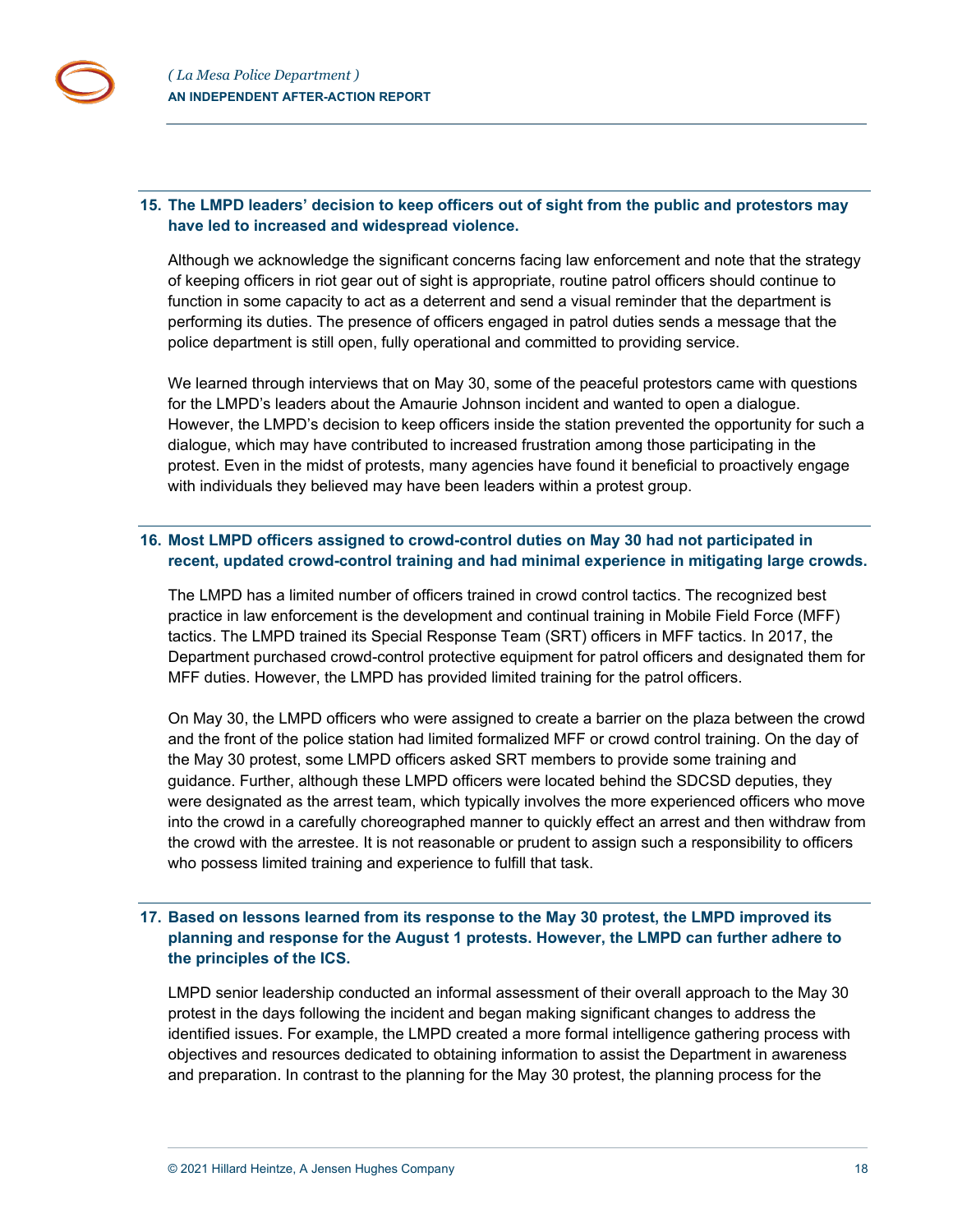### 15. The LMPD leaders' decision to keep officers out of sight from the public and protestors may have led to increased and widespread violence.

Although we acknowledge the significant concerns facing law enforcement and note that the strategy of keeping officers in riot gear out of sight is appropriate, routine patrol officers should continue to function in some capacity to act as a deterrent and send a visual reminder that the department is performing its duties. The presence of officers engaged in patrol duties sends a message that the police department is still open, fully operational and committed to providing service.

We learned through interviews that on May 30, some of the peaceful protestors came with questions for the LMPD's leaders about the Amaurie Johnson incident and wanted to open a dialogue. However, the LMPD's decision to keep officers inside the station prevented the opportunity for such a dialogue, which may have contributed to increased frustration among those participating in the protest. Even in the midst of protests, many agencies have found it beneficial to proactively engage with individuals they believed may have been leaders within a protest group.

### 16. Most LMPD officers assigned to crowd-control duties on May 30 had not participated in recent, updated crowd-control training and had minimal experience in mitigating large crowds.

The LMPD has a limited number of officers trained in crowd control tactics. The recognized best practice in law enforcement is the development and continual training in Mobile Field Force (MFF) tactics. The LMPD trained its Special Response Team (SRT) officers in MFF tactics. In 2017, the Department purchased crowd-control protective equipment for patrol officers and designated them for MFF duties. However, the LMPD has provided limited training for the patrol officers.

On May 30, the LMPD officers who were assigned to create a barrier on the plaza between the crowd and the front of the police station had limited formalized MFF or crowd control training. On the day of the May 30 protest, some LMPD officers asked SRT members to provide some training and guidance. Further, although these LMPD officers were located behind the SDCSD deputies, they were designated as the arrest team, which typically involves the more experienced officers who move into the crowd in a carefully choreographed manner to quickly effect an arrest and then withdraw from the crowd with the arrestee. It is not reasonable or prudent to assign such a responsibility to officers who possess limited training and experience to fulfill that task.

### 17. Based on lessons learned from its response to the May 30 protest, the LMPD improved its planning and response for the August 1 protests. However, the LMPD can further adhere to the principles of the ICS.

LMPD senior leadership conducted an informal assessment of their overall approach to the May 30 protest in the days following the incident and began making significant changes to address the identified issues. For example, the LMPD created a more formal intelligence gathering process with objectives and resources dedicated to obtaining information to assist the Department in awareness and preparation. In contrast to the planning for the May 30 protest, the planning process for the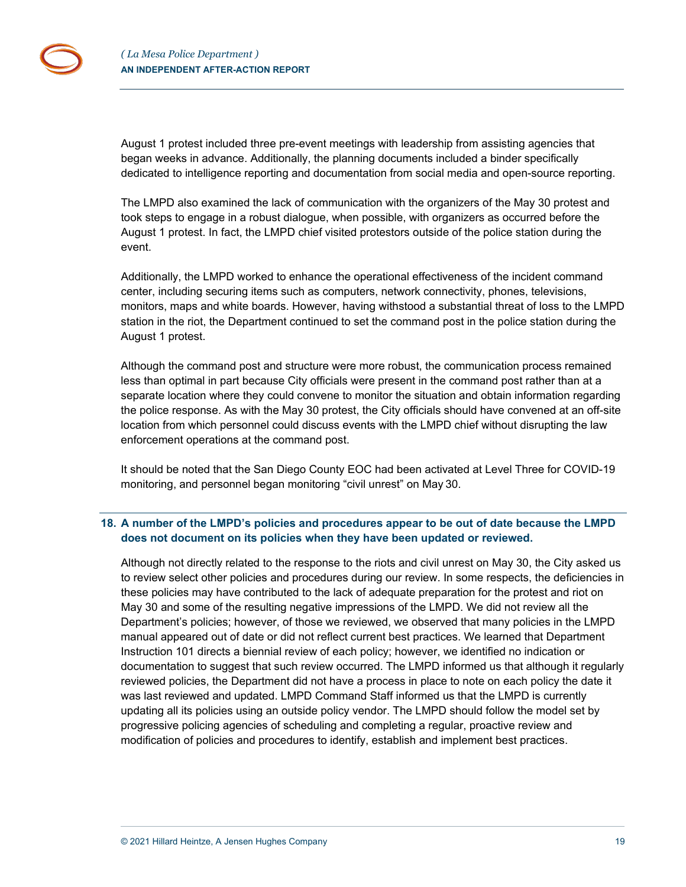August 1 protest included three pre-event meetings with leadership from assisting agencies that began weeks in advance. Additionally, the planning documents included a binder specifically dedicated to intelligence reporting and documentation from social media and open-source reporting.

The LMPD also examined the lack of communication with the organizers of the May 30 protest and took steps to engage in a robust dialogue, when possible, with organizers as occurred before the August 1 protest. In fact, the LMPD chief visited protestors outside of the police station during the event.

Additionally, the LMPD worked to enhance the operational effectiveness of the incident command center, including securing items such as computers, network connectivity, phones, televisions, monitors, maps and white boards. However, having withstood a substantial threat of loss to the LMPD station in the riot, the Department continued to set the command post in the police station during the August 1 protest.

Although the command post and structure were more robust, the communication process remained less than optimal in part because City officials were present in the command post rather than at a separate location where they could convene to monitor the situation and obtain information regarding the police response. As with the May 30 protest, the City officials should have convened at an off-site location from which personnel could discuss events with the LMPD chief without disrupting the law enforcement operations at the command post.

It should be noted that the San Diego County EOC had been activated at Level Three for COVID-19 monitoring, and personnel began monitoring "civil unrest" on May 30.

### 18. A number of the LMPD's policies and procedures appear to be out of date because the LMPD does not document on its policies when they have been updated or reviewed.

Although not directly related to the response to the riots and civil unrest on May 30, the City asked us to review select other policies and procedures during our review. In some respects, the deficiencies in these policies may have contributed to the lack of adequate preparation for the protest and riot on May 30 and some of the resulting negative impressions of the LMPD. We did not review all the Department's policies; however, of those we reviewed, we observed that many policies in the LMPD manual appeared out of date or did not reflect current best practices. We learned that Department Instruction 101 directs a biennial review of each policy; however, we identified no indication or documentation to suggest that such review occurred. The LMPD informed us that although it regularly reviewed policies, the Department did not have a process in place to note on each policy the date it was last reviewed and updated. LMPD Command Staff informed us that the LMPD is currently updating all its policies using an outside policy vendor. The LMPD should follow the model set by progressive policing agencies of scheduling and completing a regular, proactive review and modification of policies and procedures to identify, establish and implement best practices.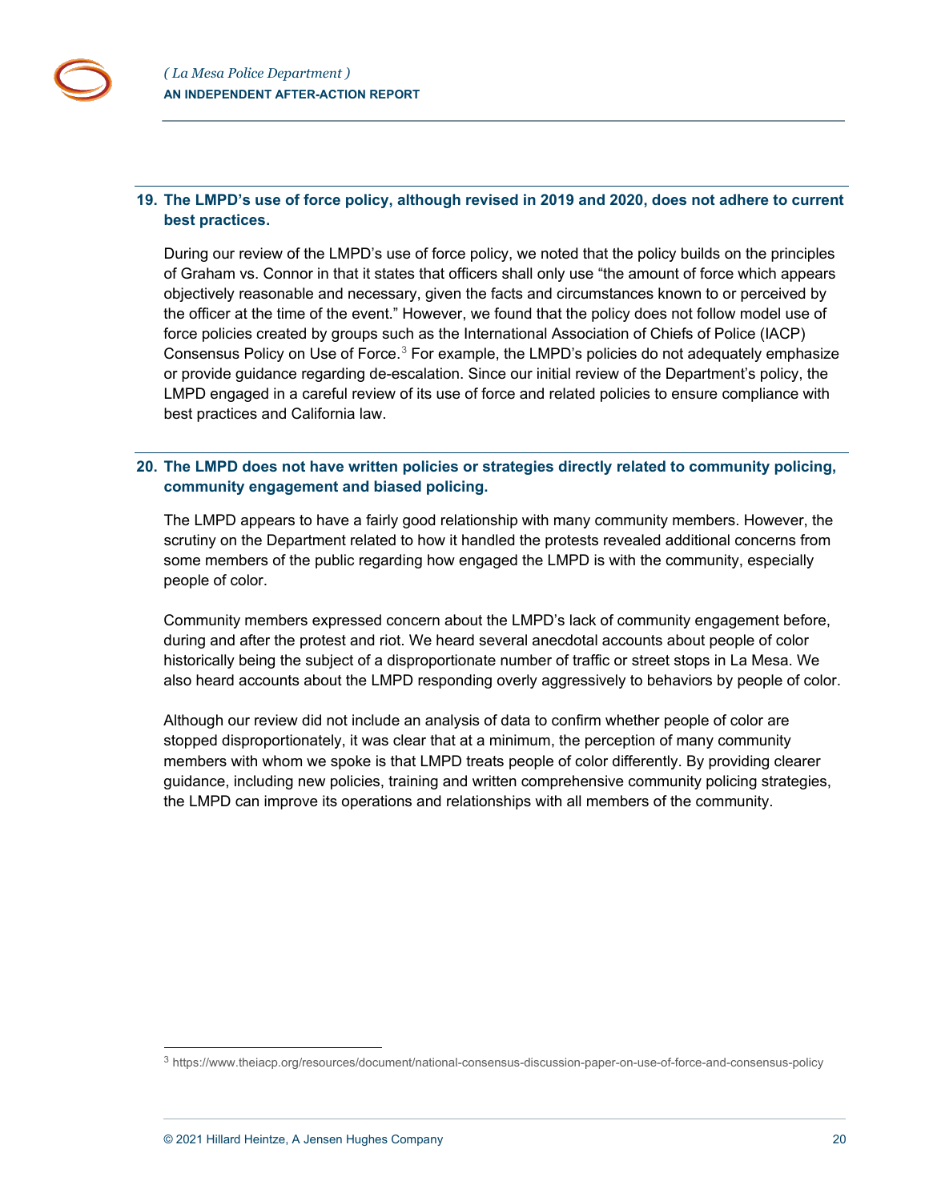## 19. The LMPD's use of force policy, although revised in 2019 and 2020, does not adhere to current best practices.

During our review of the LMPD's use of force policy, we noted that the policy builds on the principles of Graham vs. Connor in that it states that officers shall only use "the amount of force which appears objectively reasonable and necessary, given the facts and circumstances known to or perceived by the officer at the time of the event." However, we found that the policy does not follow model use of force policies created by groups such as the International Association of Chiefs of Police (IACP) Consensus Policy on Use of Force.[3] For example, the LMPD's policies do not adequately emphasize or provide guidance regarding de-escalation. Since our initial review of the Department's policy, the LMPD engaged in a careful review of its use of force and related policies to ensure compliance with best practices and California law.

## 20. The LMPD does not have written policies or strategies directly related to community policing, community engagement and biased policing.

The LMPD appears to have a fairly good relationship with many community members. However, the scrutiny on the Department related to how it handled the protests revealed additional concerns from some members of the public regarding how engaged the LMPD is with the community, especially people of color.

Community members expressed concern about the LMPD's lack of community engagement before, during and after the protest and riot. We heard several anecdotal accounts about people of color historically being the subject of a disproportionate number of traffic or street stops in La Mesa. We also heard accounts about the LMPD responding overly aggressively to behaviors by people of color.

Although our review did not include an analysis of data to confirm whether people of color are stopped disproportionately, it was clear that at a minimum, the perception of many community members with whom we spoke is that LMPD treats people of color differently. By providing clearer guidance, including new policies, training and written comprehensive community policing strategies, the LMPD can improve its operations and relationships with all members of the community.

---

[3] https://www.theiacp.org/resources/document/national-consensus-discussion-paper-on-use-of-force-and-consensus-policy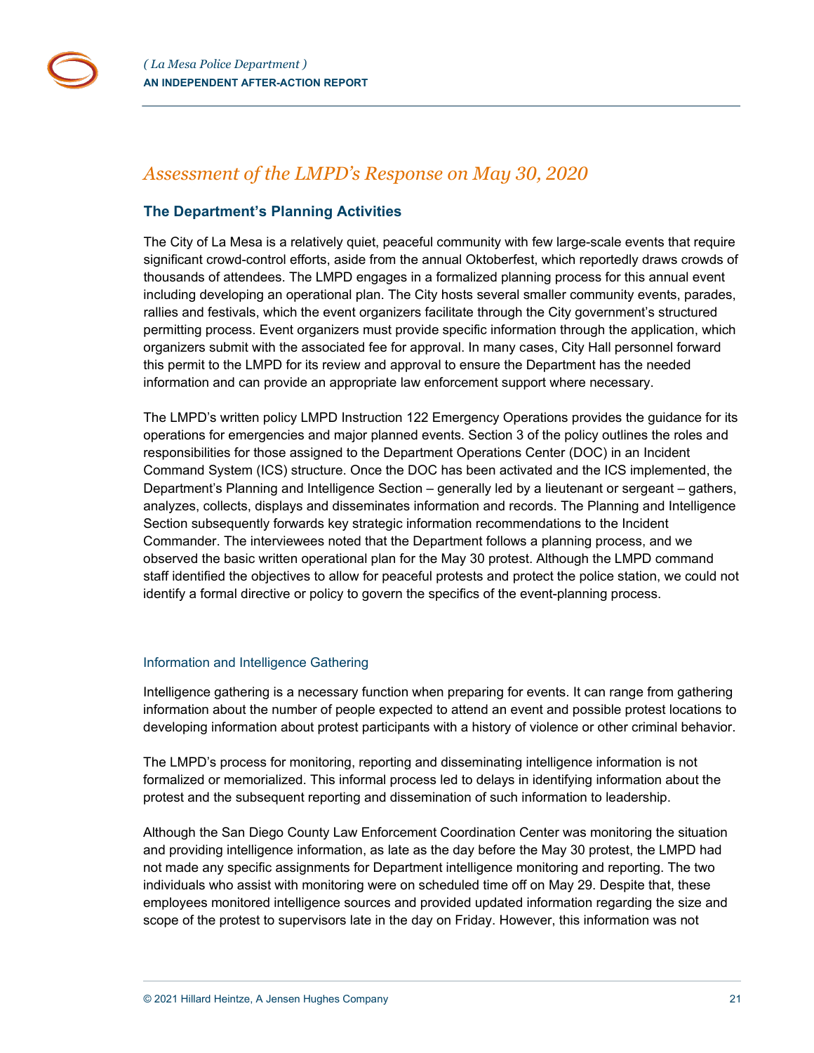## *Assessment of the LMPD's Response on May 30, 2020*

### The Department's Planning Activities

The City of La Mesa is a relatively quiet, peaceful community with few large-scale events that require significant crowd-control efforts, aside from the annual Oktoberfest, which reportedly draws crowds of thousands of attendees. The LMPD engages in a formalized planning process for this annual event including developing an operational plan. The City hosts several smaller community events, parades, rallies and festivals, which the event organizers facilitate through the City government's structured permitting process. Event organizers must provide specific information through the application, which organizers submit with the associated fee for approval. In many cases, City Hall personnel forward this permit to the LMPD for its review and approval to ensure the Department has the needed information and can provide an appropriate law enforcement support where necessary.

The LMPD's written policy LMPD Instruction 122 Emergency Operations provides the guidance for its operations for emergencies and major planned events. Section 3 of the policy outlines the roles and responsibilities for those assigned to the Department Operations Center (DOC) in an Incident Command System (ICS) structure. Once the DOC has been activated and the ICS implemented, the Department's Planning and Intelligence Section – generally led by a lieutenant or sergeant – gathers, analyzes, collects, displays and disseminates information and records. The Planning and Intelligence Section subsequently forwards key strategic information recommendations to the Incident Commander. The interviewees noted that the Department follows a planning process, and we observed the basic written operational plan for the May 30 protest. Although the LMPD command staff identified the objectives to allow for peaceful protests and protect the police station, we could not identify a formal directive or policy to govern the specifics of the event-planning process.

#### Information and Intelligence Gathering

Intelligence gathering is a necessary function when preparing for events. It can range from gathering information about the number of people expected to attend an event and possible protest locations to developing information about protest participants with a history of violence or other criminal behavior.

The LMPD's process for monitoring, reporting and disseminating intelligence information is not formalized or memorialized. This informal process led to delays in identifying information about the protest and the subsequent reporting and dissemination of such information to leadership.

Although the San Diego County Law Enforcement Coordination Center was monitoring the situation and providing intelligence information, as late as the day before the May 30 protest, the LMPD had not made any specific assignments for Department intelligence monitoring and reporting. The two individuals who assist with monitoring were on scheduled time off on May 29. Despite that, these employees monitored intelligence sources and provided updated information regarding the size and scope of the protest to supervisors late in the day on Friday. However, this information was not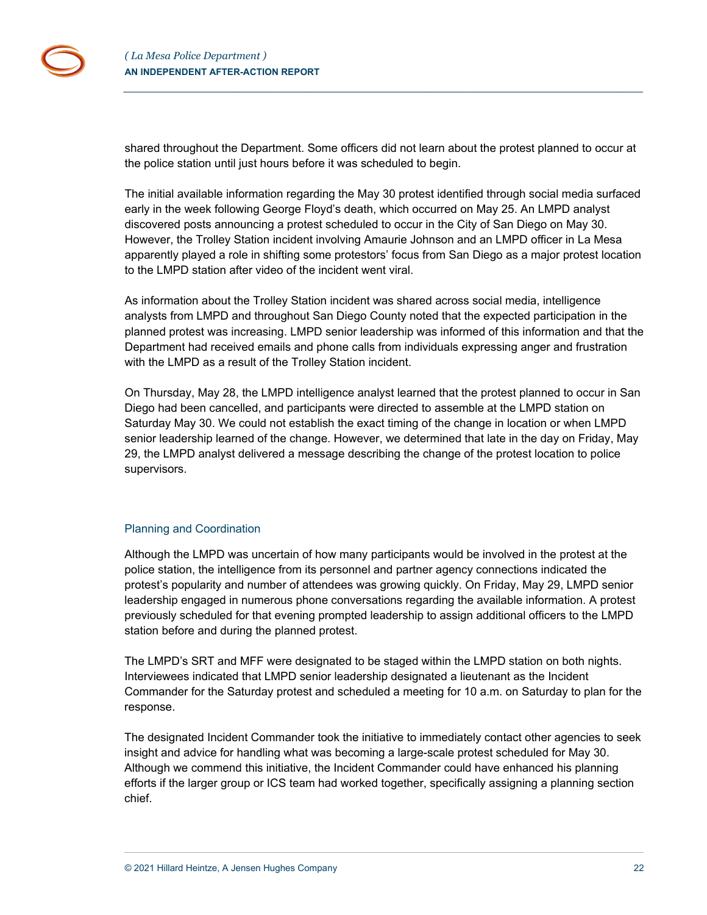shared throughout the Department. Some officers did not learn about the protest planned to occur at the police station until just hours before it was scheduled to begin.

The initial available information regarding the May 30 protest identified through social media surfaced early in the week following George Floyd's death, which occurred on May 25. An LMPD analyst discovered posts announcing a protest scheduled to occur in the City of San Diego on May 30. However, the Trolley Station incident involving Amaurie Johnson and an LMPD officer in La Mesa apparently played a role in shifting some protestors' focus from San Diego as a major protest location to the LMPD station after video of the incident went viral.

As information about the Trolley Station incident was shared across social media, intelligence analysts from LMPD and throughout San Diego County noted that the expected participation in the planned protest was increasing. LMPD senior leadership was informed of this information and that the Department had received emails and phone calls from individuals expressing anger and frustration with the LMPD as a result of the Trolley Station incident.

On Thursday, May 28, the LMPD intelligence analyst learned that the protest planned to occur in San Diego had been cancelled, and participants were directed to assemble at the LMPD station on Saturday May 30. We could not establish the exact timing of the change in location or when LMPD senior leadership learned of the change. However, we determined that late in the day on Friday, May 29, the LMPD analyst delivered a message describing the change of the protest location to police supervisors.

### Planning and Coordination

Although the LMPD was uncertain of how many participants would be involved in the protest at the police station, the intelligence from its personnel and partner agency connections indicated the protest's popularity and number of attendees was growing quickly. On Friday, May 29, LMPD senior leadership engaged in numerous phone conversations regarding the available information. A protest previously scheduled for that evening prompted leadership to assign additional officers to the LMPD station before and during the planned protest.

The LMPD's SRT and MFF were designated to be staged within the LMPD station on both nights. Interviewees indicated that LMPD senior leadership designated a lieutenant as the Incident Commander for the Saturday protest and scheduled a meeting for 10 a.m. on Saturday to plan for the response.

The designated Incident Commander took the initiative to immediately contact other agencies to seek insight and advice for handling what was becoming a large-scale protest scheduled for May 30. Although we commend this initiative, the Incident Commander could have enhanced his planning efforts if the larger group or ICS team had worked together, specifically assigning a planning section chief.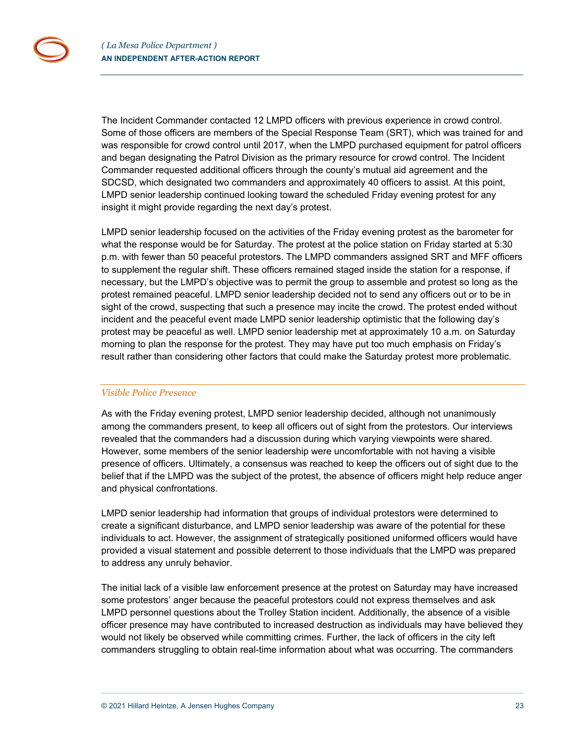The Incident Commander contacted 12 LMPD officers with previous experience in crowd control. Some of those officers are members of the Special Response Team (SRT), which was trained for and was responsible for crowd control until 2017, when the LMPD purchased equipment for patrol officers and began designating the Patrol Division as the primary resource for crowd control. The Incident Commander requested additional officers through the county's mutual aid agreement and the SDCSD, which designated two commanders and approximately 40 officers to assist. At this point, LMPD senior leadership continued looking toward the scheduled Friday evening protest for any insight it might provide regarding the next day's protest.

LMPD senior leadership focused on the activities of the Friday evening protest as the barometer for what the response would be for Saturday. The protest at the police station on Friday started at 5:30 p.m. with fewer than 50 peaceful protestors. The LMPD commanders assigned SRT and MFF officers to supplement the regular shift. These officers remained staged inside the station for a response, if necessary, but the LMPD's objective was to permit the group to assemble and protest so long as the protest remained peaceful. LMPD senior leadership decided not to send any officers out or to be in sight of the crowd, suspecting that such a presence may incite the crowd. The protest ended without incident and the peaceful event made LMPD senior leadership optimistic that the following day's protest may be peaceful as well. LMPD senior leadership met at approximately 10 a.m. on Saturday morning to plan the response for the protest. They may have put too much emphasis on Friday's result rather than considering other factors that could make the Saturday protest more problematic.

### *Visible Police Presence*

As with the Friday evening protest, LMPD senior leadership decided, although not unanimously among the commanders present, to keep all officers out of sight from the protestors. Our interviews revealed that the commanders had a discussion during which varying viewpoints were shared. However, some members of the senior leadership were uncomfortable with not having a visible presence of officers. Ultimately, a consensus was reached to keep the officers out of sight due to the belief that if the LMPD was the subject of the protest, the absence of officers might help reduce anger and physical confrontations.

LMPD senior leadership had information that groups of individual protestors were determined to create a significant disturbance, and LMPD senior leadership was aware of the potential for these individuals to act. However, the assignment of strategically positioned uniformed officers would have provided a visual statement and possible deterrent to those individuals that the LMPD was prepared to address any unruly behavior.

The initial lack of a visible law enforcement presence at the protest on Saturday may have increased some protestors' anger because the peaceful protestors could not express themselves and ask LMPD personnel questions about the Trolley Station incident. Additionally, the absence of a visible officer presence may have contributed to increased destruction as individuals may have believed they would not likely be observed while committing crimes. Further, the lack of officers in the city left commanders struggling to obtain real-time information about what was occurring. The commanders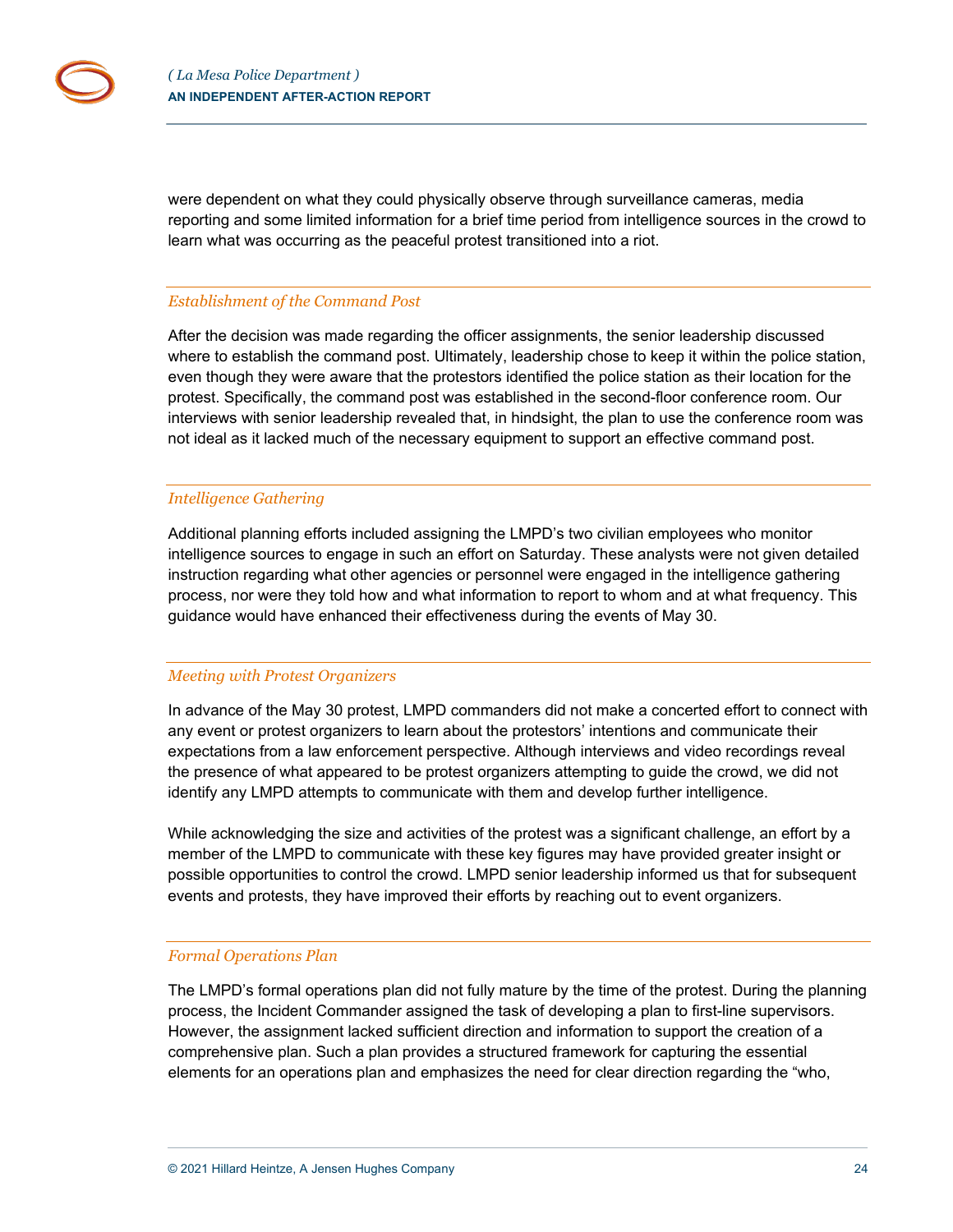were dependent on what they could physically observe through surveillance cameras, media reporting and some limited information for a brief time period from intelligence sources in the crowd to learn what was occurring as the peaceful protest transitioned into a riot.

### *Establishment of the Command Post*

After the decision was made regarding the officer assignments, the senior leadership discussed where to establish the command post. Ultimately, leadership chose to keep it within the police station, even though they were aware that the protestors identified the police station as their location for the protest. Specifically, the command post was established in the second-floor conference room. Our interviews with senior leadership revealed that, in hindsight, the plan to use the conference room was not ideal as it lacked much of the necessary equipment to support an effective command post.

### *Intelligence Gathering*

Additional planning efforts included assigning the LMPD's two civilian employees who monitor intelligence sources to engage in such an effort on Saturday. These analysts were not given detailed instruction regarding what other agencies or personnel were engaged in the intelligence gathering process, nor were they told how and what information to report to whom and at what frequency. This guidance would have enhanced their effectiveness during the events of May 30.

### *Meeting with Protest Organizers*

In advance of the May 30 protest, LMPD commanders did not make a concerted effort to connect with any event or protest organizers to learn about the protestors' intentions and communicate their expectations from a law enforcement perspective. Although interviews and video recordings reveal the presence of what appeared to be protest organizers attempting to guide the crowd, we did not identify any LMPD attempts to communicate with them and develop further intelligence.

While acknowledging the size and activities of the protest was a significant challenge, an effort by a member of the LMPD to communicate with these key figures may have provided greater insight or possible opportunities to control the crowd. LMPD senior leadership informed us that for subsequent events and protests, they have improved their efforts by reaching out to event organizers.

### *Formal Operations Plan*

The LMPD's formal operations plan did not fully mature by the time of the protest. During the planning process, the Incident Commander assigned the task of developing a plan to first-line supervisors. However, the assignment lacked sufficient direction and information to support the creation of a comprehensive plan. Such a plan provides a structured framework for capturing the essential elements for an operations plan and emphasizes the need for clear direction regarding the "who,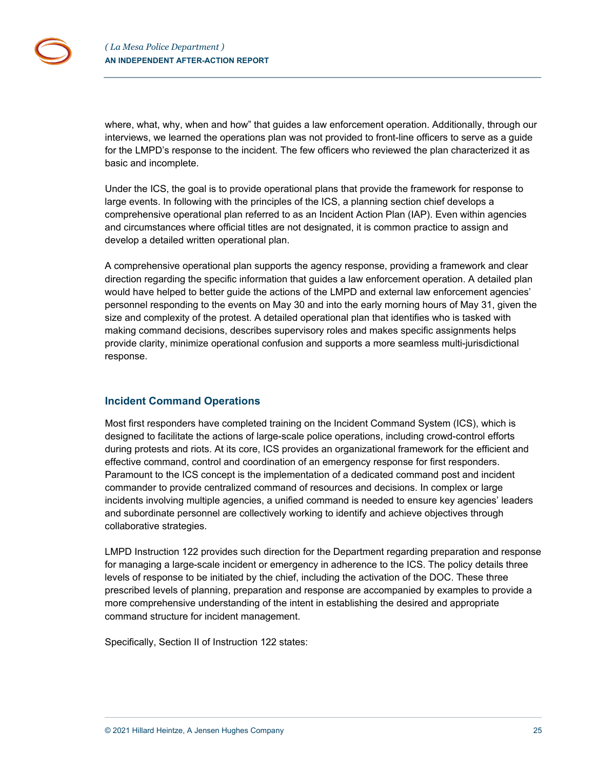where, what, why, when and how" that guides a law enforcement operation. Additionally, through our interviews, we learned the operations plan was not provided to front-line officers to serve as a guide for the LMPD's response to the incident. The few officers who reviewed the plan characterized it as basic and incomplete.

Under the ICS, the goal is to provide operational plans that provide the framework for response to large events. In following with the principles of the ICS, a planning section chief develops a comprehensive operational plan referred to as an Incident Action Plan (IAP). Even within agencies and circumstances where official titles are not designated, it is common practice to assign and develop a detailed written operational plan.

A comprehensive operational plan supports the agency response, providing a framework and clear direction regarding the specific information that guides a law enforcement operation. A detailed plan would have helped to better guide the actions of the LMPD and external law enforcement agencies' personnel responding to the events on May 30 and into the early morning hours of May 31, given the size and complexity of the protest. A detailed operational plan that identifies who is tasked with making command decisions, describes supervisory roles and makes specific assignments helps provide clarity, minimize operational confusion and supports a more seamless multi-jurisdictional response.

### Incident Command Operations

Most first responders have completed training on the Incident Command System (ICS), which is designed to facilitate the actions of large-scale police operations, including crowd-control efforts during protests and riots. At its core, ICS provides an organizational framework for the efficient and effective command, control and coordination of an emergency response for first responders. Paramount to the ICS concept is the implementation of a dedicated command post and incident commander to provide centralized command of resources and decisions. In complex or large incidents involving multiple agencies, a unified command is needed to ensure key agencies' leaders and subordinate personnel are collectively working to identify and achieve objectives through collaborative strategies.

LMPD Instruction 122 provides such direction for the Department regarding preparation and response for managing a large-scale incident or emergency in adherence to the ICS. The policy details three levels of response to be initiated by the chief, including the activation of the DOC. These three prescribed levels of planning, preparation and response are accompanied by examples to provide a more comprehensive understanding of the intent in establishing the desired and appropriate command structure for incident management.

Specifically, Section II of Instruction 122 states: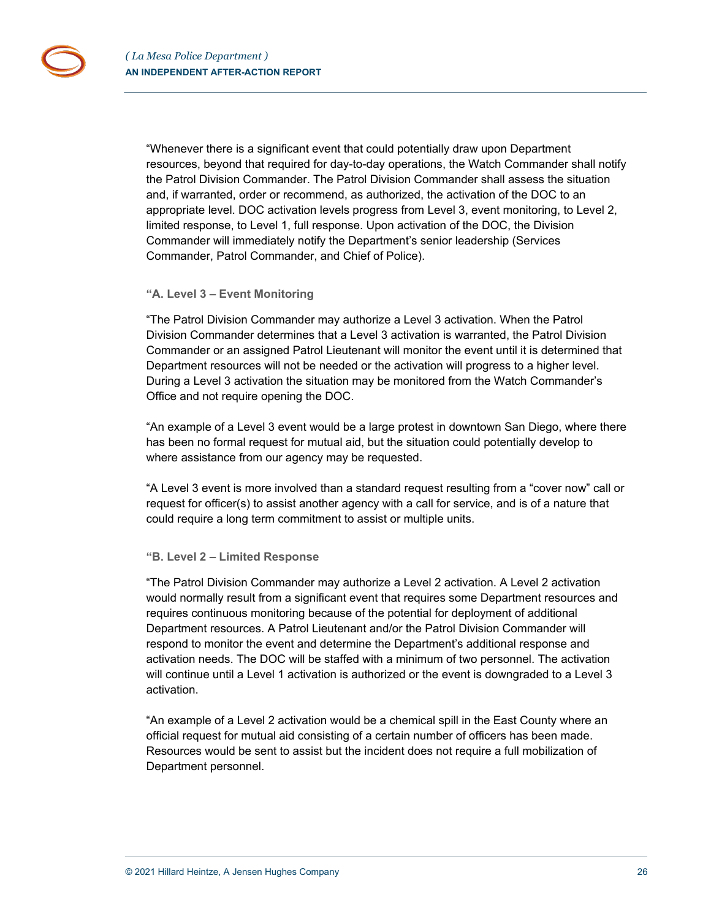"Whenever there is a significant event that could potentially draw upon Department resources, beyond that required for day-to-day operations, the Watch Commander shall notify the Patrol Division Commander. The Patrol Division Commander shall assess the situation and, if warranted, order or recommend, as authorized, the activation of the DOC to an appropriate level. DOC activation levels progress from Level 3, event monitoring, to Level 2, limited response, to Level 1, full response. Upon activation of the DOC, the Division Commander will immediately notify the Department's senior leadership (Services Commander, Patrol Commander, and Chief of Police).

**"A. Level 3 – Event Monitoring**

"The Patrol Division Commander may authorize a Level 3 activation. When the Patrol Division Commander determines that a Level 3 activation is warranted, the Patrol Division Commander or an assigned Patrol Lieutenant will monitor the event until it is determined that Department resources will not be needed or the activation will progress to a higher level. During a Level 3 activation the situation may be monitored from the Watch Commander's Office and not require opening the DOC.

"An example of a Level 3 event would be a large protest in downtown San Diego, where there has been no formal request for mutual aid, but the situation could potentially develop to where assistance from our agency may be requested.

"A Level 3 event is more involved than a standard request resulting from a "cover now" call or request for officer(s) to assist another agency with a call for service, and is of a nature that could require a long term commitment to assist or multiple units.

**"B. Level 2 – Limited Response**

"The Patrol Division Commander may authorize a Level 2 activation. A Level 2 activation would normally result from a significant event that requires some Department resources and requires continuous monitoring because of the potential for deployment of additional Department resources. A Patrol Lieutenant and/or the Patrol Division Commander will respond to monitor the event and determine the Department's additional response and activation needs. The DOC will be staffed with a minimum of two personnel. The activation will continue until a Level 1 activation is authorized or the event is downgraded to a Level 3 activation.

"An example of a Level 2 activation would be a chemical spill in the East County where an official request for mutual aid consisting of a certain number of officers has been made. Resources would be sent to assist but the incident does not require a full mobilization of Department personnel.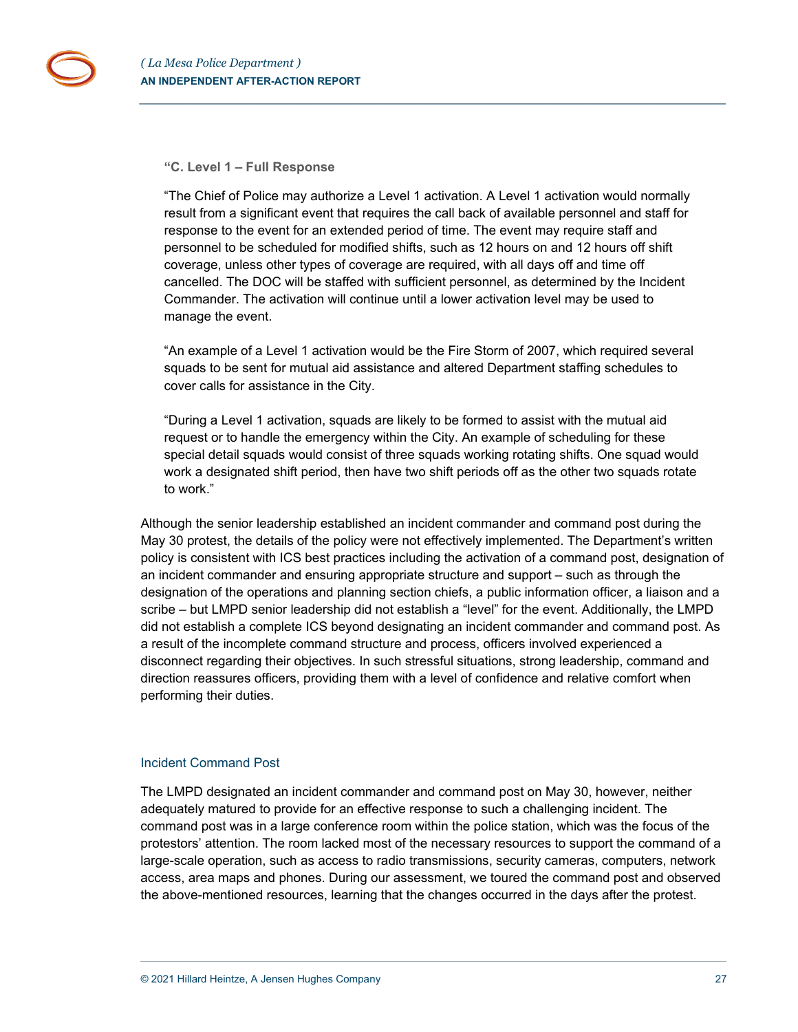**“C. Level 1 – Full Response**

“The Chief of Police may authorize a Level 1 activation. A Level 1 activation would normally result from a significant event that requires the call back of available personnel and staff for response to the event for an extended period of time. The event may require staff and personnel to be scheduled for modified shifts, such as 12 hours on and 12 hours off shift coverage, unless other types of coverage are required, with all days off and time off cancelled. The DOC will be staffed with sufficient personnel, as determined by the Incident Commander. The activation will continue until a lower activation level may be used to manage the event.

“An example of a Level 1 activation would be the Fire Storm of 2007, which required several squads to be sent for mutual aid assistance and altered Department staffing schedules to cover calls for assistance in the City.

“During a Level 1 activation, squads are likely to be formed to assist with the mutual aid request or to handle the emergency within the City. An example of scheduling for these special detail squads would consist of three squads working rotating shifts. One squad would work a designated shift period, then have two shift periods off as the other two squads rotate to work.”

Although the senior leadership established an incident commander and command post during the May 30 protest, the details of the policy were not effectively implemented. The Department’s written policy is consistent with ICS best practices including the activation of a command post, designation of an incident commander and ensuring appropriate structure and support – such as through the designation of the operations and planning section chiefs, a public information officer, a liaison and a scribe – but LMPD senior leadership did not establish a “level” for the event. Additionally, the LMPD did not establish a complete ICS beyond designating an incident commander and command post. As a result of the incomplete command structure and process, officers involved experienced a disconnect regarding their objectives. In such stressful situations, strong leadership, command and direction reassures officers, providing them with a level of confidence and relative comfort when performing their duties.

### Incident Command Post

The LMPD designated an incident commander and command post on May 30, however, neither adequately matured to provide for an effective response to such a challenging incident. The command post was in a large conference room within the police station, which was the focus of the protestors’ attention. The room lacked most of the necessary resources to support the command of a large-scale operation, such as access to radio transmissions, security cameras, computers, network access, area maps and phones. During our assessment, we toured the command post and observed the above-mentioned resources, learning that the changes occurred in the days after the protest.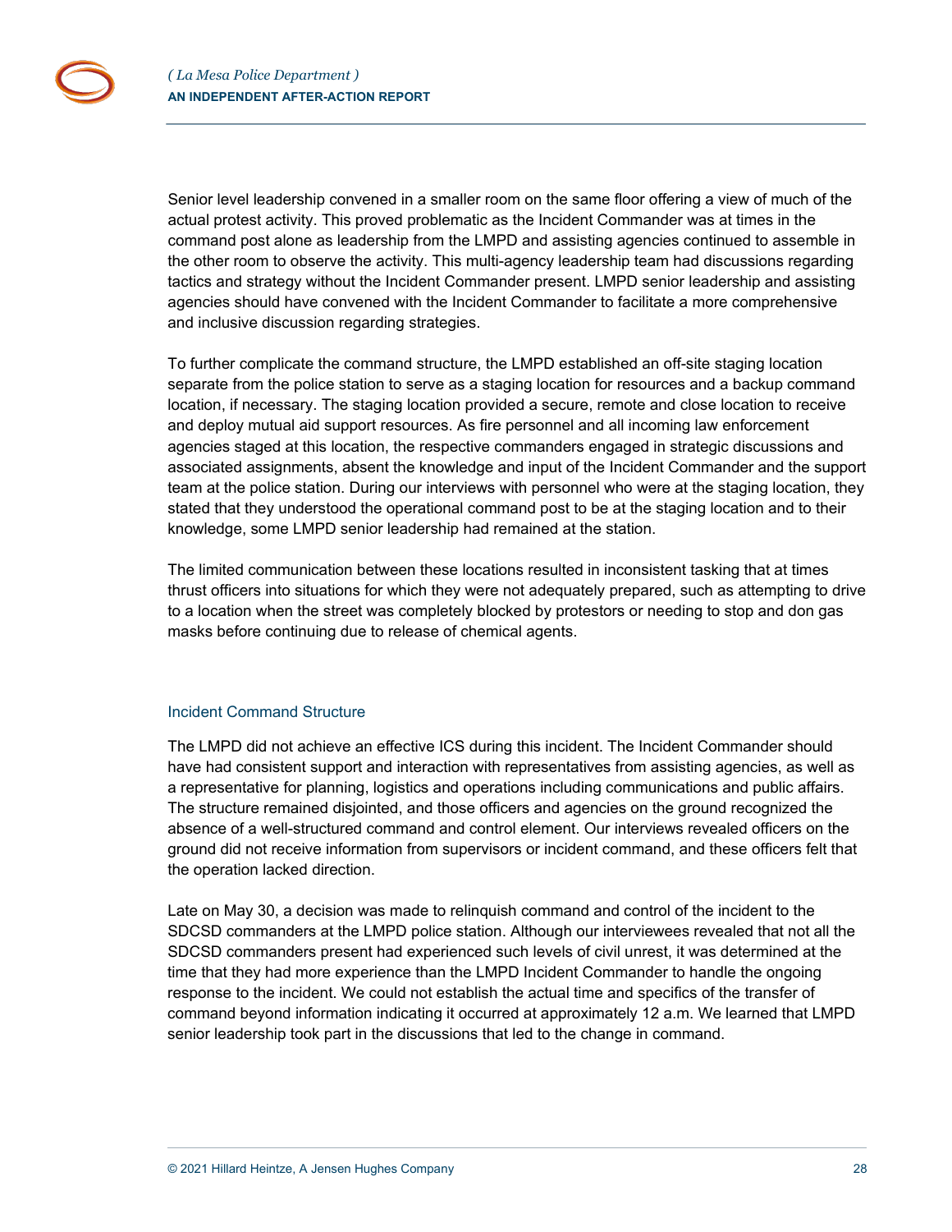Senior level leadership convened in a smaller room on the same floor offering a view of much of the actual protest activity. This proved problematic as the Incident Commander was at times in the command post alone as leadership from the LMPD and assisting agencies continued to assemble in the other room to observe the activity. This multi-agency leadership team had discussions regarding tactics and strategy without the Incident Commander present. LMPD senior leadership and assisting agencies should have convened with the Incident Commander to facilitate a more comprehensive and inclusive discussion regarding strategies.

To further complicate the command structure, the LMPD established an off-site staging location separate from the police station to serve as a staging location for resources and a backup command location, if necessary. The staging location provided a secure, remote and close location to receive and deploy mutual aid support resources. As fire personnel and all incoming law enforcement agencies staged at this location, the respective commanders engaged in strategic discussions and associated assignments, absent the knowledge and input of the Incident Commander and the support team at the police station. During our interviews with personnel who were at the staging location, they stated that they understood the operational command post to be at the staging location and to their knowledge, some LMPD senior leadership had remained at the station.

The limited communication between these locations resulted in inconsistent tasking that at times thrust officers into situations for which they were not adequately prepared, such as attempting to drive to a location when the street was completely blocked by protestors or needing to stop and don gas masks before continuing due to release of chemical agents.

### Incident Command Structure

The LMPD did not achieve an effective ICS during this incident. The Incident Commander should have had consistent support and interaction with representatives from assisting agencies, as well as a representative for planning, logistics and operations including communications and public affairs. The structure remained disjointed, and those officers and agencies on the ground recognized the absence of a well-structured command and control element. Our interviews revealed officers on the ground did not receive information from supervisors or incident command, and these officers felt that the operation lacked direction.

Late on May 30, a decision was made to relinquish command and control of the incident to the SDCSD commanders at the LMPD police station. Although our interviewees revealed that not all the SDCSD commanders present had experienced such levels of civil unrest, it was determined at the time that they had more experience than the LMPD Incident Commander to handle the ongoing response to the incident. We could not establish the actual time and specifics of the transfer of command beyond information indicating it occurred at approximately 12 a.m. We learned that LMPD senior leadership took part in the discussions that led to the change in command.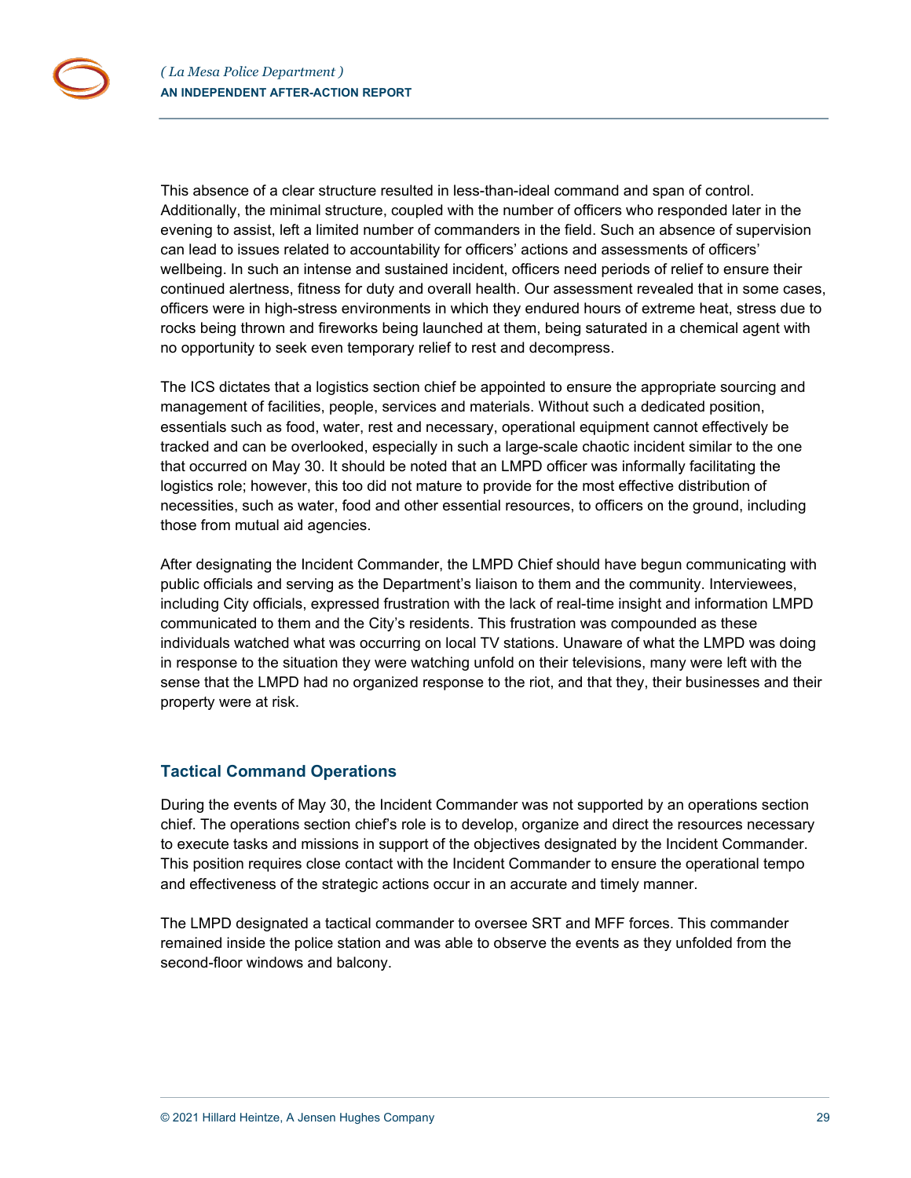This absence of a clear structure resulted in less-than-ideal command and span of control. Additionally, the minimal structure, coupled with the number of officers who responded later in the evening to assist, left a limited number of commanders in the field. Such an absence of supervision can lead to issues related to accountability for officers' actions and assessments of officers' wellbeing. In such an intense and sustained incident, officers need periods of relief to ensure their continued alertness, fitness for duty and overall health. Our assessment revealed that in some cases, officers were in high-stress environments in which they endured hours of extreme heat, stress due to rocks being thrown and fireworks being launched at them, being saturated in a chemical agent with no opportunity to seek even temporary relief to rest and decompress.

The ICS dictates that a logistics section chief be appointed to ensure the appropriate sourcing and management of facilities, people, services and materials. Without such a dedicated position, essentials such as food, water, rest and necessary, operational equipment cannot effectively be tracked and can be overlooked, especially in such a large-scale chaotic incident similar to the one that occurred on May 30. It should be noted that an LMPD officer was informally facilitating the logistics role; however, this too did not mature to provide for the most effective distribution of necessities, such as water, food and other essential resources, to officers on the ground, including those from mutual aid agencies.

After designating the Incident Commander, the LMPD Chief should have begun communicating with public officials and serving as the Department's liaison to them and the community. Interviewees, including City officials, expressed frustration with the lack of real-time insight and information LMPD communicated to them and the City's residents. This frustration was compounded as these individuals watched what was occurring on local TV stations. Unaware of what the LMPD was doing in response to the situation they were watching unfold on their televisions, many were left with the sense that the LMPD had no organized response to the riot, and that they, their businesses and their property were at risk.

## Tactical Command Operations

During the events of May 30, the Incident Commander was not supported by an operations section chief. The operations section chief's role is to develop, organize and direct the resources necessary to execute tasks and missions in support of the objectives designated by the Incident Commander. This position requires close contact with the Incident Commander to ensure the operational tempo and effectiveness of the strategic actions occur in an accurate and timely manner.

The LMPD designated a tactical commander to oversee SRT and MFF forces. This commander remained inside the police station and was able to observe the events as they unfolded from the second-floor windows and balcony.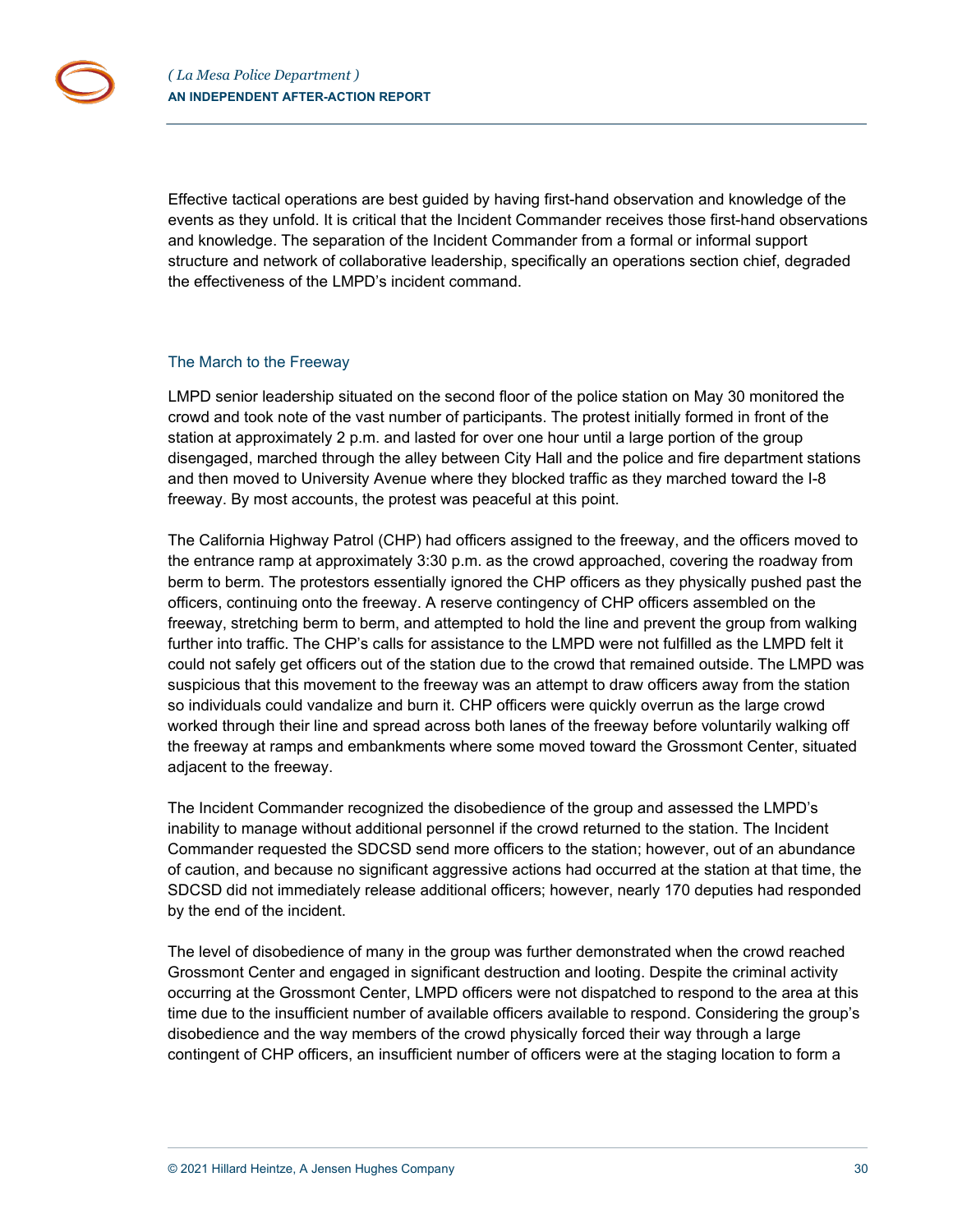Effective tactical operations are best guided by having first-hand observation and knowledge of the events as they unfold. It is critical that the Incident Commander receives those first-hand observations and knowledge. The separation of the Incident Commander from a formal or informal support structure and network of collaborative leadership, specifically an operations section chief, degraded the effectiveness of the LMPD's incident command.

### The March to the Freeway

LMPD senior leadership situated on the second floor of the police station on May 30 monitored the crowd and took note of the vast number of participants. The protest initially formed in front of the station at approximately 2 p.m. and lasted for over one hour until a large portion of the group disengaged, marched through the alley between City Hall and the police and fire department stations and then moved to University Avenue where they blocked traffic as they marched toward the I-8 freeway. By most accounts, the protest was peaceful at this point.

The California Highway Patrol (CHP) had officers assigned to the freeway, and the officers moved to the entrance ramp at approximately 3:30 p.m. as the crowd approached, covering the roadway from berm to berm. The protestors essentially ignored the CHP officers as they physically pushed past the officers, continuing onto the freeway. A reserve contingency of CHP officers assembled on the freeway, stretching berm to berm, and attempted to hold the line and prevent the group from walking further into traffic. The CHP's calls for assistance to the LMPD were not fulfilled as the LMPD felt it could not safely get officers out of the station due to the crowd that remained outside. The LMPD was suspicious that this movement to the freeway was an attempt to draw officers away from the station so individuals could vandalize and burn it. CHP officers were quickly overrun as the large crowd worked through their line and spread across both lanes of the freeway before voluntarily walking off the freeway at ramps and embankments where some moved toward the Grossmont Center, situated adjacent to the freeway.

The Incident Commander recognized the disobedience of the group and assessed the LMPD's inability to manage without additional personnel if the crowd returned to the station. The Incident Commander requested the SDCSD send more officers to the station; however, out of an abundance of caution, and because no significant aggressive actions had occurred at the station at that time, the SDCSD did not immediately release additional officers; however, nearly 170 deputies had responded by the end of the incident.

The level of disobedience of many in the group was further demonstrated when the crowd reached Grossmont Center and engaged in significant destruction and looting. Despite the criminal activity occurring at the Grossmont Center, LMPD officers were not dispatched to respond to the area at this time due to the insufficient number of available officers available to respond. Considering the group's disobedience and the way members of the crowd physically forced their way through a large contingent of CHP officers, an insufficient number of officers were at the staging location to form a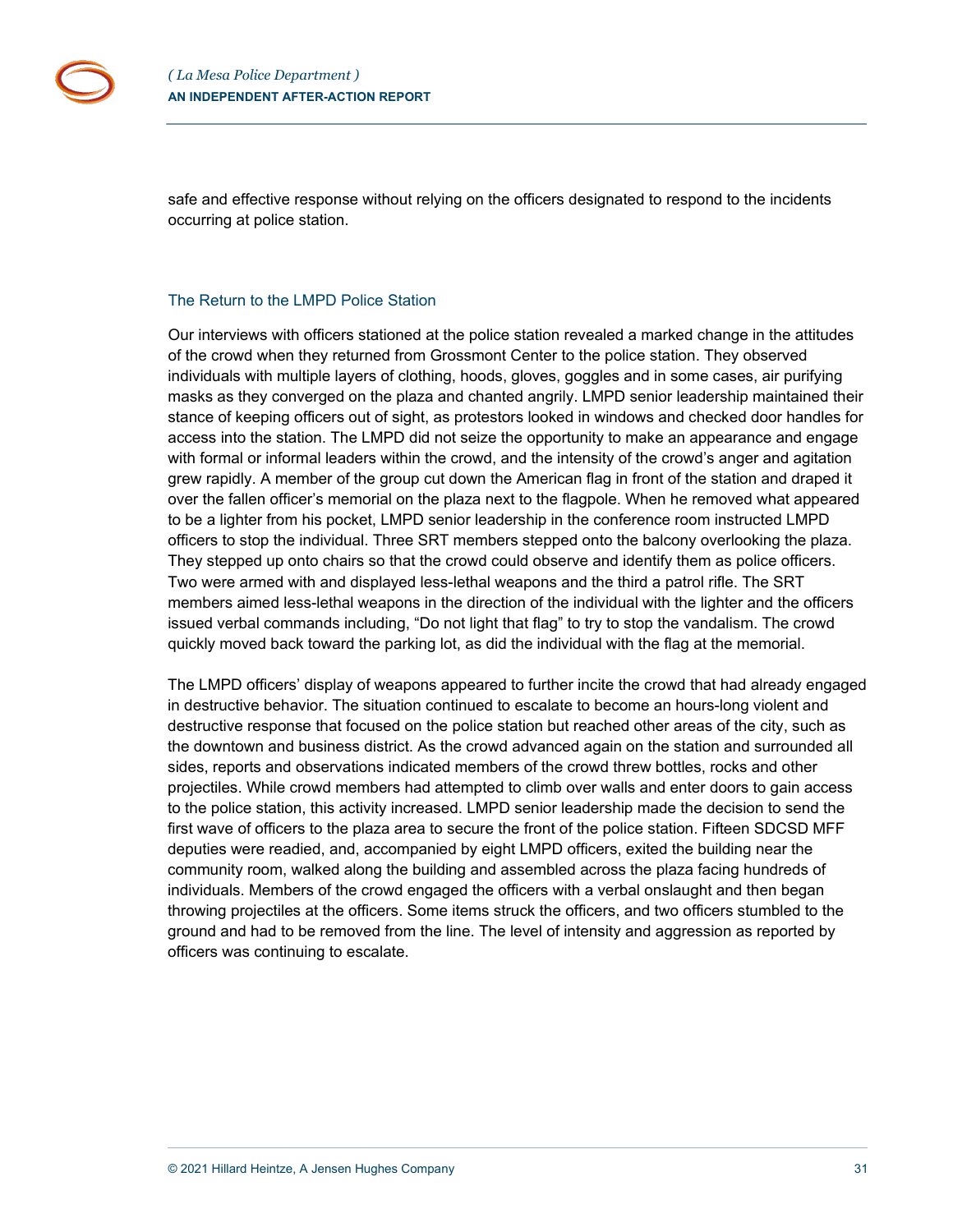safe and effective response without relying on the officers designated to respond to the incidents occurring at police station.

## The Return to the LMPD Police Station

Our interviews with officers stationed at the police station revealed a marked change in the attitudes of the crowd when they returned from Grossmont Center to the police station. They observed individuals with multiple layers of clothing, hoods, gloves, goggles and in some cases, air purifying masks as they converged on the plaza and chanted angrily. LMPD senior leadership maintained their stance of keeping officers out of sight, as protestors looked in windows and checked door handles for access into the station. The LMPD did not seize the opportunity to make an appearance and engage with formal or informal leaders within the crowd, and the intensity of the crowd's anger and agitation grew rapidly. A member of the group cut down the American flag in front of the station and draped it over the fallen officer's memorial on the plaza next to the flagpole. When he removed what appeared to be a lighter from his pocket, LMPD senior leadership in the conference room instructed LMPD officers to stop the individual. Three SRT members stepped onto the balcony overlooking the plaza. They stepped up onto chairs so that the crowd could observe and identify them as police officers. Two were armed with and displayed less-lethal weapons and the third a patrol rifle. The SRT members aimed less-lethal weapons in the direction of the individual with the lighter and the officers issued verbal commands including, "Do not light that flag" to try to stop the vandalism. The crowd quickly moved back toward the parking lot, as did the individual with the flag at the memorial.

The LMPD officers' display of weapons appeared to further incite the crowd that had already engaged in destructive behavior. The situation continued to escalate to become an hours-long violent and destructive response that focused on the police station but reached other areas of the city, such as the downtown and business district. As the crowd advanced again on the station and surrounded all sides, reports and observations indicated members of the crowd threw bottles, rocks and other projectiles. While crowd members had attempted to climb over walls and enter doors to gain access to the police station, this activity increased. LMPD senior leadership made the decision to send the first wave of officers to the plaza area to secure the front of the police station. Fifteen SDCSD MFF deputies were readied, and, accompanied by eight LMPD officers, exited the building near the community room, walked along the building and assembled across the plaza facing hundreds of individuals. Members of the crowd engaged the officers with a verbal onslaught and then began throwing projectiles at the officers. Some items struck the officers, and two officers stumbled to the ground and had to be removed from the line. The level of intensity and aggression as reported by officers was continuing to escalate.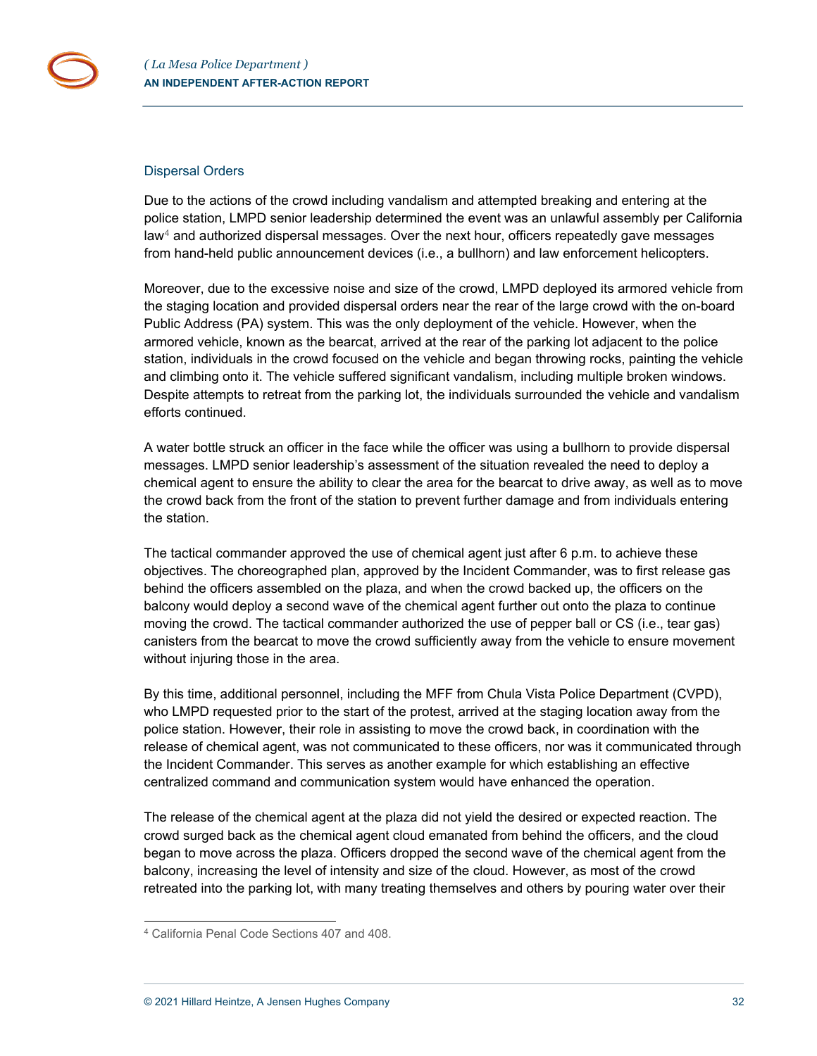## Dispersal Orders

Due to the actions of the crowd including vandalism and attempted breaking and entering at the police station, LMPD senior leadership determined the event was an unlawful assembly per California law[4] and authorized dispersal messages. Over the next hour, officers repeatedly gave messages from hand-held public announcement devices (i.e., a bullhorn) and law enforcement helicopters.

Moreover, due to the excessive noise and size of the crowd, LMPD deployed its armored vehicle from the staging location and provided dispersal orders near the rear of the large crowd with the on-board Public Address (PA) system. This was the only deployment of the vehicle. However, when the armored vehicle, known as the bearcat, arrived at the rear of the parking lot adjacent to the police station, individuals in the crowd focused on the vehicle and began throwing rocks, painting the vehicle and climbing onto it. The vehicle suffered significant vandalism, including multiple broken windows. Despite attempts to retreat from the parking lot, the individuals surrounded the vehicle and vandalism efforts continued.

A water bottle struck an officer in the face while the officer was using a bullhorn to provide dispersal messages. LMPD senior leadership's assessment of the situation revealed the need to deploy a chemical agent to ensure the ability to clear the area for the bearcat to drive away, as well as to move the crowd back from the front of the station to prevent further damage and from individuals entering the station.

The tactical commander approved the use of chemical agent just after 6 p.m. to achieve these objectives. The choreographed plan, approved by the Incident Commander, was to first release gas behind the officers assembled on the plaza, and when the crowd backed up, the officers on the balcony would deploy a second wave of the chemical agent further out onto the plaza to continue moving the crowd. The tactical commander authorized the use of pepper ball or CS (i.e., tear gas) canisters from the bearcat to move the crowd sufficiently away from the vehicle to ensure movement without injuring those in the area.

By this time, additional personnel, including the MFF from Chula Vista Police Department (CVPD), who LMPD requested prior to the start of the protest, arrived at the staging location away from the police station. However, their role in assisting to move the crowd back, in coordination with the release of chemical agent, was not communicated to these officers, nor was it communicated through the Incident Commander. This serves as another example for which establishing an effective centralized command and communication system would have enhanced the operation.

The release of the chemical agent at the plaza did not yield the desired or expected reaction. The crowd surged back as the chemical agent cloud emanated from behind the officers, and the cloud began to move across the plaza. Officers dropped the second wave of the chemical agent from the balcony, increasing the level of intensity and size of the cloud. However, as most of the crowd retreated into the parking lot, with many treating themselves and others by pouring water over their

[4] California Penal Code Sections 407 and 408.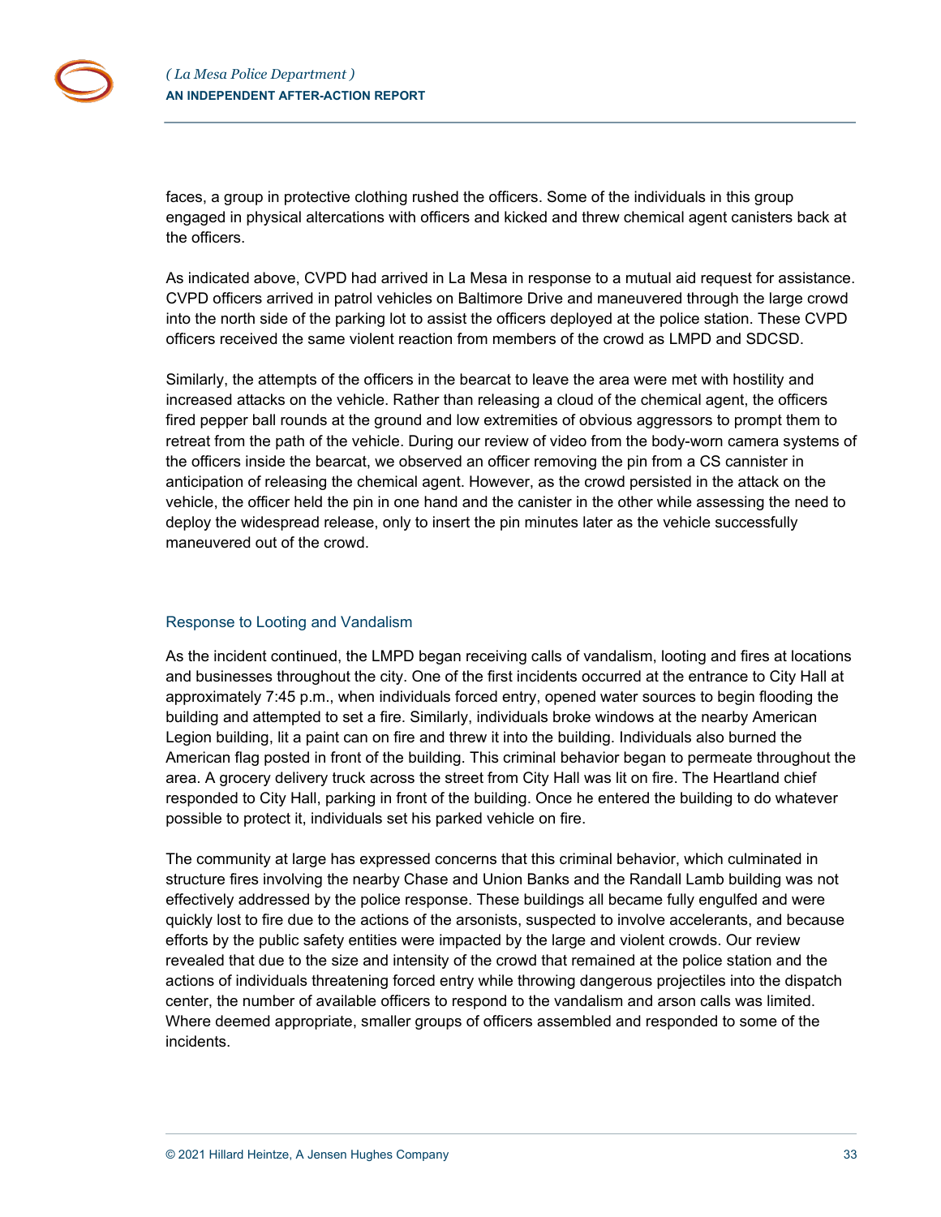faces, a group in protective clothing rushed the officers. Some of the individuals in this group engaged in physical altercations with officers and kicked and threw chemical agent canisters back at the officers.

As indicated above, CVPD had arrived in La Mesa in response to a mutual aid request for assistance. CVPD officers arrived in patrol vehicles on Baltimore Drive and maneuvered through the large crowd into the north side of the parking lot to assist the officers deployed at the police station. These CVPD officers received the same violent reaction from members of the crowd as LMPD and SDCSD.

Similarly, the attempts of the officers in the bearcat to leave the area were met with hostility and increased attacks on the vehicle. Rather than releasing a cloud of the chemical agent, the officers fired pepper ball rounds at the ground and low extremities of obvious aggressors to prompt them to retreat from the path of the vehicle. During our review of video from the body-worn camera systems of the officers inside the bearcat, we observed an officer removing the pin from a CS cannister in anticipation of releasing the chemical agent. However, as the crowd persisted in the attack on the vehicle, the officer held the pin in one hand and the canister in the other while assessing the need to deploy the widespread release, only to insert the pin minutes later as the vehicle successfully maneuvered out of the crowd.

### Response to Looting and Vandalism

As the incident continued, the LMPD began receiving calls of vandalism, looting and fires at locations and businesses throughout the city. One of the first incidents occurred at the entrance to City Hall at approximately 7:45 p.m., when individuals forced entry, opened water sources to begin flooding the building and attempted to set a fire. Similarly, individuals broke windows at the nearby American Legion building, lit a paint can on fire and threw it into the building. Individuals also burned the American flag posted in front of the building. This criminal behavior began to permeate throughout the area. A grocery delivery truck across the street from City Hall was lit on fire. The Heartland chief responded to City Hall, parking in front of the building. Once he entered the building to do whatever possible to protect it, individuals set his parked vehicle on fire.

The community at large has expressed concerns that this criminal behavior, which culminated in structure fires involving the nearby Chase and Union Banks and the Randall Lamb building was not effectively addressed by the police response. These buildings all became fully engulfed and were quickly lost to fire due to the actions of the arsonists, suspected to involve accelerants, and because efforts by the public safety entities were impacted by the large and violent crowds. Our review revealed that due to the size and intensity of the crowd that remained at the police station and the actions of individuals threatening forced entry while throwing dangerous projectiles into the dispatch center, the number of available officers to respond to the vandalism and arson calls was limited. Where deemed appropriate, smaller groups of officers assembled and responded to some of the incidents.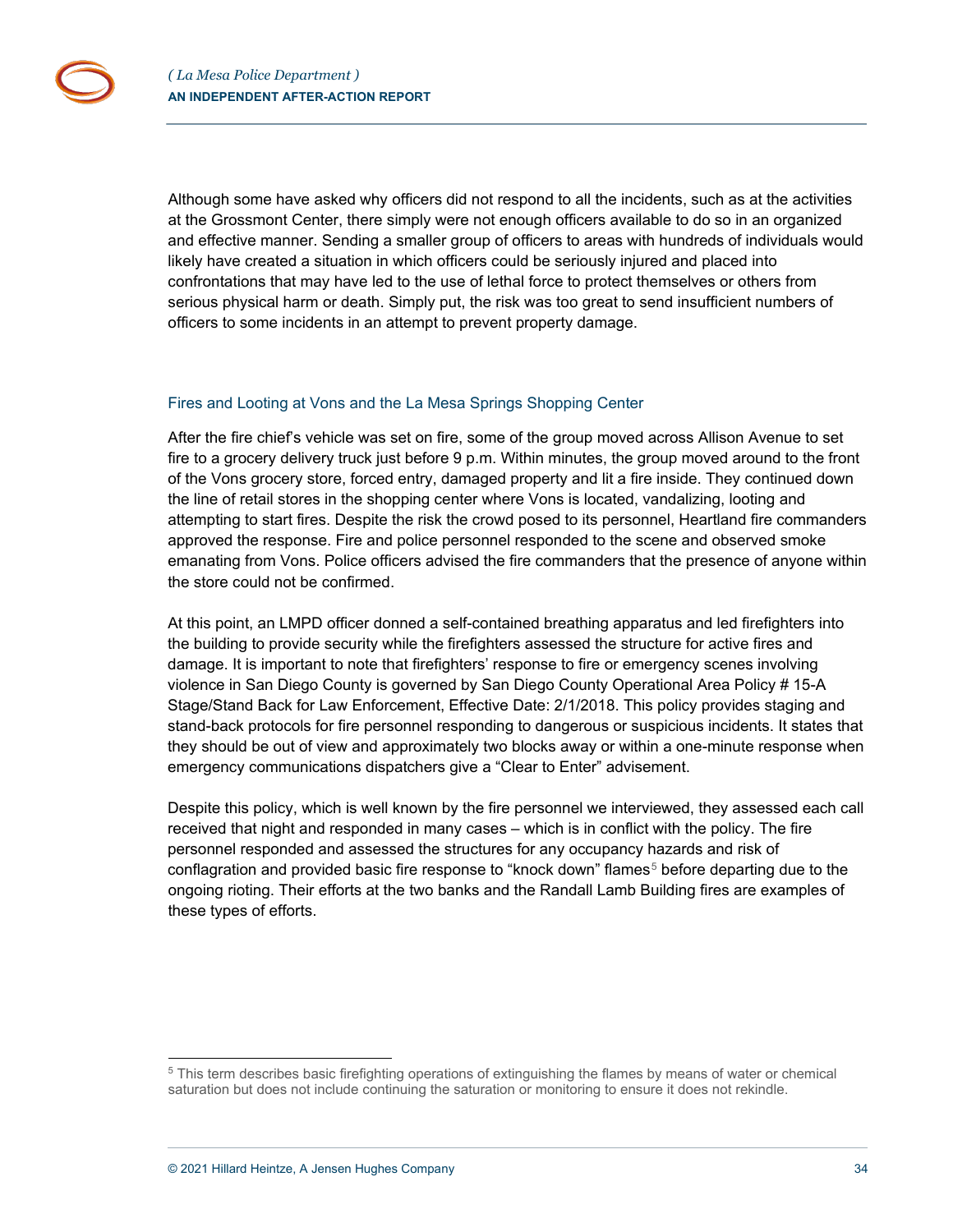Although some have asked why officers did not respond to all the incidents, such as at the activities at the Grossmont Center, there simply were not enough officers available to do so in an organized and effective manner. Sending a smaller group of officers to areas with hundreds of individuals would likely have created a situation in which officers could be seriously injured and placed into confrontations that may have led to the use of lethal force to protect themselves or others from serious physical harm or death. Simply put, the risk was too great to send insufficient numbers of officers to some incidents in an attempt to prevent property damage.

### Fires and Looting at Vons and the La Mesa Springs Shopping Center

After the fire chief's vehicle was set on fire, some of the group moved across Allison Avenue to set fire to a grocery delivery truck just before 9 p.m. Within minutes, the group moved around to the front of the Vons grocery store, forced entry, damaged property and lit a fire inside. They continued down the line of retail stores in the shopping center where Vons is located, vandalizing, looting and attempting to start fires. Despite the risk the crowd posed to its personnel, Heartland fire commanders approved the response. Fire and police personnel responded to the scene and observed smoke emanating from Vons. Police officers advised the fire commanders that the presence of anyone within the store could not be confirmed.

At this point, an LMPD officer donned a self-contained breathing apparatus and led firefighters into the building to provide security while the firefighters assessed the structure for active fires and damage. It is important to note that firefighters' response to fire or emergency scenes involving violence in San Diego County is governed by San Diego County Operational Area Policy # 15-A Stage/Stand Back for Law Enforcement, Effective Date: 2/1/2018. This policy provides staging and stand-back protocols for fire personnel responding to dangerous or suspicious incidents. It states that they should be out of view and approximately two blocks away or within a one-minute response when emergency communications dispatchers give a "Clear to Enter" advisement.

Despite this policy, which is well known by the fire personnel we interviewed, they assessed each call received that night and responded in many cases – which is in conflict with the policy. The fire personnel responded and assessed the structures for any occupancy hazards and risk of conflagration and provided basic fire response to "knock down" flames[5] before departing due to the ongoing rioting. Their efforts at the two banks and the Randall Lamb Building fires are examples of these types of efforts.

[5] This term describes basic firefighting operations of extinguishing the flames by means of water or chemical saturation but does not include continuing the saturation or monitoring to ensure it does not rekindle.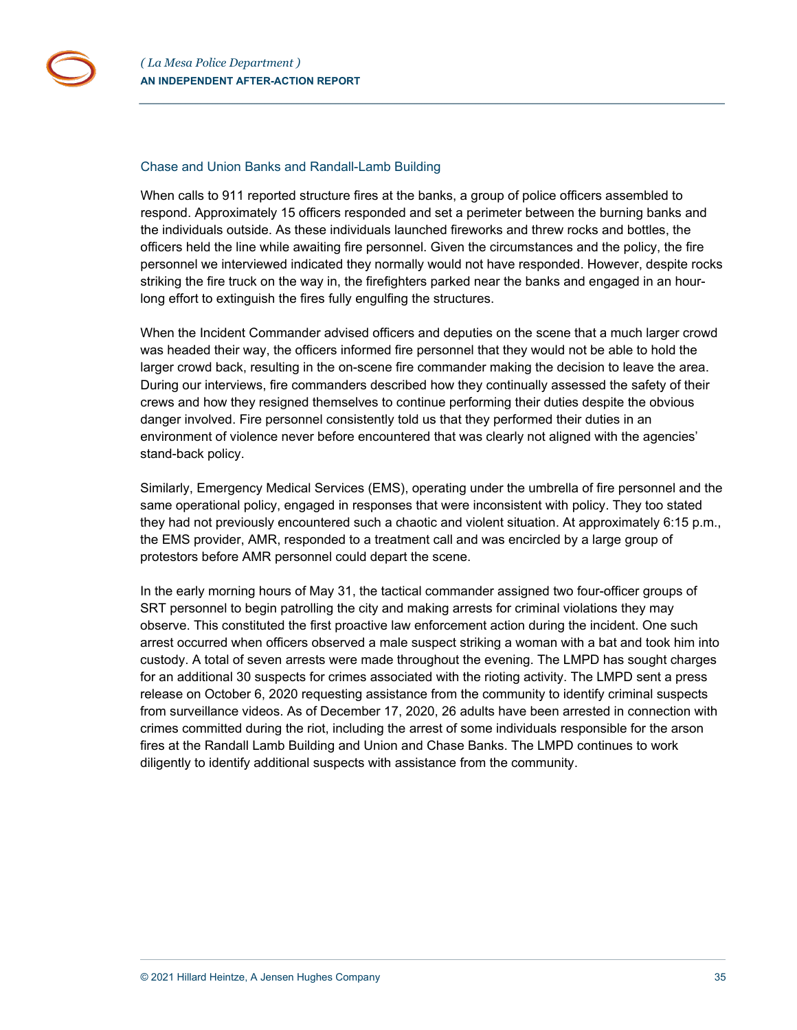### Chase and Union Banks and Randall-Lamb Building

When calls to 911 reported structure fires at the banks, a group of police officers assembled to respond. Approximately 15 officers responded and set a perimeter between the burning banks and the individuals outside. As these individuals launched fireworks and threw rocks and bottles, the officers held the line while awaiting fire personnel. Given the circumstances and the policy, the fire personnel we interviewed indicated they normally would not have responded. However, despite rocks striking the fire truck on the way in, the firefighters parked near the banks and engaged in an hour-long effort to extinguish the fires fully engulfing the structures.

When the Incident Commander advised officers and deputies on the scene that a much larger crowd was headed their way, the officers informed fire personnel that they would not be able to hold the larger crowd back, resulting in the on-scene fire commander making the decision to leave the area. During our interviews, fire commanders described how they continually assessed the safety of their crews and how they resigned themselves to continue performing their duties despite the obvious danger involved. Fire personnel consistently told us that they performed their duties in an environment of violence never before encountered that was clearly not aligned with the agencies' stand-back policy.

Similarly, Emergency Medical Services (EMS), operating under the umbrella of fire personnel and the same operational policy, engaged in responses that were inconsistent with policy. They too stated they had not previously encountered such a chaotic and violent situation. At approximately 6:15 p.m., the EMS provider, AMR, responded to a treatment call and was encircled by a large group of protestors before AMR personnel could depart the scene.

In the early morning hours of May 31, the tactical commander assigned two four-officer groups of SRT personnel to begin patrolling the city and making arrests for criminal violations they may observe. This constituted the first proactive law enforcement action during the incident. One such arrest occurred when officers observed a male suspect striking a woman with a bat and took him into custody. A total of seven arrests were made throughout the evening. The LMPD has sought charges for an additional 30 suspects for crimes associated with the rioting activity. The LMPD sent a press release on October 6, 2020 requesting assistance from the community to identify criminal suspects from surveillance videos. As of December 17, 2020, 26 adults have been arrested in connection with crimes committed during the riot, including the arrest of some individuals responsible for the arson fires at the Randall Lamb Building and Union and Chase Banks. The LMPD continues to work diligently to identify additional suspects with assistance from the community.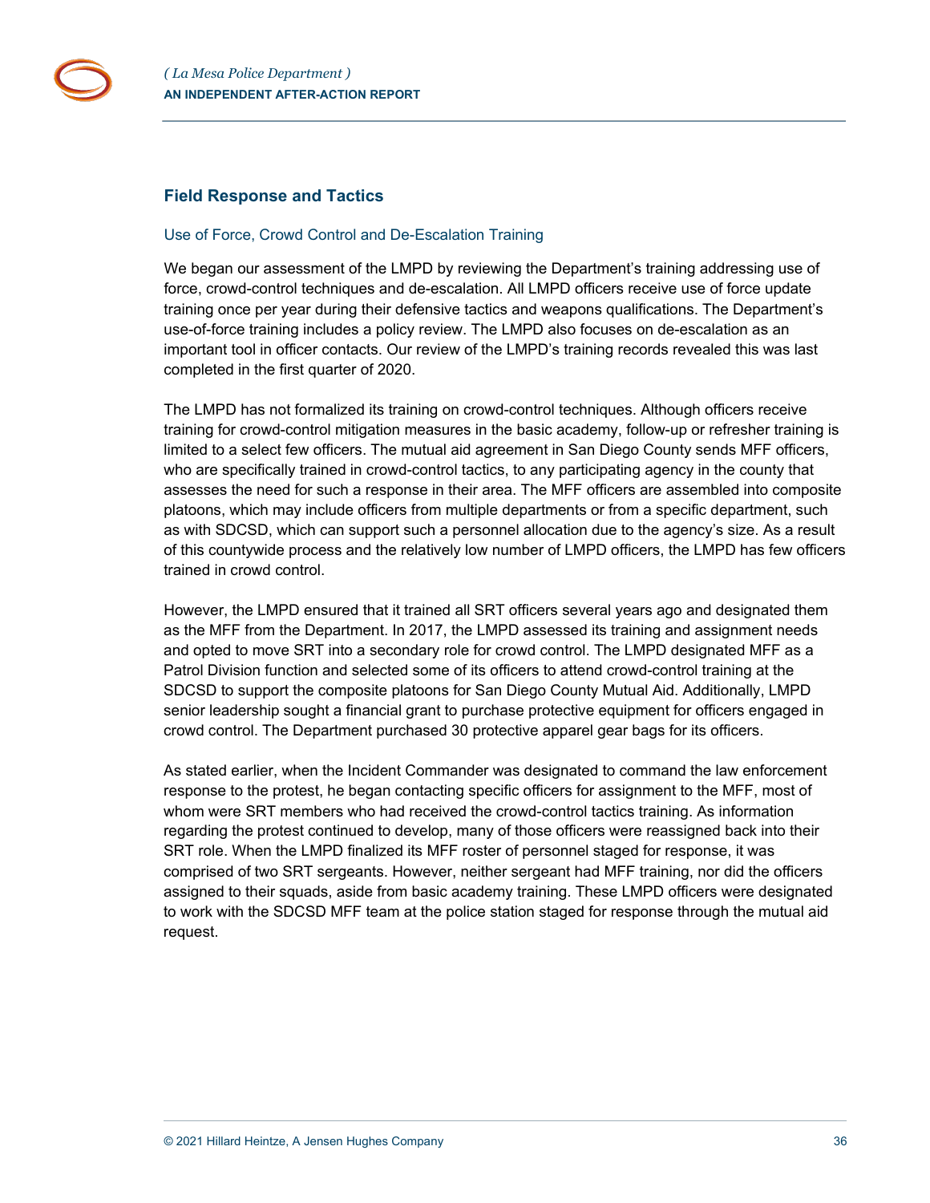## Field Response and Tactics

### Use of Force, Crowd Control and De-Escalation Training

We began our assessment of the LMPD by reviewing the Department's training addressing use of force, crowd-control techniques and de-escalation. All LMPD officers receive use of force update training once per year during their defensive tactics and weapons qualifications. The Department's use-of-force training includes a policy review. The LMPD also focuses on de-escalation as an important tool in officer contacts. Our review of the LMPD's training records revealed this was last completed in the first quarter of 2020.

The LMPD has not formalized its training on crowd-control techniques. Although officers receive training for crowd-control mitigation measures in the basic academy, follow-up or refresher training is limited to a select few officers. The mutual aid agreement in San Diego County sends MFF officers, who are specifically trained in crowd-control tactics, to any participating agency in the county that assesses the need for such a response in their area. The MFF officers are assembled into composite platoons, which may include officers from multiple departments or from a specific department, such as with SDCSD, which can support such a personnel allocation due to the agency's size. As a result of this countywide process and the relatively low number of LMPD officers, the LMPD has few officers trained in crowd control.

However, the LMPD ensured that it trained all SRT officers several years ago and designated them as the MFF from the Department. In 2017, the LMPD assessed its training and assignment needs and opted to move SRT into a secondary role for crowd control. The LMPD designated MFF as a Patrol Division function and selected some of its officers to attend crowd-control training at the SDCSD to support the composite platoons for San Diego County Mutual Aid. Additionally, LMPD senior leadership sought a financial grant to purchase protective equipment for officers engaged in crowd control. The Department purchased 30 protective apparel gear bags for its officers.

As stated earlier, when the Incident Commander was designated to command the law enforcement response to the protest, he began contacting specific officers for assignment to the MFF, most of whom were SRT members who had received the crowd-control tactics training. As information regarding the protest continued to develop, many of those officers were reassigned back into their SRT role. When the LMPD finalized its MFF roster of personnel staged for response, it was comprised of two SRT sergeants. However, neither sergeant had MFF training, nor did the officers assigned to their squads, aside from basic academy training. These LMPD officers were designated to work with the SDCSD MFF team at the police station staged for response through the mutual aid request.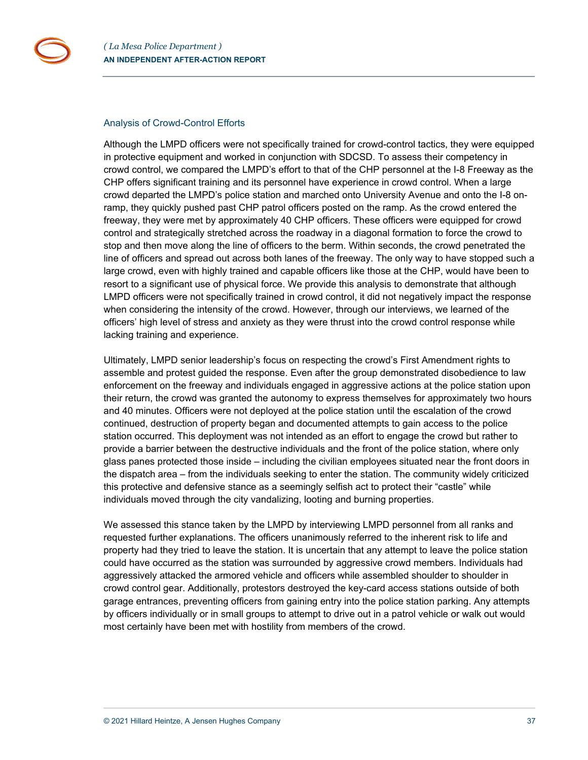### Analysis of Crowd-Control Efforts

Although the LMPD officers were not specifically trained for crowd-control tactics, they were equipped in protective equipment and worked in conjunction with SDCSD. To assess their competency in crowd control, we compared the LMPD's effort to that of the CHP personnel at the I-8 Freeway as the CHP offers significant training and its personnel have experience in crowd control. When a large crowd departed the LMPD's police station and marched onto University Avenue and onto the I-8 on-ramp, they quickly pushed past CHP patrol officers posted on the ramp. As the crowd entered the freeway, they were met by approximately 40 CHP officers. These officers were equipped for crowd control and strategically stretched across the roadway in a diagonal formation to force the crowd to stop and then move along the line of officers to the berm. Within seconds, the crowd penetrated the line of officers and spread out across both lanes of the freeway. The only way to have stopped such a large crowd, even with highly trained and capable officers like those at the CHP, would have been to resort to a significant use of physical force. We provide this analysis to demonstrate that although LMPD officers were not specifically trained in crowd control, it did not negatively impact the response when considering the intensity of the crowd. However, through our interviews, we learned of the officers' high level of stress and anxiety as they were thrust into the crowd control response while lacking training and experience.

Ultimately, LMPD senior leadership's focus on respecting the crowd's First Amendment rights to assemble and protest guided the response. Even after the group demonstrated disobedience to law enforcement on the freeway and individuals engaged in aggressive actions at the police station upon their return, the crowd was granted the autonomy to express themselves for approximately two hours and 40 minutes. Officers were not deployed at the police station until the escalation of the crowd continued, destruction of property began and documented attempts to gain access to the police station occurred. This deployment was not intended as an effort to engage the crowd but rather to provide a barrier between the destructive individuals and the front of the police station, where only glass panes protected those inside – including the civilian employees situated near the front doors in the dispatch area – from the individuals seeking to enter the station. The community widely criticized this protective and defensive stance as a seemingly selfish act to protect their "castle" while individuals moved through the city vandalizing, looting and burning properties.

We assessed this stance taken by the LMPD by interviewing LMPD personnel from all ranks and requested further explanations. The officers unanimously referred to the inherent risk to life and property had they tried to leave the station. It is uncertain that any attempt to leave the police station could have occurred as the station was surrounded by aggressive crowd members. Individuals had aggressively attacked the armored vehicle and officers while assembled shoulder to shoulder in crowd control gear. Additionally, protestors destroyed the key-card access stations outside of both garage entrances, preventing officers from gaining entry into the police station parking. Any attempts by officers individually or in small groups to attempt to drive out in a patrol vehicle or walk out would most certainly have been met with hostility from members of the crowd.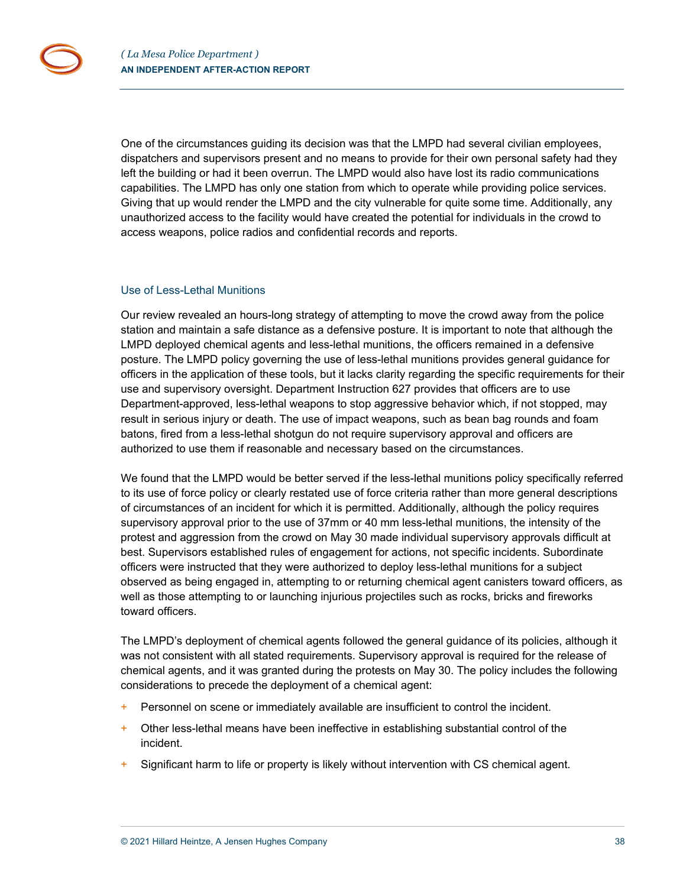One of the circumstances guiding its decision was that the LMPD had several civilian employees, dispatchers and supervisors present and no means to provide for their own personal safety had they left the building or had it been overrun. The LMPD would also have lost its radio communications capabilities. The LMPD has only one station from which to operate while providing police services. Giving that up would render the LMPD and the city vulnerable for quite some time. Additionally, any unauthorized access to the facility would have created the potential for individuals in the crowd to access weapons, police radios and confidential records and reports.

## Use of Less-Lethal Munitions

Our review revealed an hours-long strategy of attempting to move the crowd away from the police station and maintain a safe distance as a defensive posture. It is important to note that although the LMPD deployed chemical agents and less-lethal munitions, the officers remained in a defensive posture. The LMPD policy governing the use of less-lethal munitions provides general guidance for officers in the application of these tools, but it lacks clarity regarding the specific requirements for their use and supervisory oversight. Department Instruction 627 provides that officers are to use Department-approved, less-lethal weapons to stop aggressive behavior which, if not stopped, may result in serious injury or death. The use of impact weapons, such as bean bag rounds and foam batons, fired from a less-lethal shotgun do not require supervisory approval and officers are authorized to use them if reasonable and necessary based on the circumstances.

We found that the LMPD would be better served if the less-lethal munitions policy specifically referred to its use of force policy or clearly restated use of force criteria rather than more general descriptions of circumstances of an incident for which it is permitted. Additionally, although the policy requires supervisory approval prior to the use of 37mm or 40 mm less-lethal munitions, the intensity of the protest and aggression from the crowd on May 30 made individual supervisory approvals difficult at best. Supervisors established rules of engagement for actions, not specific incidents. Subordinate officers were instructed that they were authorized to deploy less-lethal munitions for a subject observed as being engaged in, attempting to or returning chemical agent canisters toward officers, as well as those attempting to or launching injurious projectiles such as rocks, bricks and fireworks toward officers.

The LMPD's deployment of chemical agents followed the general guidance of its policies, although it was not consistent with all stated requirements. Supervisory approval is required for the release of chemical agents, and it was granted during the protests on May 30. The policy includes the following considerations to precede the deployment of a chemical agent:

- Personnel on scene or immediately available are insufficient to control the incident.
- Other less-lethal means have been ineffective in establishing substantial control of the incident.
- Significant harm to life or property is likely without intervention with CS chemical agent.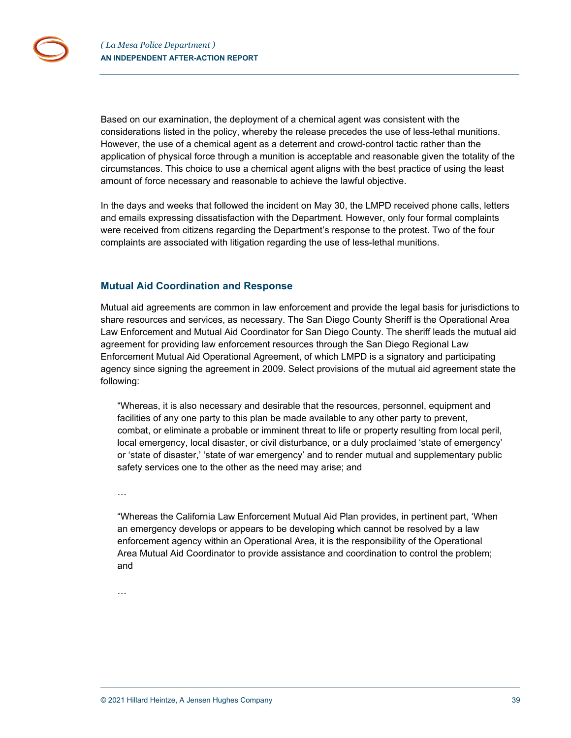Based on our examination, the deployment of a chemical agent was consistent with the considerations listed in the policy, whereby the release precedes the use of less-lethal munitions. However, the use of a chemical agent as a deterrent and crowd-control tactic rather than the application of physical force through a munition is acceptable and reasonable given the totality of the circumstances. This choice to use a chemical agent aligns with the best practice of using the least amount of force necessary and reasonable to achieve the lawful objective.

In the days and weeks that followed the incident on May 30, the LMPD received phone calls, letters and emails expressing dissatisfaction with the Department. However, only four formal complaints were received from citizens regarding the Department's response to the protest. Two of the four complaints are associated with litigation regarding the use of less-lethal munitions.

## Mutual Aid Coordination and Response

Mutual aid agreements are common in law enforcement and provide the legal basis for jurisdictions to share resources and services, as necessary. The San Diego County Sheriff is the Operational Area Law Enforcement and Mutual Aid Coordinator for San Diego County. The sheriff leads the mutual aid agreement for providing law enforcement resources through the San Diego Regional Law Enforcement Mutual Aid Operational Agreement, of which LMPD is a signatory and participating agency since signing the agreement in 2009. Select provisions of the mutual aid agreement state the following:

> "Whereas, it is also necessary and desirable that the resources, personnel, equipment and facilities of any one party to this plan be made available to any other party to prevent, combat, or eliminate a probable or imminent threat to life or property resulting from local peril, local emergency, local disaster, or civil disturbance, or a duly proclaimed 'state of emergency' or 'state of disaster,' 'state of war emergency' and to render mutual and supplementary public safety services one to the other as the need may arise; and
>
> …
>
> "Whereas the California Law Enforcement Mutual Aid Plan provides, in pertinent part, 'When an emergency develops or appears to be developing which cannot be resolved by a law enforcement agency within an Operational Area, it is the responsibility of the Operational Area Mutual Aid Coordinator to provide assistance and coordination to control the problem; and
>
> …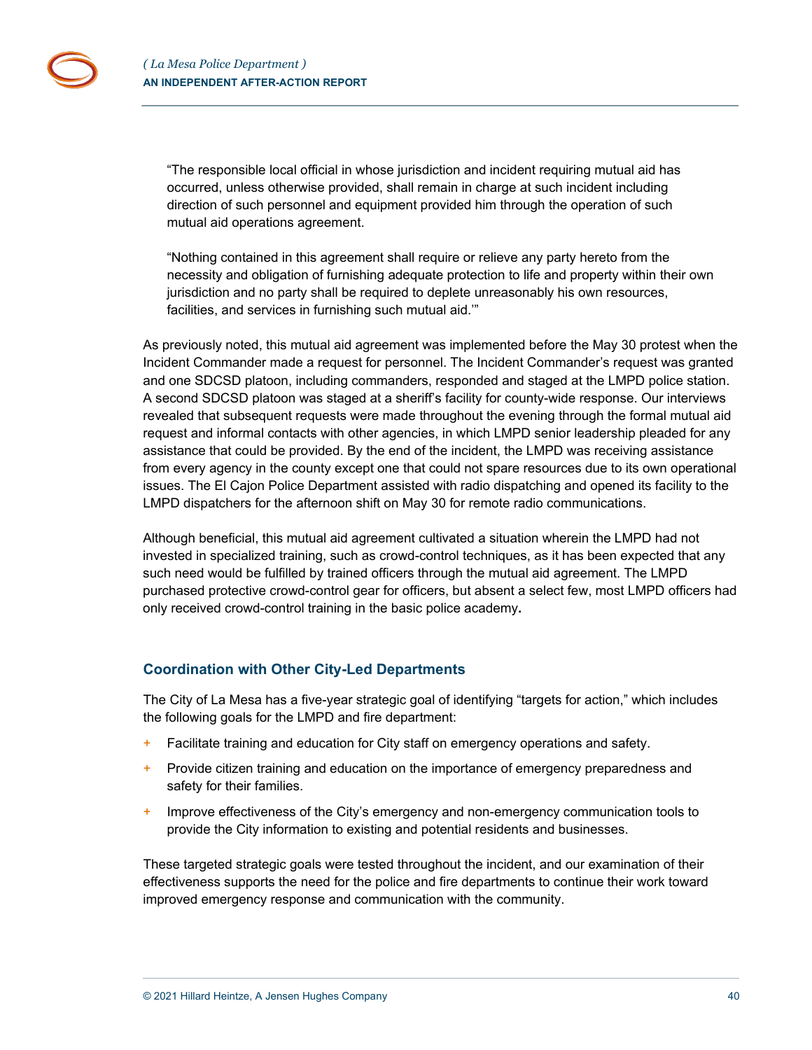> "The responsible local official in whose jurisdiction and incident requiring mutual aid has occurred, unless otherwise provided, shall remain in charge at such incident including direction of such personnel and equipment provided him through the operation of such mutual aid operations agreement.
>
> "Nothing contained in this agreement shall require or relieve any party hereto from the necessity and obligation of furnishing adequate protection to life and property within their own jurisdiction and no party shall be required to deplete unreasonably his own resources, facilities, and services in furnishing such mutual aid.'"

As previously noted, this mutual aid agreement was implemented before the May 30 protest when the Incident Commander made a request for personnel. The Incident Commander's request was granted and one SDCSD platoon, including commanders, responded and staged at the LMPD police station. A second SDCSD platoon was staged at a sheriff's facility for county-wide response. Our interviews revealed that subsequent requests were made throughout the evening through the formal mutual aid request and informal contacts with other agencies, in which LMPD senior leadership pleaded for any assistance that could be provided. By the end of the incident, the LMPD was receiving assistance from every agency in the county except one that could not spare resources due to its own operational issues. The El Cajon Police Department assisted with radio dispatching and opened its facility to the LMPD dispatchers for the afternoon shift on May 30 for remote radio communications.

Although beneficial, this mutual aid agreement cultivated a situation wherein the LMPD had not invested in specialized training, such as crowd-control techniques, as it has been expected that any such need would be fulfilled by trained officers through the mutual aid agreement. The LMPD purchased protective crowd-control gear for officers, but absent a select few, most LMPD officers had only received crowd-control training in the basic police academy.

## Coordination with Other City-Led Departments

The City of La Mesa has a five-year strategic goal of identifying "targets for action," which includes the following goals for the LMPD and fire department:

- Facilitate training and education for City staff on emergency operations and safety.
- Provide citizen training and education on the importance of emergency preparedness and safety for their families.
- Improve effectiveness of the City's emergency and non-emergency communication tools to provide the City information to existing and potential residents and businesses.

These targeted strategic goals were tested throughout the incident, and our examination of their effectiveness supports the need for the police and fire departments to continue their work toward improved emergency response and communication with the community.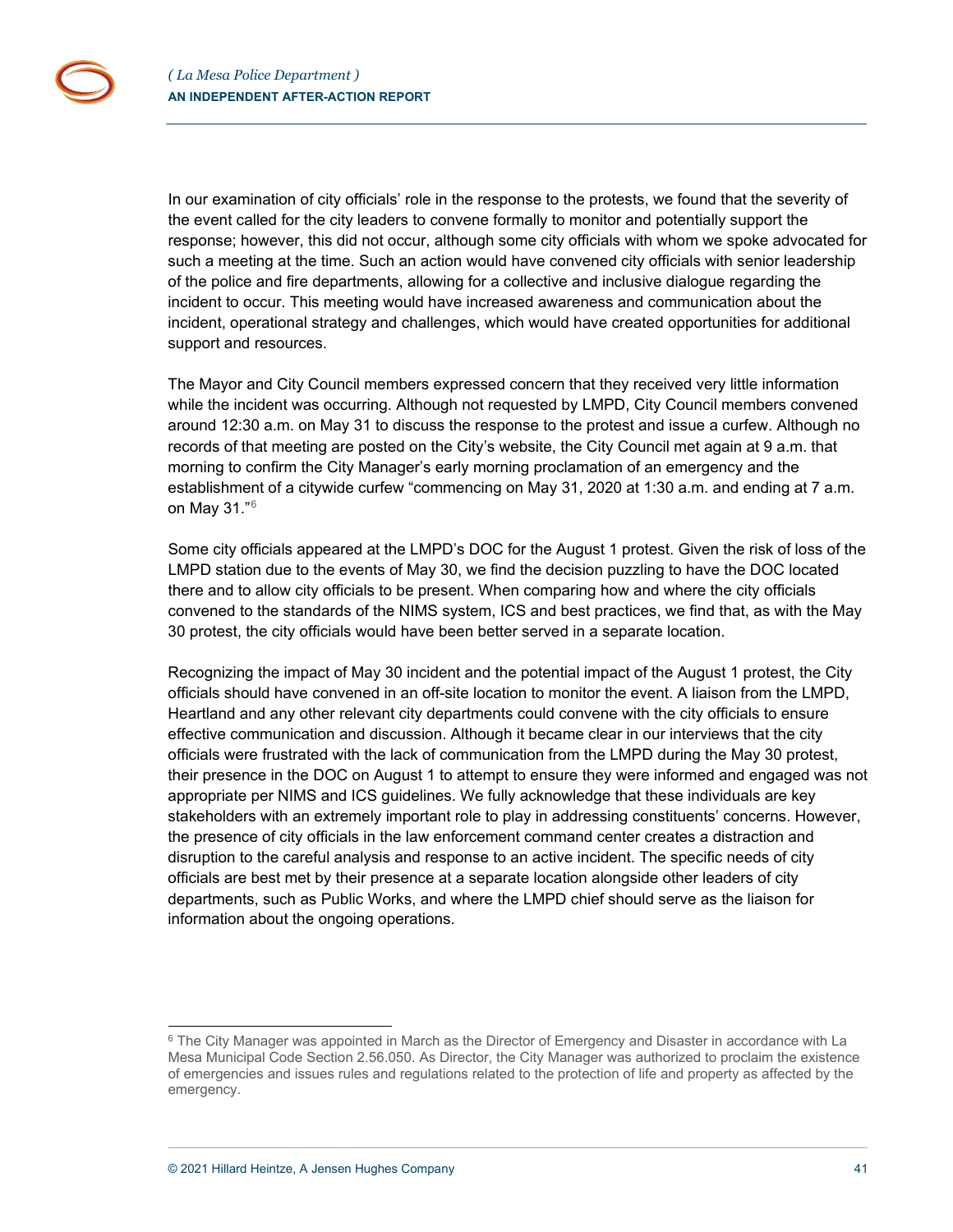In our examination of city officials' role in the response to the protests, we found that the severity of the event called for the city leaders to convene formally to monitor and potentially support the response; however, this did not occur, although some city officials with whom we spoke advocated for such a meeting at the time. Such an action would have convened city officials with senior leadership of the police and fire departments, allowing for a collective and inclusive dialogue regarding the incident to occur. This meeting would have increased awareness and communication about the incident, operational strategy and challenges, which would have created opportunities for additional support and resources.

The Mayor and City Council members expressed concern that they received very little information while the incident was occurring. Although not requested by LMPD, City Council members convened around 12:30 a.m. on May 31 to discuss the response to the protest and issue a curfew. Although no records of that meeting are posted on the City's website, the City Council met again at 9 a.m. that morning to confirm the City Manager's early morning proclamation of an emergency and the establishment of a citywide curfew "commencing on May 31, 2020 at 1:30 a.m. and ending at 7 a.m. on May 31."[6]

Some city officials appeared at the LMPD's DOC for the August 1 protest. Given the risk of loss of the LMPD station due to the events of May 30, we find the decision puzzling to have the DOC located there and to allow city officials to be present. When comparing how and where the city officials convened to the standards of the NIMS system, ICS and best practices, we find that, as with the May 30 protest, the city officials would have been better served in a separate location.

Recognizing the impact of May 30 incident and the potential impact of the August 1 protest, the City officials should have convened in an off-site location to monitor the event. A liaison from the LMPD, Heartland and any other relevant city departments could convene with the city officials to ensure effective communication and discussion. Although it became clear in our interviews that the city officials were frustrated with the lack of communication from the LMPD during the May 30 protest, their presence in the DOC on August 1 to attempt to ensure they were informed and engaged was not appropriate per NIMS and ICS guidelines. We fully acknowledge that these individuals are key stakeholders with an extremely important role to play in addressing constituents' concerns. However, the presence of city officials in the law enforcement command center creates a distraction and disruption to the careful analysis and response to an active incident. The specific needs of city officials are best met by their presence at a separate location alongside other leaders of city departments, such as Public Works, and where the LMPD chief should serve as the liaison for information about the ongoing operations.

---

[6] The City Manager was appointed in March as the Director of Emergency and Disaster in accordance with La Mesa Municipal Code Section 2.56.050. As Director, the City Manager was authorized to proclaim the existence of emergencies and issues rules and regulations related to the protection of life and property as affected by the emergency.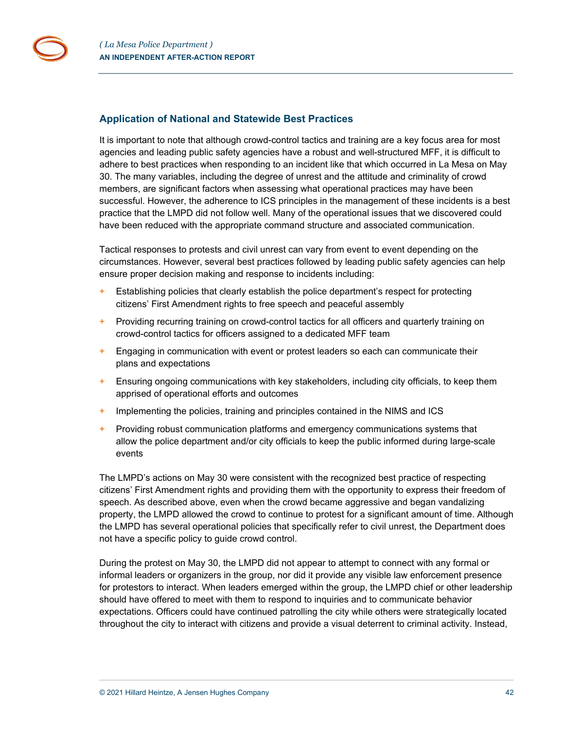## Application of National and Statewide Best Practices

It is important to note that although crowd-control tactics and training are a key focus area for most agencies and leading public safety agencies have a robust and well-structured MFF, it is difficult to adhere to best practices when responding to an incident like that which occurred in La Mesa on May 30. The many variables, including the degree of unrest and the attitude and criminality of crowd members, are significant factors when assessing what operational practices may have been successful. However, the adherence to ICS principles in the management of these incidents is a best practice that the LMPD did not follow well. Many of the operational issues that we discovered could have been reduced with the appropriate command structure and associated communication.

Tactical responses to protests and civil unrest can vary from event to event depending on the circumstances. However, several best practices followed by leading public safety agencies can help ensure proper decision making and response to incidents including:

- Establishing policies that clearly establish the police department's respect for protecting citizens' First Amendment rights to free speech and peaceful assembly
- Providing recurring training on crowd-control tactics for all officers and quarterly training on crowd-control tactics for officers assigned to a dedicated MFF team
- Engaging in communication with event or protest leaders so each can communicate their plans and expectations
- Ensuring ongoing communications with key stakeholders, including city officials, to keep them apprised of operational efforts and outcomes
- Implementing the policies, training and principles contained in the NIMS and ICS
- Providing robust communication platforms and emergency communications systems that allow the police department and/or city officials to keep the public informed during large-scale events

The LMPD's actions on May 30 were consistent with the recognized best practice of respecting citizens' First Amendment rights and providing them with the opportunity to express their freedom of speech. As described above, even when the crowd became aggressive and began vandalizing property, the LMPD allowed the crowd to continue to protest for a significant amount of time. Although the LMPD has several operational policies that specifically refer to civil unrest, the Department does not have a specific policy to guide crowd control.

During the protest on May 30, the LMPD did not appear to attempt to connect with any formal or informal leaders or organizers in the group, nor did it provide any visible law enforcement presence for protestors to interact. When leaders emerged within the group, the LMPD chief or other leadership should have offered to meet with them to respond to inquiries and to communicate behavior expectations. Officers could have continued patrolling the city while others were strategically located throughout the city to interact with citizens and provide a visual deterrent to criminal activity. Instead,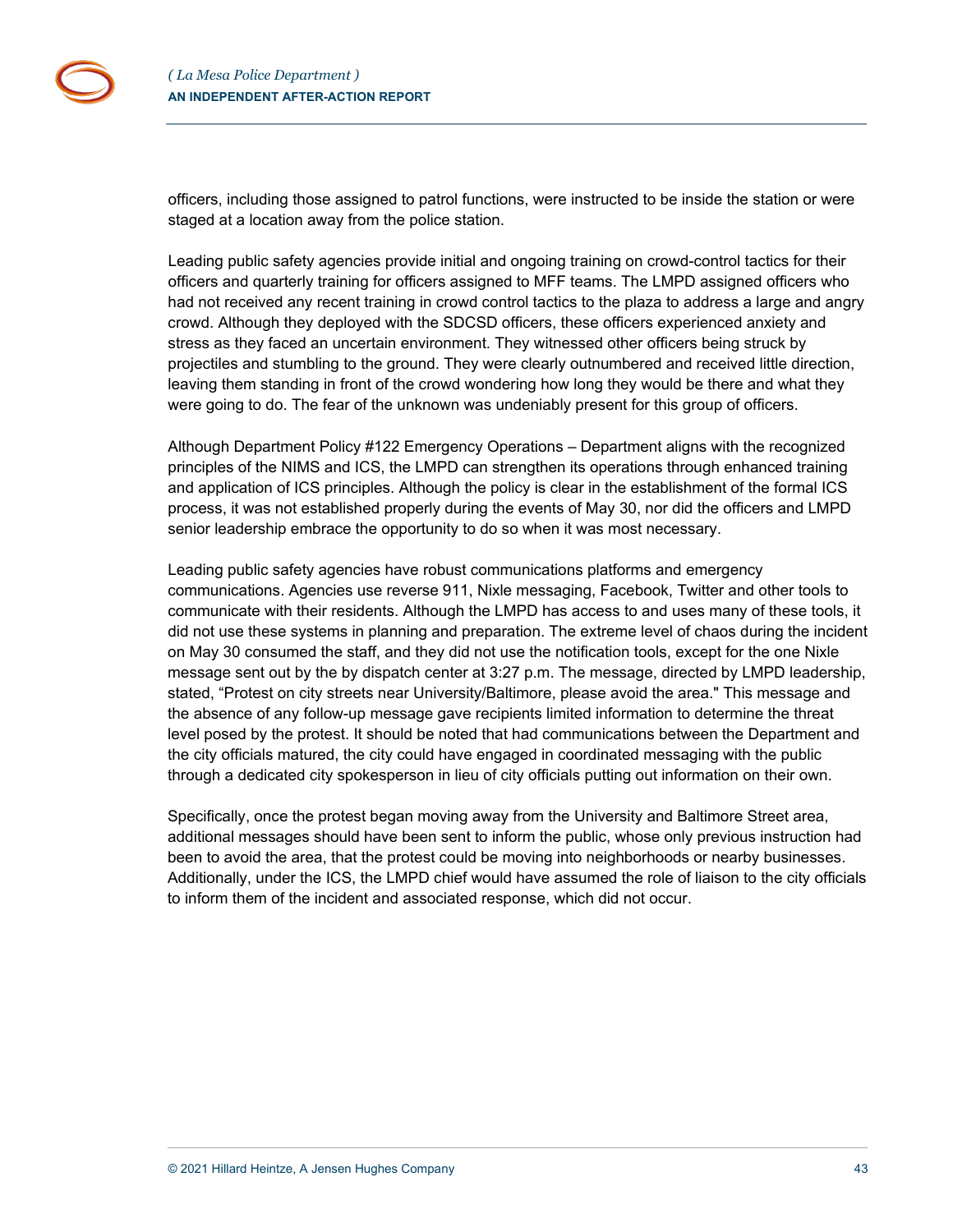officers, including those assigned to patrol functions, were instructed to be inside the station or were staged at a location away from the police station.

Leading public safety agencies provide initial and ongoing training on crowd-control tactics for their officers and quarterly training for officers assigned to MFF teams. The LMPD assigned officers who had not received any recent training in crowd control tactics to the plaza to address a large and angry crowd. Although they deployed with the SDCSD officers, these officers experienced anxiety and stress as they faced an uncertain environment. They witnessed other officers being struck by projectiles and stumbling to the ground. They were clearly outnumbered and received little direction, leaving them standing in front of the crowd wondering how long they would be there and what they were going to do. The fear of the unknown was undeniably present for this group of officers.

Although Department Policy #122 Emergency Operations – Department aligns with the recognized principles of the NIMS and ICS, the LMPD can strengthen its operations through enhanced training and application of ICS principles. Although the policy is clear in the establishment of the formal ICS process, it was not established properly during the events of May 30, nor did the officers and LMPD senior leadership embrace the opportunity to do so when it was most necessary.

Leading public safety agencies have robust communications platforms and emergency communications. Agencies use reverse 911, Nixle messaging, Facebook, Twitter and other tools to communicate with their residents. Although the LMPD has access to and uses many of these tools, it did not use these systems in planning and preparation. The extreme level of chaos during the incident on May 30 consumed the staff, and they did not use the notification tools, except for the one Nixle message sent out by the by dispatch center at 3:27 p.m. The message, directed by LMPD leadership, stated, "Protest on city streets near University/Baltimore, please avoid the area." This message and the absence of any follow-up message gave recipients limited information to determine the threat level posed by the protest. It should be noted that had communications between the Department and the city officials matured, the city could have engaged in coordinated messaging with the public through a dedicated city spokesperson in lieu of city officials putting out information on their own.

Specifically, once the protest began moving away from the University and Baltimore Street area, additional messages should have been sent to inform the public, whose only previous instruction had been to avoid the area, that the protest could be moving into neighborhoods or nearby businesses. Additionally, under the ICS, the LMPD chief would have assumed the role of liaison to the city officials to inform them of the incident and associated response, which did not occur.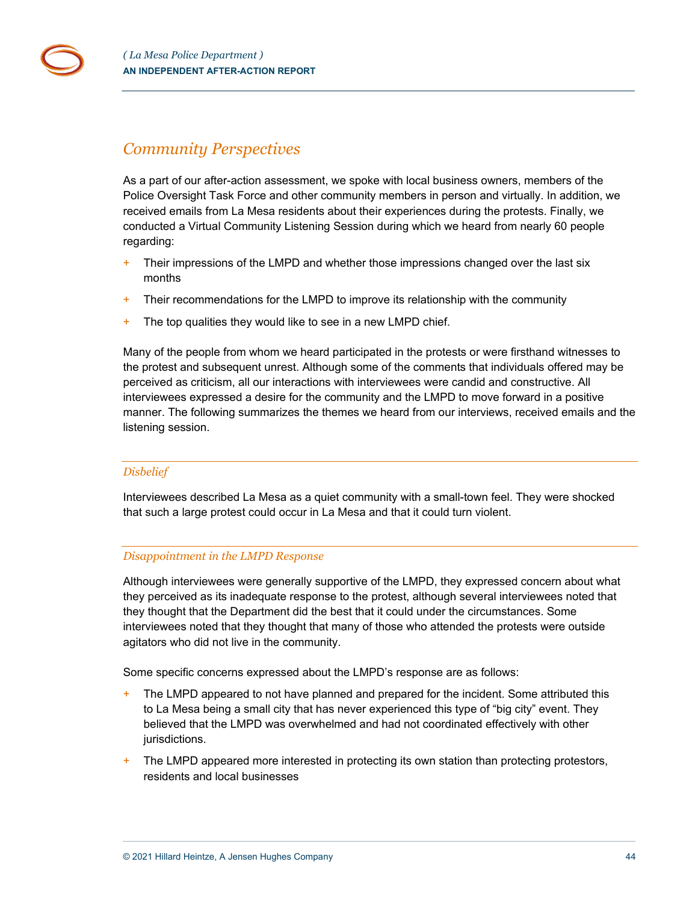## *Community Perspectives*

As a part of our after-action assessment, we spoke with local business owners, members of the Police Oversight Task Force and other community members in person and virtually. In addition, we received emails from La Mesa residents about their experiences during the protests. Finally, we conducted a Virtual Community Listening Session during which we heard from nearly 60 people regarding:

+ Their impressions of the LMPD and whether those impressions changed over the last six months
+ Their recommendations for the LMPD to improve its relationship with the community
+ The top qualities they would like to see in a new LMPD chief.

Many of the people from whom we heard participated in the protests or were firsthand witnesses to the protest and subsequent unrest. Although some of the comments that individuals offered may be perceived as criticism, all our interactions with interviewees were candid and constructive. All interviewees expressed a desire for the community and the LMPD to move forward in a positive manner. The following summarizes the themes we heard from our interviews, received emails and the listening session.

### *Disbelief*

Interviewees described La Mesa as a quiet community with a small-town feel. They were shocked that such a large protest could occur in La Mesa and that it could turn violent.

### *Disappointment in the LMPD Response*

Although interviewees were generally supportive of the LMPD, they expressed concern about what they perceived as its inadequate response to the protest, although several interviewees noted that they thought that the Department did the best that it could under the circumstances. Some interviewees noted that they thought that many of those who attended the protests were outside agitators who did not live in the community.

Some specific concerns expressed about the LMPD's response are as follows:

+ The LMPD appeared to not have planned and prepared for the incident. Some attributed this to La Mesa being a small city that has never experienced this type of "big city" event. They believed that the LMPD was overwhelmed and had not coordinated effectively with other jurisdictions.
+ The LMPD appeared more interested in protecting its own station than protecting protestors, residents and local businesses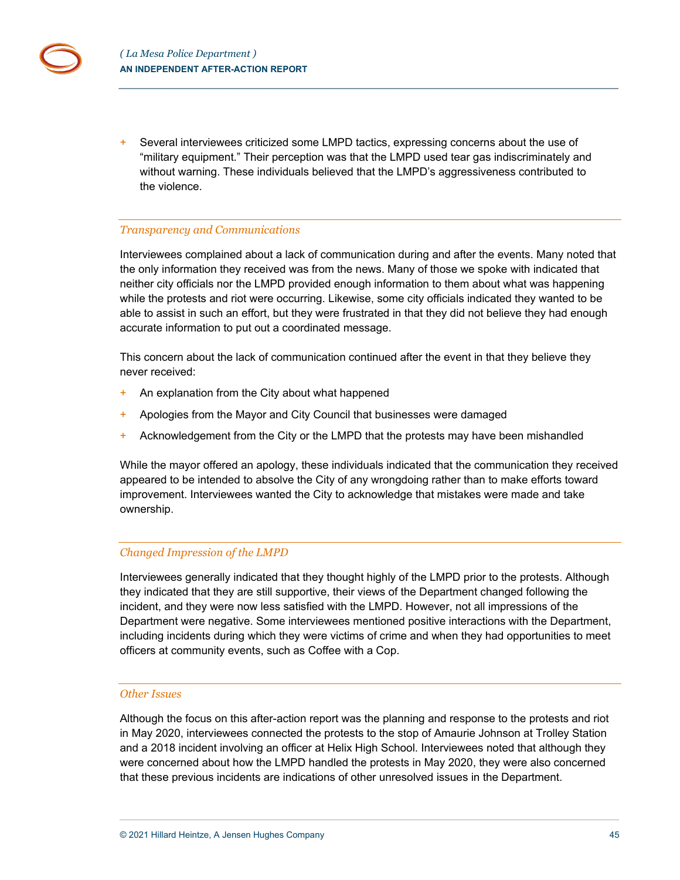- Several interviewees criticized some LMPD tactics, expressing concerns about the use of "military equipment." Their perception was that the LMPD used tear gas indiscriminately and without warning. These individuals believed that the LMPD's aggressiveness contributed to the violence.

### *Transparency and Communications*

Interviewees complained about a lack of communication during and after the events. Many noted that the only information they received was from the news. Many of those we spoke with indicated that neither city officials nor the LMPD provided enough information to them about what was happening while the protests and riot were occurring. Likewise, some city officials indicated they wanted to be able to assist in such an effort, but they were frustrated in that they did not believe they had enough accurate information to put out a coordinated message.

This concern about the lack of communication continued after the event in that they believe they never received:

- An explanation from the City about what happened
- Apologies from the Mayor and City Council that businesses were damaged
- Acknowledgement from the City or the LMPD that the protests may have been mishandled

While the mayor offered an apology, these individuals indicated that the communication they received appeared to be intended to absolve the City of any wrongdoing rather than to make efforts toward improvement. Interviewees wanted the City to acknowledge that mistakes were made and take ownership.

### *Changed Impression of the LMPD*

Interviewees generally indicated that they thought highly of the LMPD prior to the protests. Although they indicated that they are still supportive, their views of the Department changed following the incident, and they were now less satisfied with the LMPD. However, not all impressions of the Department were negative. Some interviewees mentioned positive interactions with the Department, including incidents during which they were victims of crime and when they had opportunities to meet officers at community events, such as Coffee with a Cop.

### *Other Issues*

Although the focus on this after-action report was the planning and response to the protests and riot in May 2020, interviewees connected the protests to the stop of Amaurie Johnson at Trolley Station and a 2018 incident involving an officer at Helix High School. Interviewees noted that although they were concerned about how the LMPD handled the protests in May 2020, they were also concerned that these previous incidents are indications of other unresolved issues in the Department.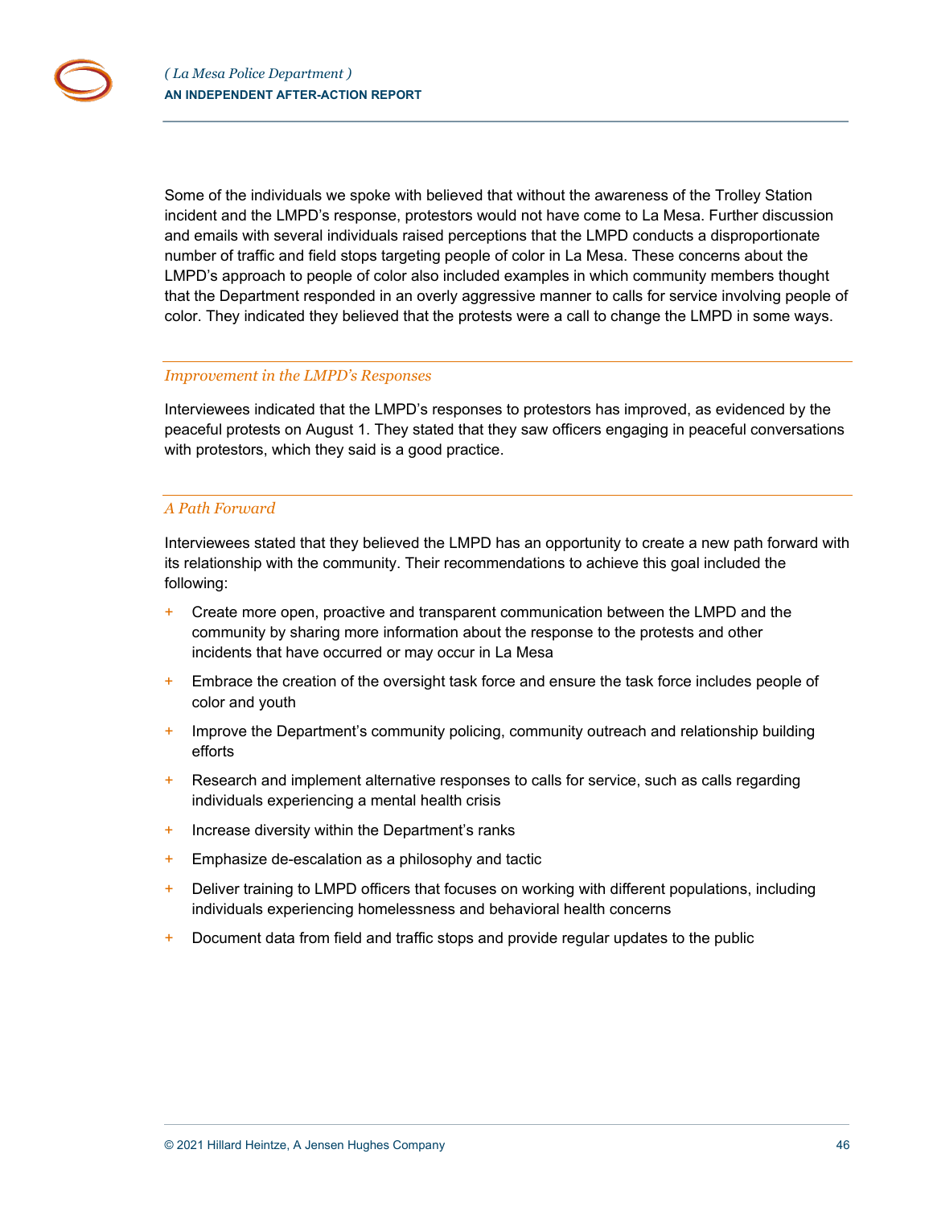Some of the individuals we spoke with believed that without the awareness of the Trolley Station incident and the LMPD's response, protestors would not have come to La Mesa. Further discussion and emails with several individuals raised perceptions that the LMPD conducts a disproportionate number of traffic and field stops targeting people of color in La Mesa. These concerns about the LMPD's approach to people of color also included examples in which community members thought that the Department responded in an overly aggressive manner to calls for service involving people of color. They indicated they believed that the protests were a call to change the LMPD in some ways.

### *Improvement in the LMPD's Responses*

Interviewees indicated that the LMPD's responses to protestors has improved, as evidenced by the peaceful protests on August 1. They stated that they saw officers engaging in peaceful conversations with protestors, which they said is a good practice.

### *A Path Forward*

Interviewees stated that they believed the LMPD has an opportunity to create a new path forward with its relationship with the community. Their recommendations to achieve this goal included the following:

- Create more open, proactive and transparent communication between the LMPD and the community by sharing more information about the response to the protests and other incidents that have occurred or may occur in La Mesa
- Embrace the creation of the oversight task force and ensure the task force includes people of color and youth
- Improve the Department's community policing, community outreach and relationship building efforts
- Research and implement alternative responses to calls for service, such as calls regarding individuals experiencing a mental health crisis
- Increase diversity within the Department's ranks
- Emphasize de-escalation as a philosophy and tactic
- Deliver training to LMPD officers that focuses on working with different populations, including individuals experiencing homelessness and behavioral health concerns
- Document data from field and traffic stops and provide regular updates to the public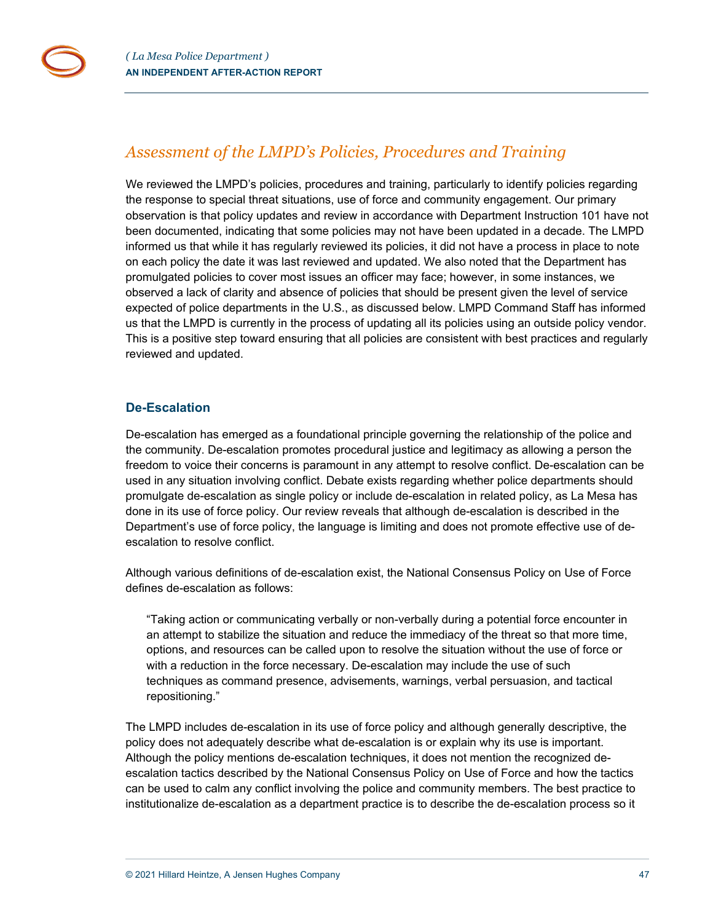## Assessment of the LMPD's Policies, Procedures and Training

We reviewed the LMPD's policies, procedures and training, particularly to identify policies regarding the response to special threat situations, use of force and community engagement. Our primary observation is that policy updates and review in accordance with Department Instruction 101 have not been documented, indicating that some policies may not have been updated in a decade. The LMPD informed us that while it has regularly reviewed its policies, it did not have a process in place to note on each policy the date it was last reviewed and updated. We also noted that the Department has promulgated policies to cover most issues an officer may face; however, in some instances, we observed a lack of clarity and absence of policies that should be present given the level of service expected of police departments in the U.S., as discussed below. LMPD Command Staff has informed us that the LMPD is currently in the process of updating all its policies using an outside policy vendor. This is a positive step toward ensuring that all policies are consistent with best practices and regularly reviewed and updated.

### De-Escalation

De-escalation has emerged as a foundational principle governing the relationship of the police and the community. De-escalation promotes procedural justice and legitimacy as allowing a person the freedom to voice their concerns is paramount in any attempt to resolve conflict. De-escalation can be used in any situation involving conflict. Debate exists regarding whether police departments should promulgate de-escalation as single policy or include de-escalation in related policy, as La Mesa has done in its use of force policy. Our review reveals that although de-escalation is described in the Department's use of force policy, the language is limiting and does not promote effective use of de-escalation to resolve conflict.

Although various definitions of de-escalation exist, the National Consensus Policy on Use of Force defines de-escalation as follows:

> "Taking action or communicating verbally or non-verbally during a potential force encounter in an attempt to stabilize the situation and reduce the immediacy of the threat so that more time, options, and resources can be called upon to resolve the situation without the use of force or with a reduction in the force necessary. De-escalation may include the use of such techniques as command presence, advisements, warnings, verbal persuasion, and tactical repositioning."

The LMPD includes de-escalation in its use of force policy and although generally descriptive, the policy does not adequately describe what de-escalation is or explain why its use is important. Although the policy mentions de-escalation techniques, it does not mention the recognized de-escalation tactics described by the National Consensus Policy on Use of Force and how the tactics can be used to calm any conflict involving the police and community members. The best practice to institutionalize de-escalation as a department practice is to describe the de-escalation process so it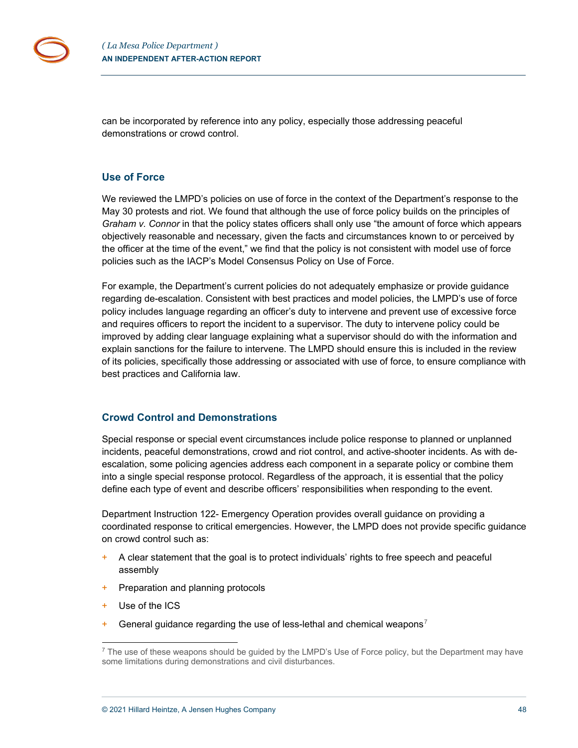can be incorporated by reference into any policy, especially those addressing peaceful demonstrations or crowd control.

## Use of Force

We reviewed the LMPD's policies on use of force in the context of the Department's response to the May 30 protests and riot. We found that although the use of force policy builds on the principles of *Graham v. Connor* in that the policy states officers shall only use "the amount of force which appears objectively reasonable and necessary, given the facts and circumstances known to or perceived by the officer at the time of the event," we find that the policy is not consistent with model use of force policies such as the IACP's Model Consensus Policy on Use of Force.

For example, the Department's current policies do not adequately emphasize or provide guidance regarding de-escalation. Consistent with best practices and model policies, the LMPD's use of force policy includes language regarding an officer's duty to intervene and prevent use of excessive force and requires officers to report the incident to a supervisor. The duty to intervene policy could be improved by adding clear language explaining what a supervisor should do with the information and explain sanctions for the failure to intervene. The LMPD should ensure this is included in the review of its policies, specifically those addressing or associated with use of force, to ensure compliance with best practices and California law.

## Crowd Control and Demonstrations

Special response or special event circumstances include police response to planned or unplanned incidents, peaceful demonstrations, crowd and riot control, and active-shooter incidents. As with de-escalation, some policing agencies address each component in a separate policy or combine them into a single special response protocol. Regardless of the approach, it is essential that the policy define each type of event and describe officers' responsibilities when responding to the event.

Department Instruction 122- Emergency Operation provides overall guidance on providing a coordinated response to critical emergencies. However, the LMPD does not provide specific guidance on crowd control such as:

- A clear statement that the goal is to protect individuals' rights to free speech and peaceful assembly
- Preparation and planning protocols
- Use of the ICS
- General guidance regarding the use of less-lethal and chemical weapons[7]

[7] The use of these weapons should be guided by the LMPD's Use of Force policy, but the Department may have some limitations during demonstrations and civil disturbances.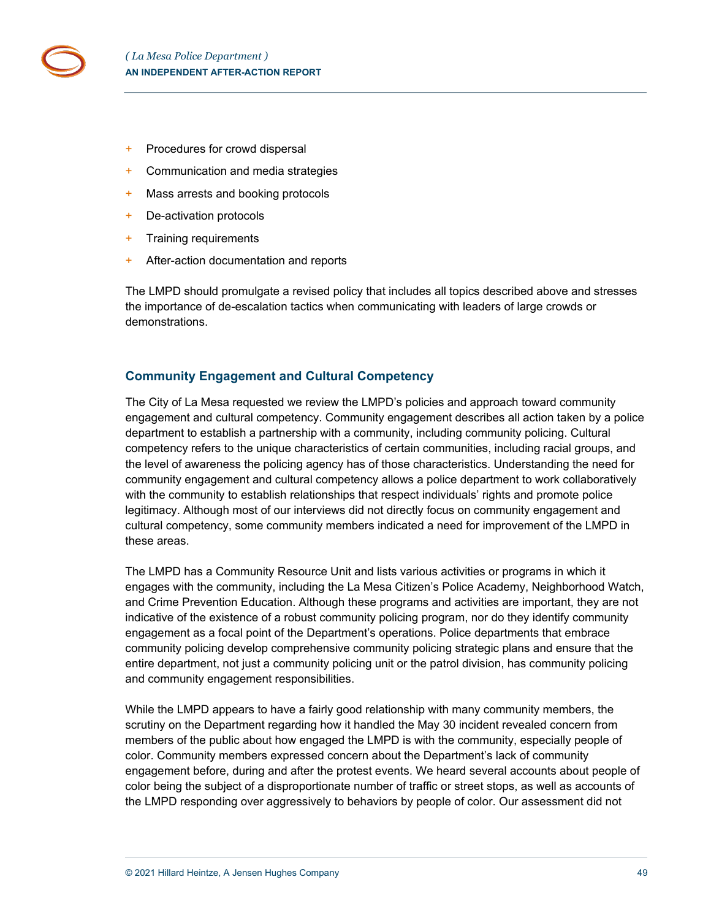- Procedures for crowd dispersal
- Communication and media strategies
- Mass arrests and booking protocols
- De-activation protocols
- Training requirements
- After-action documentation and reports

The LMPD should promulgate a revised policy that includes all topics described above and stresses the importance of de-escalation tactics when communicating with leaders of large crowds or demonstrations.

## Community Engagement and Cultural Competency

The City of La Mesa requested we review the LMPD's policies and approach toward community engagement and cultural competency. Community engagement describes all action taken by a police department to establish a partnership with a community, including community policing. Cultural competency refers to the unique characteristics of certain communities, including racial groups, and the level of awareness the policing agency has of those characteristics. Understanding the need for community engagement and cultural competency allows a police department to work collaboratively with the community to establish relationships that respect individuals' rights and promote police legitimacy. Although most of our interviews did not directly focus on community engagement and cultural competency, some community members indicated a need for improvement of the LMPD in these areas.

The LMPD has a Community Resource Unit and lists various activities or programs in which it engages with the community, including the La Mesa Citizen's Police Academy, Neighborhood Watch, and Crime Prevention Education. Although these programs and activities are important, they are not indicative of the existence of a robust community policing program, nor do they identify community engagement as a focal point of the Department's operations. Police departments that embrace community policing develop comprehensive community policing strategic plans and ensure that the entire department, not just a community policing unit or the patrol division, has community policing and community engagement responsibilities.

While the LMPD appears to have a fairly good relationship with many community members, the scrutiny on the Department regarding how it handled the May 30 incident revealed concern from members of the public about how engaged the LMPD is with the community, especially people of color. Community members expressed concern about the Department's lack of community engagement before, during and after the protest events. We heard several accounts about people of color being the subject of a disproportionate number of traffic or street stops, as well as accounts of the LMPD responding over aggressively to behaviors by people of color. Our assessment did not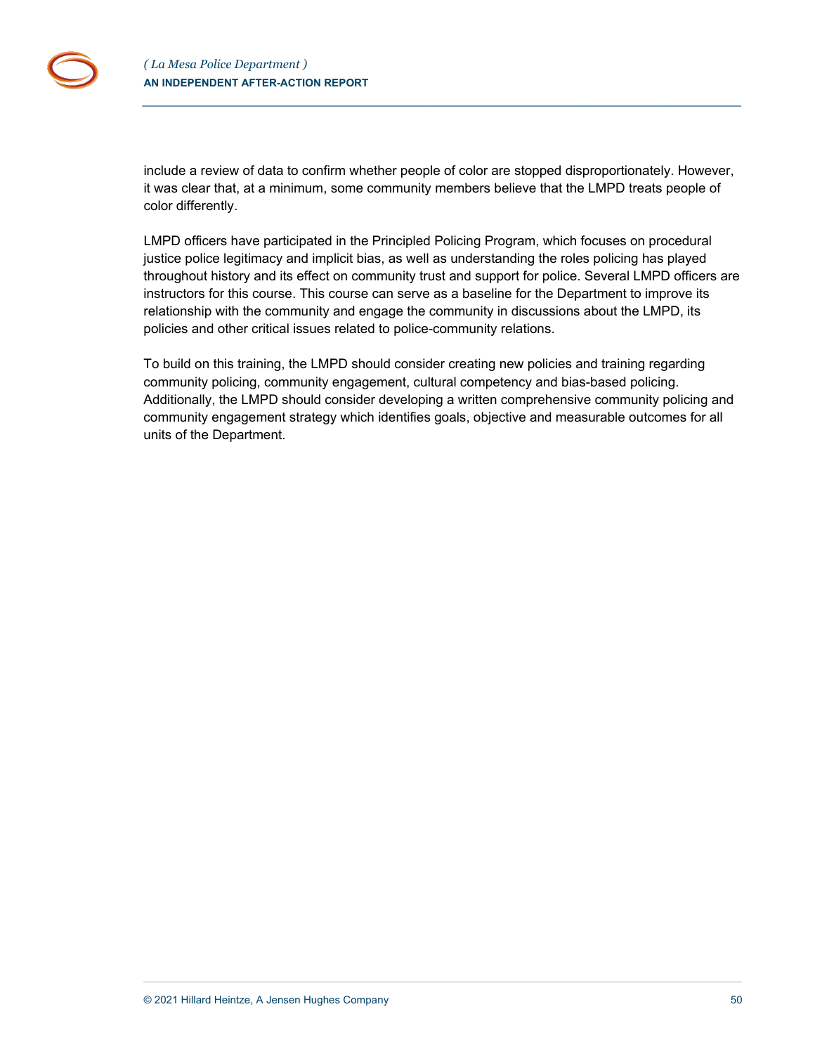include a review of data to confirm whether people of color are stopped disproportionately. However, it was clear that, at a minimum, some community members believe that the LMPD treats people of color differently.

LMPD officers have participated in the Principled Policing Program, which focuses on procedural justice police legitimacy and implicit bias, as well as understanding the roles policing has played throughout history and its effect on community trust and support for police. Several LMPD officers are instructors for this course. This course can serve as a baseline for the Department to improve its relationship with the community and engage the community in discussions about the LMPD, its policies and other critical issues related to police-community relations.

To build on this training, the LMPD should consider creating new policies and training regarding community policing, community engagement, cultural competency and bias-based policing. Additionally, the LMPD should consider developing a written comprehensive community policing and community engagement strategy which identifies goals, objective and measurable outcomes for all units of the Department.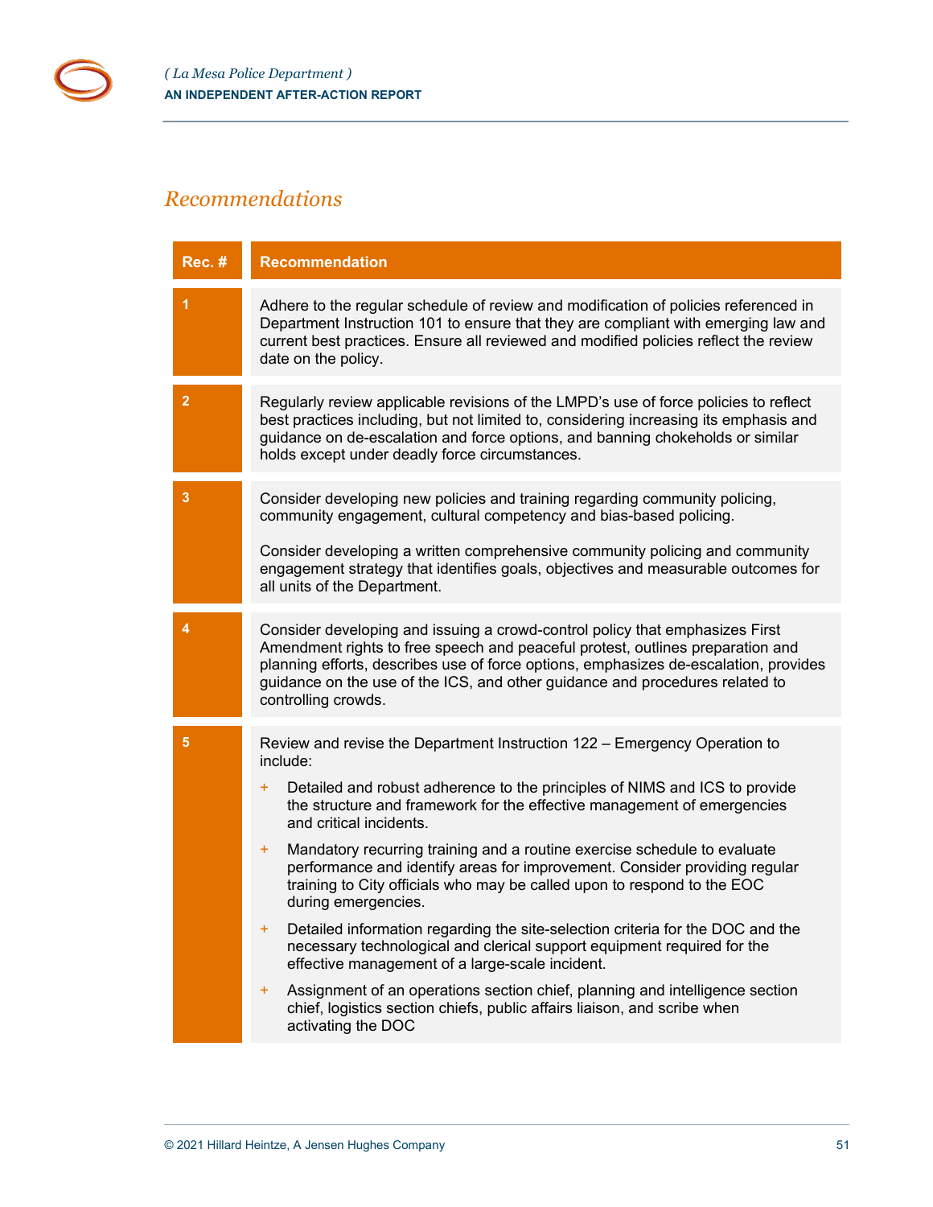## *Recommendations*

| Rec. # | Recommendation |
|---|---|
| 1 | Adhere to the regular schedule of review and modification of policies referenced in Department Instruction 101 to ensure that they are compliant with emerging law and current best practices. Ensure all reviewed and modified policies reflect the review date on the policy. |
| 2 | Regularly review applicable revisions of the LMPD's use of force policies to reflect best practices including, but not limited to, considering increasing its emphasis and guidance on de-escalation and force options, and banning chokeholds or similar holds except under deadly force circumstances. |
| 3 | Consider developing new policies and training regarding community policing, community engagement, cultural competency and bias-based policing.<br><br>Consider developing a written comprehensive community policing and community engagement strategy that identifies goals, objectives and measurable outcomes for all units of the Department. |
| 4 | Consider developing and issuing a crowd-control policy that emphasizes First Amendment rights to free speech and peaceful protest, outlines preparation and planning efforts, describes use of force options, emphasizes de-escalation, provides guidance on the use of the ICS, and other guidance and procedures related to controlling crowds. |
| 5 | Review and revise the Department Instruction 122 – Emergency Operation to include:<br>+ Detailed and robust adherence to the principles of NIMS and ICS to provide the structure and framework for the effective management of emergencies and critical incidents.<br>+ Mandatory recurring training and a routine exercise schedule to evaluate performance and identify areas for improvement. Consider providing regular training to City officials who may be called upon to respond to the EOC during emergencies.<br>+ Detailed information regarding the site-selection criteria for the DOC and the necessary technological and clerical support equipment required for the effective management of a large-scale incident.<br>+ Assignment of an operations section chief, planning and intelligence section chief, logistics section chiefs, public affairs liaison, and scribe when activating the DOC |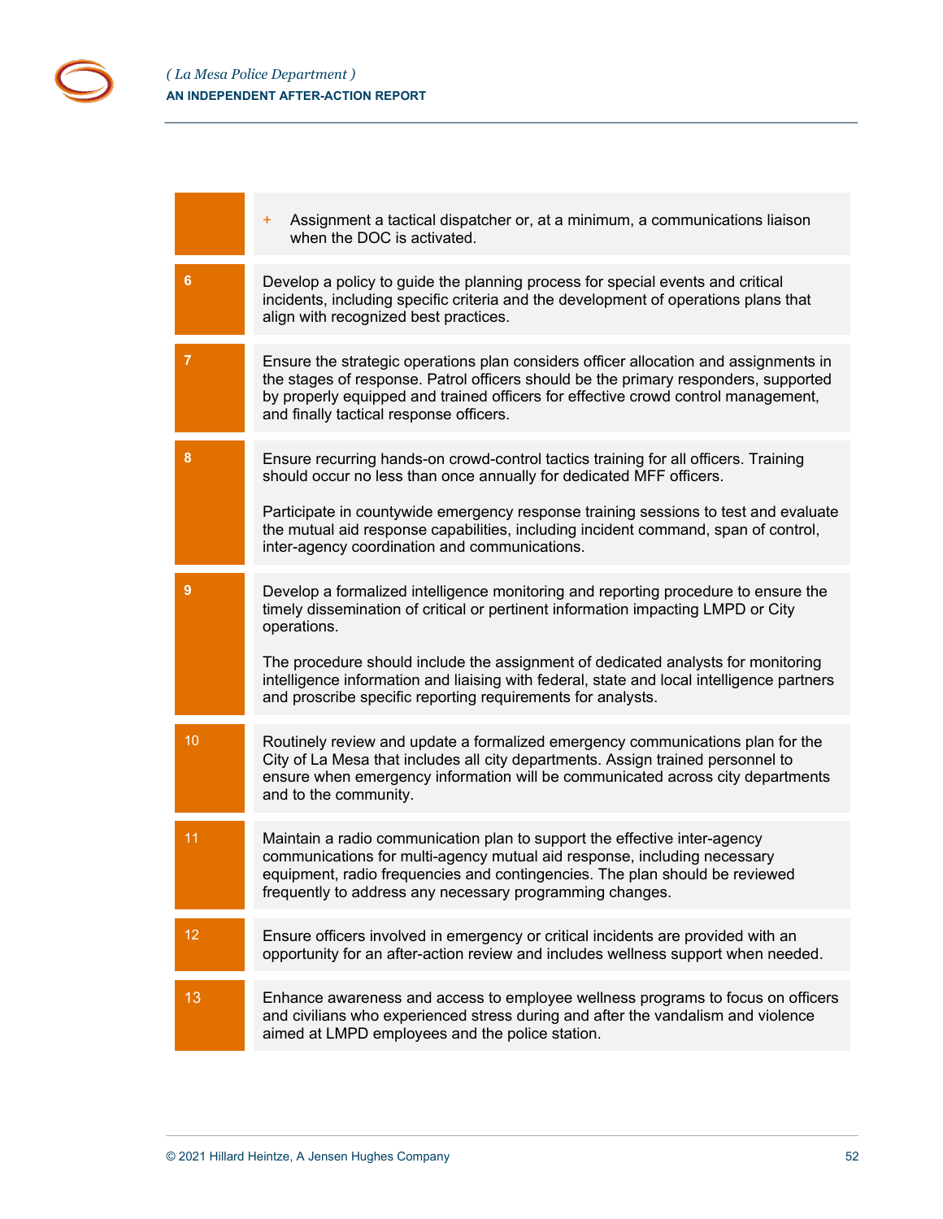| | |
|---|---|
| | + Assignment a tactical dispatcher or, at a minimum, a communications liaison when the DOC is activated. |
| 6 | Develop a policy to guide the planning process for special events and critical incidents, including specific criteria and the development of operations plans that align with recognized best practices. |
| 7 | Ensure the strategic operations plan considers officer allocation and assignments in the stages of response. Patrol officers should be the primary responders, supported by properly equipped and trained officers for effective crowd control management, and finally tactical response officers. |
| 8 | Ensure recurring hands-on crowd-control tactics training for all officers. Training should occur no less than once annually for dedicated MFF officers.<br><br>Participate in countywide emergency response training sessions to test and evaluate the mutual aid response capabilities, including incident command, span of control, inter-agency coordination and communications. |
| 9 | Develop a formalized intelligence monitoring and reporting procedure to ensure the timely dissemination of critical or pertinent information impacting LMPD or City operations.<br><br>The procedure should include the assignment of dedicated analysts for monitoring intelligence information and liaising with federal, state and local intelligence partners and proscribe specific reporting requirements for analysts. |
| 10 | Routinely review and update a formalized emergency communications plan for the City of La Mesa that includes all city departments. Assign trained personnel to ensure when emergency information will be communicated across city departments and to the community. |
| 11 | Maintain a radio communication plan to support the effective inter-agency communications for multi-agency mutual aid response, including necessary equipment, radio frequencies and contingencies. The plan should be reviewed frequently to address any necessary programming changes. |
| 12 | Ensure officers involved in emergency or critical incidents are provided with an opportunity for an after-action review and includes wellness support when needed. |
| 13 | Enhance awareness and access to employee wellness programs to focus on officers and civilians who experienced stress during and after the vandalism and violence aimed at LMPD employees and the police station. |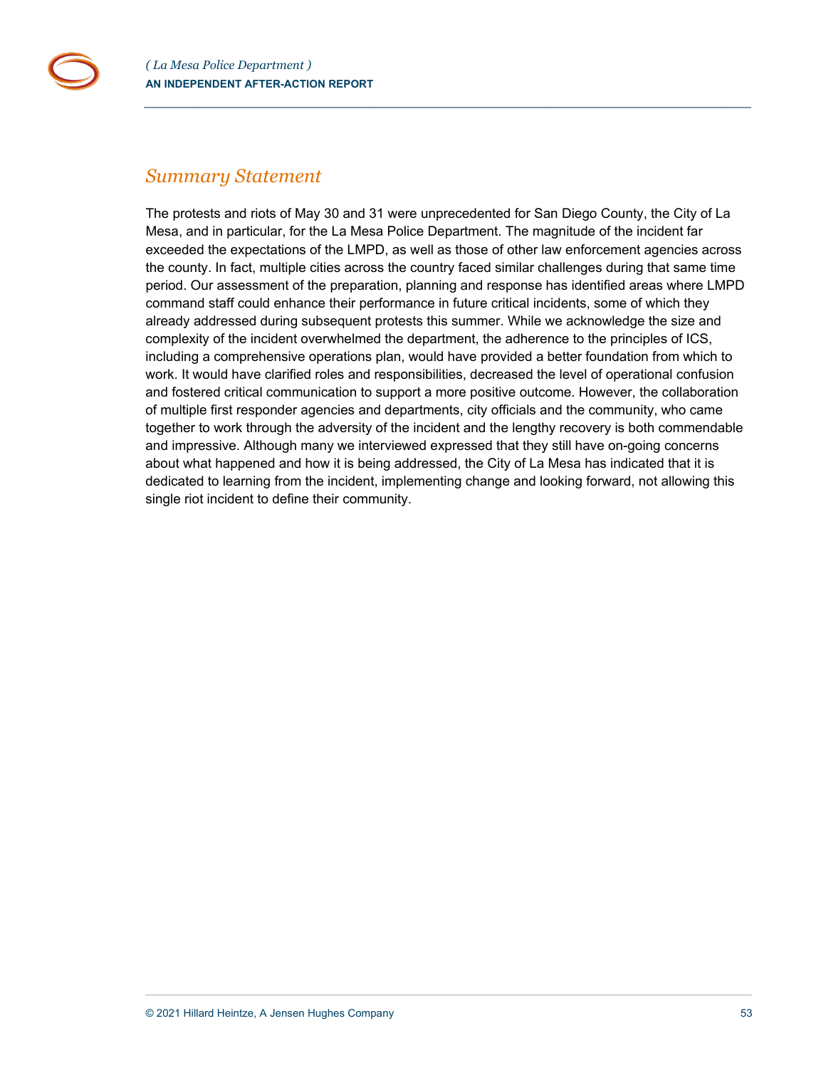## *Summary Statement*

The protests and riots of May 30 and 31 were unprecedented for San Diego County, the City of La Mesa, and in particular, for the La Mesa Police Department. The magnitude of the incident far exceeded the expectations of the LMPD, as well as those of other law enforcement agencies across the county. In fact, multiple cities across the country faced similar challenges during that same time period. Our assessment of the preparation, planning and response has identified areas where LMPD command staff could enhance their performance in future critical incidents, some of which they already addressed during subsequent protests this summer. While we acknowledge the size and complexity of the incident overwhelmed the department, the adherence to the principles of ICS, including a comprehensive operations plan, would have provided a better foundation from which to work. It would have clarified roles and responsibilities, decreased the level of operational confusion and fostered critical communication to support a more positive outcome. However, the collaboration of multiple first responder agencies and departments, city officials and the community, who came together to work through the adversity of the incident and the lengthy recovery is both commendable and impressive. Although many we interviewed expressed that they still have on-going concerns about what happened and how it is being addressed, the City of La Mesa has indicated that it is dedicated to learning from the incident, implementing change and looking forward, not allowing this single riot incident to define their community.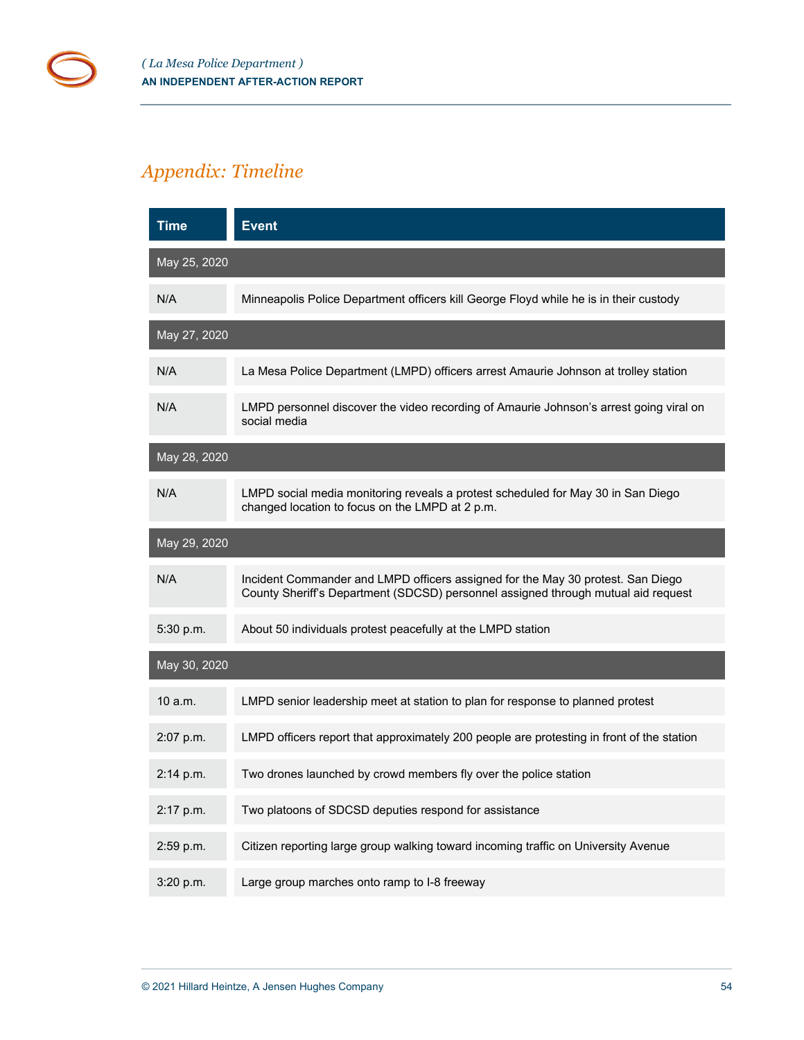## Appendix: Timeline

| Time | Event |
|---|---|
| **May 25, 2020** | |
| N/A | Minneapolis Police Department officers kill George Floyd while he is in their custody |
| **May 27, 2020** | |
| N/A | La Mesa Police Department (LMPD) officers arrest Amaurie Johnson at trolley station |
| N/A | LMPD personnel discover the video recording of Amaurie Johnson's arrest going viral on social media |
| **May 28, 2020** | |
| N/A | LMPD social media monitoring reveals a protest scheduled for May 30 in San Diego changed location to focus on the LMPD at 2 p.m. |
| **May 29, 2020** | |
| N/A | Incident Commander and LMPD officers assigned for the May 30 protest. San Diego County Sheriff's Department (SDCSD) personnel assigned through mutual aid request |
| 5:30 p.m. | About 50 individuals protest peacefully at the LMPD station |
| **May 30, 2020** | |
| 10 a.m. | LMPD senior leadership meet at station to plan for response to planned protest |
| 2:07 p.m. | LMPD officers report that approximately 200 people are protesting in front of the station |
| 2:14 p.m. | Two drones launched by crowd members fly over the police station |
| 2:17 p.m. | Two platoons of SDCSD deputies respond for assistance |
| 2:59 p.m. | Citizen reporting large group walking toward incoming traffic on University Avenue |
| 3:20 p.m. | Large group marches onto ramp to I-8 freeway |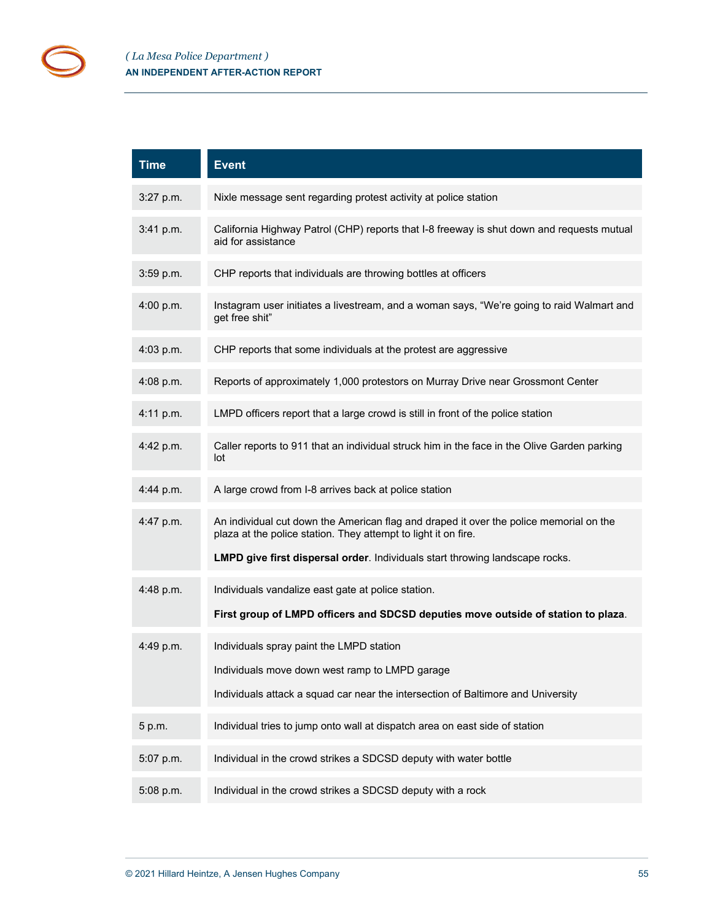| Time | Event |
|---|---|
| 3:27 p.m. | Nixle message sent regarding protest activity at police station |
| 3:41 p.m. | California Highway Patrol (CHP) reports that I-8 freeway is shut down and requests mutual aid for assistance |
| 3:59 p.m. | CHP reports that individuals are throwing bottles at officers |
| 4:00 p.m. | Instagram user initiates a livestream, and a woman says, "We're going to raid Walmart and get free shit" |
| 4:03 p.m. | CHP reports that some individuals at the protest are aggressive |
| 4:08 p.m. | Reports of approximately 1,000 protestors on Murray Drive near Grossmont Center |
| 4:11 p.m. | LMPD officers report that a large crowd is still in front of the police station |
| 4:42 p.m. | Caller reports to 911 that an individual struck him in the face in the Olive Garden parking lot |
| 4:44 p.m. | A large crowd from I-8 arrives back at police station |
| 4:47 p.m. | An individual cut down the American flag and draped it over the police memorial on the plaza at the police station. They attempt to light it on fire.<br><br>**LMPD give first dispersal order**. Individuals start throwing landscape rocks. |
| 4:48 p.m. | Individuals vandalize east gate at police station.<br><br>**First group of LMPD officers and SDCSD deputies move outside of station to plaza**. |
| 4:49 p.m. | Individuals spray paint the LMPD station<br><br>Individuals move down west ramp to LMPD garage<br><br>Individuals attack a squad car near the intersection of Baltimore and University |
| 5 p.m. | Individual tries to jump onto wall at dispatch area on east side of station |
| 5:07 p.m. | Individual in the crowd strikes a SDCSD deputy with water bottle |
| 5:08 p.m. | Individual in the crowd strikes a SDCSD deputy with a rock |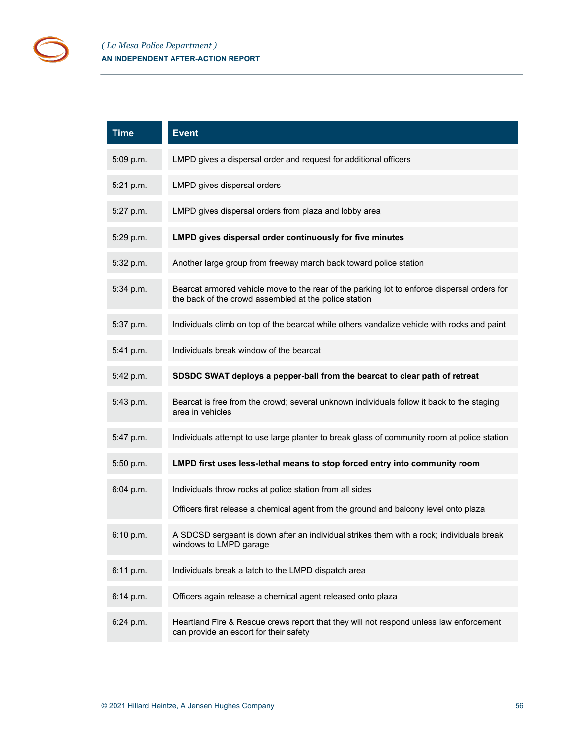| Time | Event |
|---|---|
| 5:09 p.m. | LMPD gives a dispersal order and request for additional officers |
| 5:21 p.m. | LMPD gives dispersal orders |
| 5:27 p.m. | LMPD gives dispersal orders from plaza and lobby area |
| 5:29 p.m. | **LMPD gives dispersal order continuously for five minutes** |
| 5:32 p.m. | Another large group from freeway march back toward police station |
| 5:34 p.m. | Bearcat armored vehicle move to the rear of the parking lot to enforce dispersal orders for the back of the crowd assembled at the police station |
| 5:37 p.m. | Individuals climb on top of the bearcat while others vandalize vehicle with rocks and paint |
| 5:41 p.m. | Individuals break window of the bearcat |
| 5:42 p.m. | **SDSDC SWAT deploys a pepper-ball from the bearcat to clear path of retreat** |
| 5:43 p.m. | Bearcat is free from the crowd; several unknown individuals follow it back to the staging area in vehicles |
| 5:47 p.m. | Individuals attempt to use large planter to break glass of community room at police station |
| 5:50 p.m. | **LMPD first uses less-lethal means to stop forced entry into community room** |
| 6:04 p.m. | Individuals throw rocks at police station from all sides<br><br>Officers first release a chemical agent from the ground and balcony level onto plaza |
| 6:10 p.m. | A SDCSD sergeant is down after an individual strikes them with a rock; individuals break windows to LMPD garage |
| 6:11 p.m. | Individuals break a latch to the LMPD dispatch area |
| 6:14 p.m. | Officers again release a chemical agent released onto plaza |
| 6:24 p.m. | Heartland Fire & Rescue crews report that they will not respond unless law enforcement can provide an escort for their safety |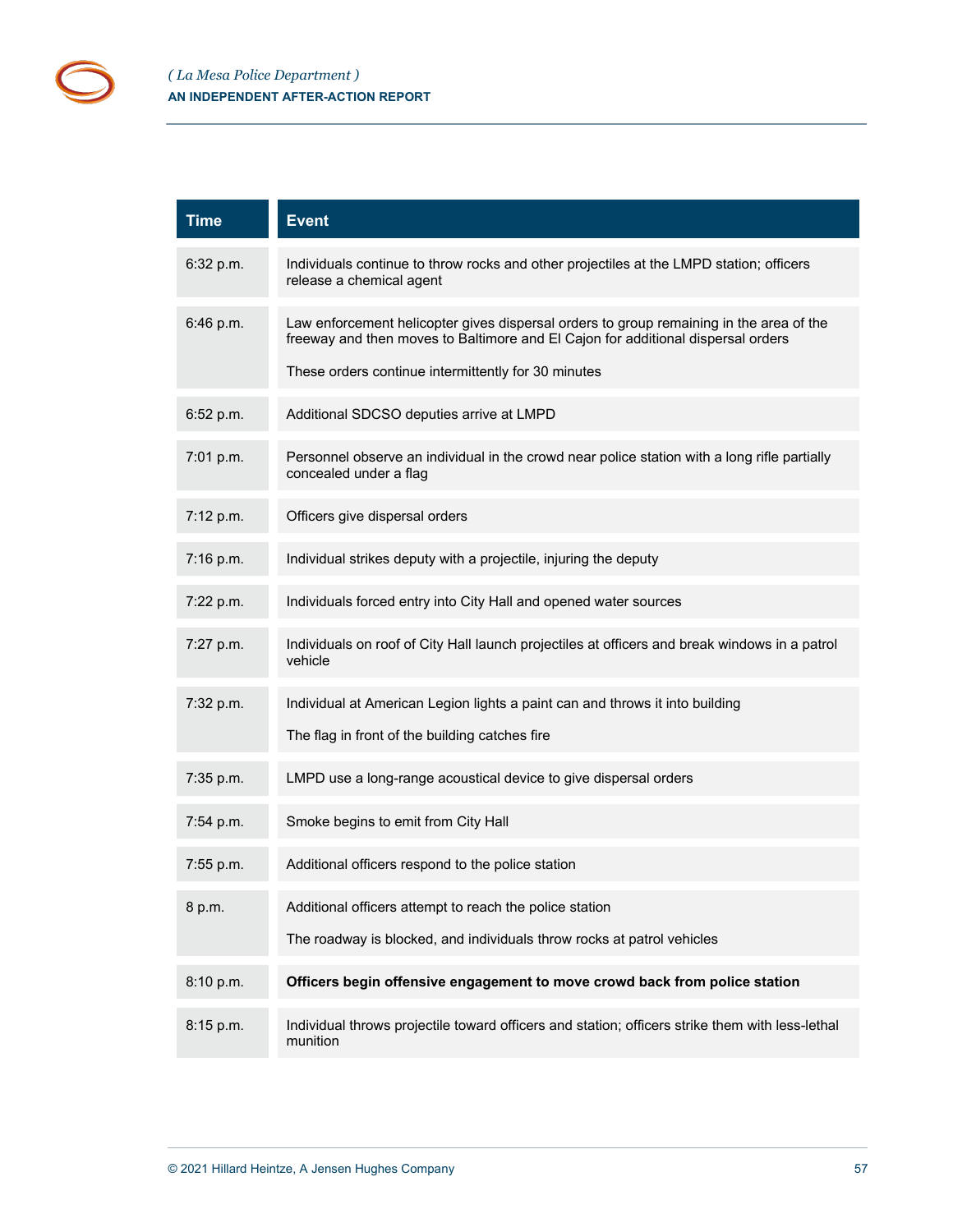| Time | Event |
|---|---|
| 6:32 p.m. | Individuals continue to throw rocks and other projectiles at the LMPD station; officers release a chemical agent |
| 6:46 p.m. | Law enforcement helicopter gives dispersal orders to group remaining in the area of the freeway and then moves to Baltimore and El Cajon for additional dispersal orders<br><br>These orders continue intermittently for 30 minutes |
| 6:52 p.m. | Additional SDCSO deputies arrive at LMPD |
| 7:01 p.m. | Personnel observe an individual in the crowd near police station with a long rifle partially concealed under a flag |
| 7:12 p.m. | Officers give dispersal orders |
| 7:16 p.m. | Individual strikes deputy with a projectile, injuring the deputy |
| 7:22 p.m. | Individuals forced entry into City Hall and opened water sources |
| 7:27 p.m. | Individuals on roof of City Hall launch projectiles at officers and break windows in a patrol vehicle |
| 7:32 p.m. | Individual at American Legion lights a paint can and throws it into building<br><br>The flag in front of the building catches fire |
| 7:35 p.m. | LMPD use a long-range acoustical device to give dispersal orders |
| 7:54 p.m. | Smoke begins to emit from City Hall |
| 7:55 p.m. | Additional officers respond to the police station |
| 8 p.m. | Additional officers attempt to reach the police station<br><br>The roadway is blocked, and individuals throw rocks at patrol vehicles |
| 8:10 p.m. | **Officers begin offensive engagement to move crowd back from police station** |
| 8:15 p.m. | Individual throws projectile toward officers and station; officers strike them with less-lethal munition |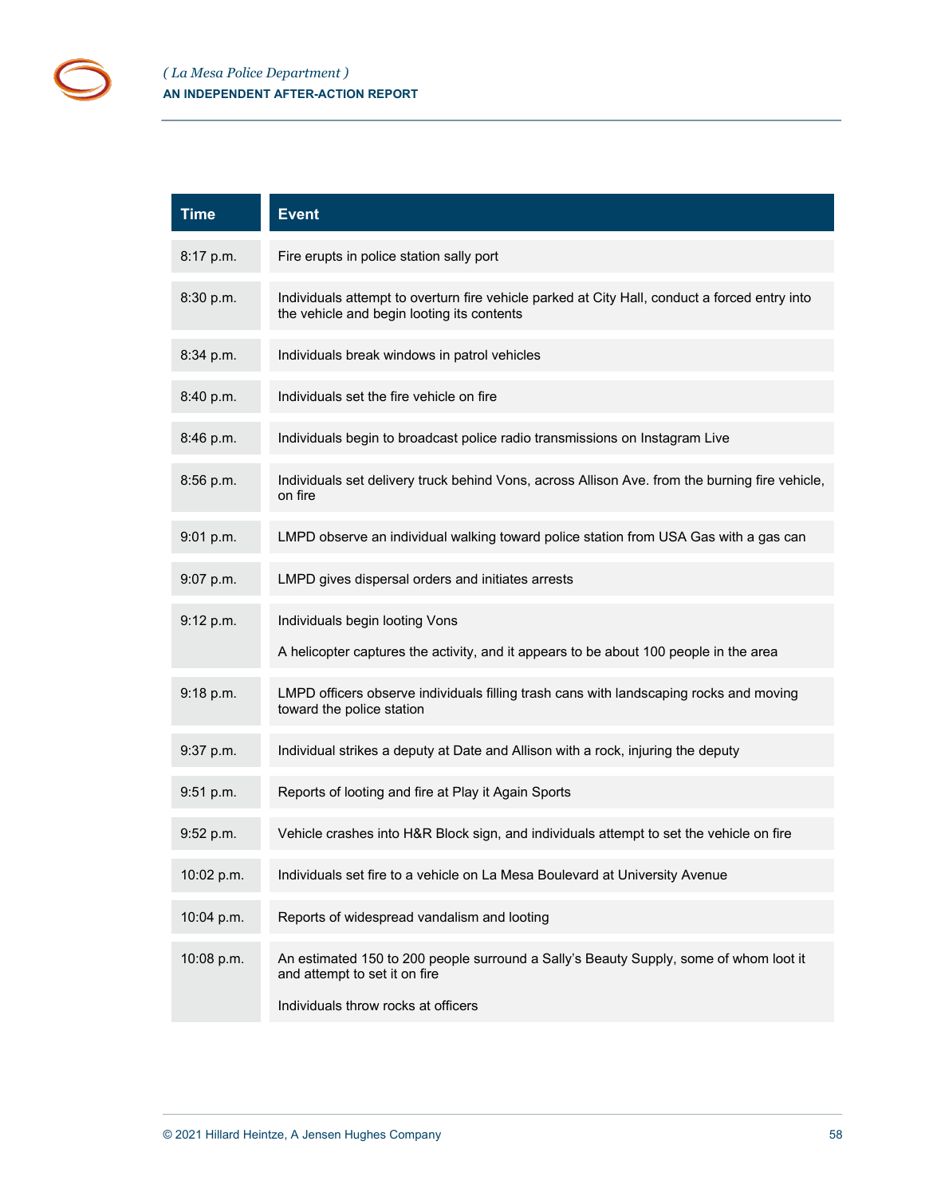| Time | Event |
|---|---|
| 8:17 p.m. | Fire erupts in police station sally port |
| 8:30 p.m. | Individuals attempt to overturn fire vehicle parked at City Hall, conduct a forced entry into the vehicle and begin looting its contents |
| 8:34 p.m. | Individuals break windows in patrol vehicles |
| 8:40 p.m. | Individuals set the fire vehicle on fire |
| 8:46 p.m. | Individuals begin to broadcast police radio transmissions on Instagram Live |
| 8:56 p.m. | Individuals set delivery truck behind Vons, across Allison Ave. from the burning fire vehicle, on fire |
| 9:01 p.m. | LMPD observe an individual walking toward police station from USA Gas with a gas can |
| 9:07 p.m. | LMPD gives dispersal orders and initiates arrests |
| 9:12 p.m. | Individuals begin looting Vons<br><br>A helicopter captures the activity, and it appears to be about 100 people in the area |
| 9:18 p.m. | LMPD officers observe individuals filling trash cans with landscaping rocks and moving toward the police station |
| 9:37 p.m. | Individual strikes a deputy at Date and Allison with a rock, injuring the deputy |
| 9:51 p.m. | Reports of looting and fire at Play it Again Sports |
| 9:52 p.m. | Vehicle crashes into H&R Block sign, and individuals attempt to set the vehicle on fire |
| 10:02 p.m. | Individuals set fire to a vehicle on La Mesa Boulevard at University Avenue |
| 10:04 p.m. | Reports of widespread vandalism and looting |
| 10:08 p.m. | An estimated 150 to 200 people surround a Sally's Beauty Supply, some of whom loot it and attempt to set it on fire<br><br>Individuals throw rocks at officers |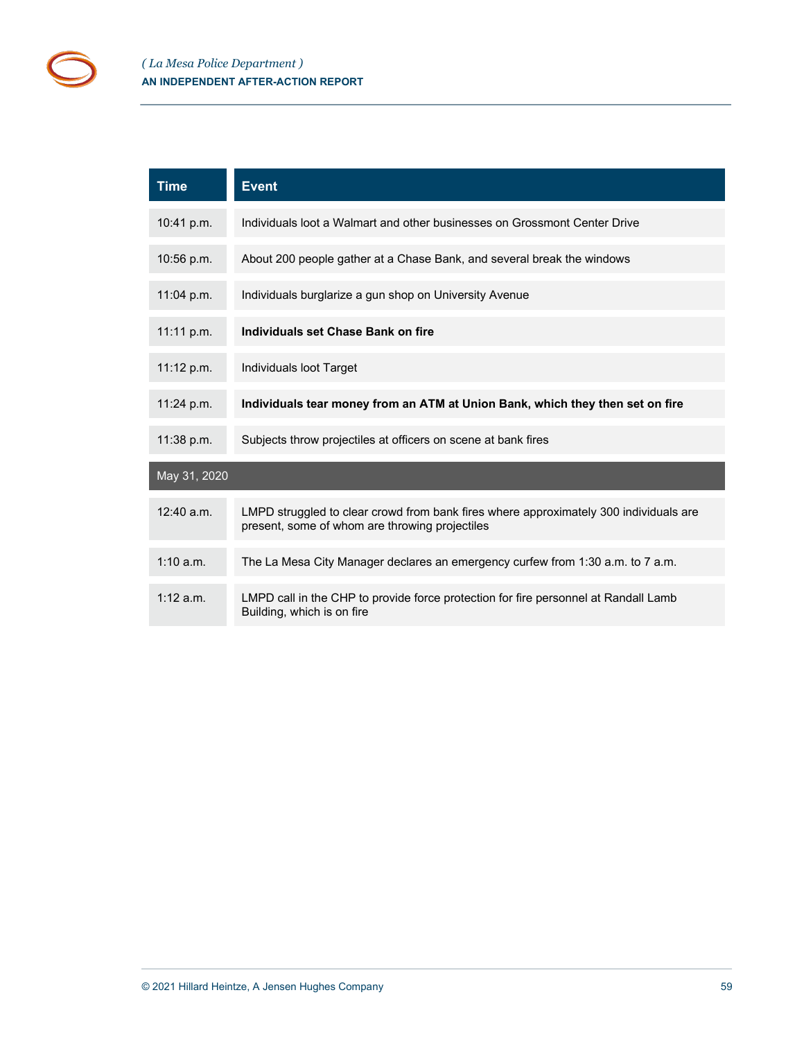| Time | Event |
| --- | --- |
| 10:41 p.m. | Individuals loot a Walmart and other businesses on Grossmont Center Drive |
| 10:56 p.m. | About 200 people gather at a Chase Bank, and several break the windows |
| 11:04 p.m. | Individuals burglarize a gun shop on University Avenue |
| 11:11 p.m. | **Individuals set Chase Bank on fire** |
| 11:12 p.m. | Individuals loot Target |
| 11:24 p.m. | **Individuals tear money from an ATM at Union Bank, which they then set on fire** |
| 11:38 p.m. | Subjects throw projectiles at officers on scene at bank fires |
| May 31, 2020 | |
| 12:40 a.m. | LMPD struggled to clear crowd from bank fires where approximately 300 individuals are present, some of whom are throwing projectiles |
| 1:10 a.m. | The La Mesa City Manager declares an emergency curfew from 1:30 a.m. to 7 a.m. |
| 1:12 a.m. | LMPD call in the CHP to provide force protection for fire personnel at Randall Lamb Building, which is on fire |